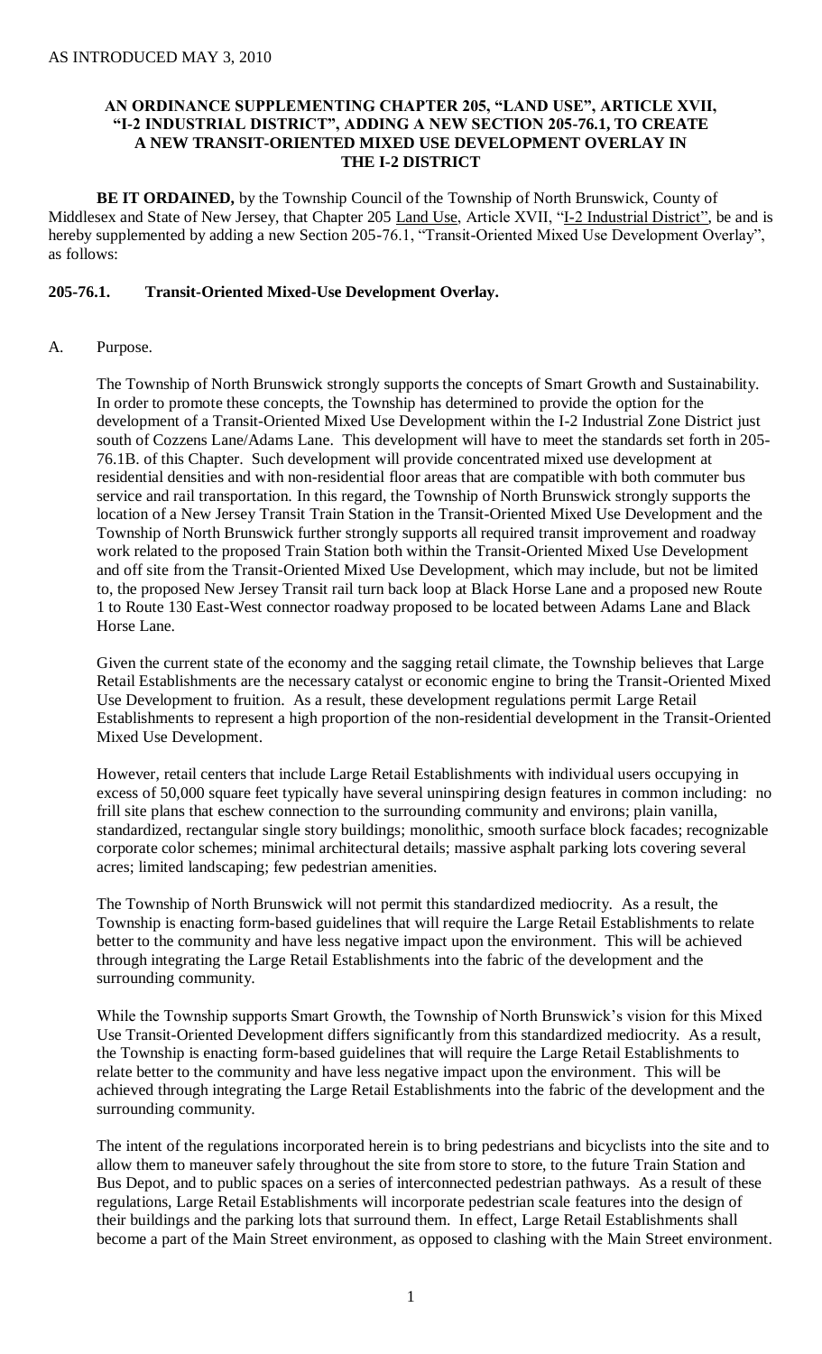AS INTRODUCED MAY 3, 2010

**AN ORDINANCE SUPPLEMENTING CHAPTER 205, "LAND USE", ARTICLE XVII, "I-2 INDUSTRIAL DISTRICT", ADDING A NEW SECTION 205-76.1, TO CREATE A NEW TRANSIT-ORIENTED MIXED USE DEVELOPMENT OVERLAY IN THE I-2 DISTRICT**

**BE IT ORDAINED,** by the Township Council of the Township of North Brunswick, County of Middlesex and State of New Jersey, that Chapter 205 Land Use, Article XVII, "I-2 Industrial District", be and is hereby supplemented by adding a new Section 205-76.1, "Transit-Oriented Mixed Use Development Overlay", as follows:

## 205-76.1. Transit-Oriented Mixed-Use Development Overlay.

A. Purpose.

The Township of North Brunswick strongly supports the concepts of Smart Growth and Sustainability. In order to promote these concepts, the Township has determined to provide the option for the development of a Transit-Oriented Mixed Use Development within the I-2 Industrial Zone District just south of Cozzens Lane/Adams Lane. This development will have to meet the standards set forth in 205-76.1B. of this Chapter. Such development will provide concentrated mixed use development at residential densities and with non-residential floor areas that are compatible with both commuter bus service and rail transportation. In this regard, the Township of North Brunswick strongly supports the location of a New Jersey Transit Train Station in the Transit-Oriented Mixed Use Development and the Township of North Brunswick further strongly supports all required transit improvement and roadway work related to the proposed Train Station both within the Transit-Oriented Mixed Use Development and off site from the Transit-Oriented Mixed Use Development, which may include, but not be limited to, the proposed New Jersey Transit rail turn back loop at Black Horse Lane and a proposed new Route 1 to Route 130 East-West connector roadway proposed to be located between Adams Lane and Black Horse Lane.

Given the current state of the economy and the sagging retail climate, the Township believes that Large Retail Establishments are the necessary catalyst or economic engine to bring the Transit-Oriented Mixed Use Development to fruition. As a result, these development regulations permit Large Retail Establishments to represent a high proportion of the non-residential development in the Transit-Oriented Mixed Use Development.

However, retail centers that include Large Retail Establishments with individual users occupying in excess of 50,000 square feet typically have several uninspiring design features in common including: no frill site plans that eschew connection to the surrounding community and environs; plain vanilla, standardized, rectangular single story buildings; monolithic, smooth surface block facades; recognizable corporate color schemes; minimal architectural details; massive asphalt parking lots covering several acres; limited landscaping; few pedestrian amenities.

The Township of North Brunswick will not permit this standardized mediocrity. As a result, the Township is enacting form-based guidelines that will require the Large Retail Establishments to relate better to the community and have less negative impact upon the environment. This will be achieved through integrating the Large Retail Establishments into the fabric of the development and the surrounding community.

While the Township supports Smart Growth, the Township of North Brunswick's vision for this Mixed Use Transit-Oriented Development differs significantly from this standardized mediocrity. As a result, the Township is enacting form-based guidelines that will require the Large Retail Establishments to relate better to the community and have less negative impact upon the environment. This will be achieved through integrating the Large Retail Establishments into the fabric of the development and the surrounding community.

The intent of the regulations incorporated herein is to bring pedestrians and bicyclists into the site and to allow them to maneuver safely throughout the site from store to store, to the future Train Station and Bus Depot, and to public spaces on a series of interconnected pedestrian pathways. As a result of these regulations, Large Retail Establishments will incorporate pedestrian scale features into the design of their buildings and the parking lots that surround them. In effect, Large Retail Establishments shall become a part of the Main Street environment, as opposed to clashing with the Main Street environment.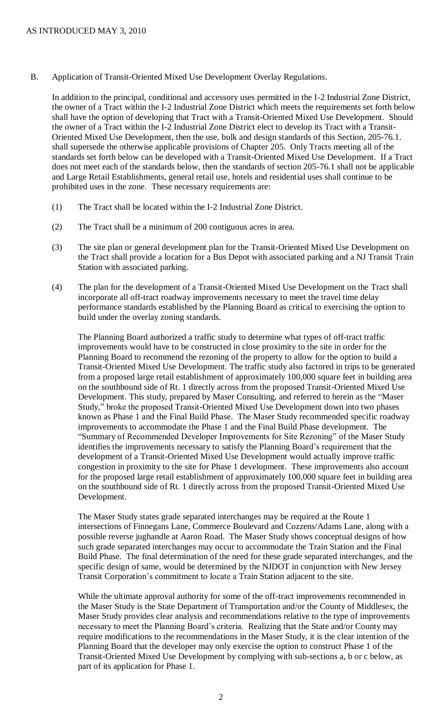B. Application of Transit-Oriented Mixed Use Development Overlay Regulations.

In addition to the principal, conditional and accessory uses permitted in the I-2 Industrial Zone District, the owner of a Tract within the I-2 Industrial Zone District which meets the requirements set forth below shall have the option of developing that Tract with a Transit-Oriented Mixed Use Development. Should the owner of a Tract within the I-2 Industrial Zone District elect to develop its Tract with a Transit-Oriented Mixed Use Development, then the use, bulk and design standards of this Section, 205-76.1. shall supersede the otherwise applicable provisions of Chapter 205. Only Tracts meeting all of the standards set forth below can be developed with a Transit-Oriented Mixed Use Development. If a Tract does not meet each of the standards below, then the standards of section 205-76.1 shall not be applicable and Large Retail Establishments, general retail use, hotels and residential uses shall continue to be prohibited uses in the zone. These necessary requirements are:

(1) The Tract shall be located within the I-2 Industrial Zone District.

(2) The Tract shall be a minimum of 200 contiguous acres in area.

(3) The site plan or general development plan for the Transit-Oriented Mixed Use Development on the Tract shall provide a location for a Bus Depot with associated parking and a NJ Transit Train Station with associated parking.

(4) The plan for the development of a Transit-Oriented Mixed Use Development on the Tract shall incorporate all off-tract roadway improvements necessary to meet the travel time delay performance standards established by the Planning Board as critical to exercising the option to build under the overlay zoning standards.

The Planning Board authorized a traffic study to determine what types of off-tract traffic improvements would have to be constructed in close proximity to the site in order for the Planning Board to recommend the rezoning of the property to allow for the option to build a Transit-Oriented Mixed Use Development. The traffic study also factored in trips to be generated from a proposed large retail establishment of approximately 100,000 square feet in building area on the southbound side of Rt. 1 directly across from the proposed Transit-Oriented Mixed Use Development. This study, prepared by Maser Consulting, and referred to herein as the "Maser Study," broke the proposed Transit-Oriented Mixed Use Development down into two phases known as Phase 1 and the Final Build Phase. The Maser Study recommended specific roadway improvements to accommodate the Phase 1 and the Final Build Phase development. The "Summary of Recommended Developer Improvements for Site Rezoning" of the Maser Study identifies the improvements necessary to satisfy the Planning Board's requirement that the development of a Transit-Oriented Mixed Use Development would actually improve traffic congestion in proximity to the site for Phase 1 development. These improvements also account for the proposed large retail establishment of approximately 100,000 square feet in building area on the southbound side of Rt. 1 directly across from the proposed Transit-Oriented Mixed Use Development.

The Maser Study states grade separated interchanges may be required at the Route 1 intersections of Finnegans Lane, Commerce Boulevard and Cozzens/Adams Lane, along with a possible reverse jughandle at Aaron Road. The Maser Study shows conceptual designs of how such grade separated interchanges may occur to accommodate the Train Station and the Final Build Phase. The final determination of the need for these grade separated interchanges, and the specific design of same, would be determined by the NJDOT in conjunction with New Jersey Transit Corporation's commitment to locate a Train Station adjacent to the site.

While the ultimate approval authority for some of the off-tract improvements recommended in the Maser Study is the State Department of Transportation and/or the County of Middlesex, the Maser Study provides clear analysis and recommendations relative to the type of improvements necessary to meet the Planning Board's criteria. Realizing that the State and/or County may require modifications to the recommendations in the Maser Study, it is the clear intention of the Planning Board that the developer may only exercise the option to construct Phase 1 of the Transit-Oriented Mixed Use Development by complying with sub-sections a, b or c below, as part of its application for Phase 1.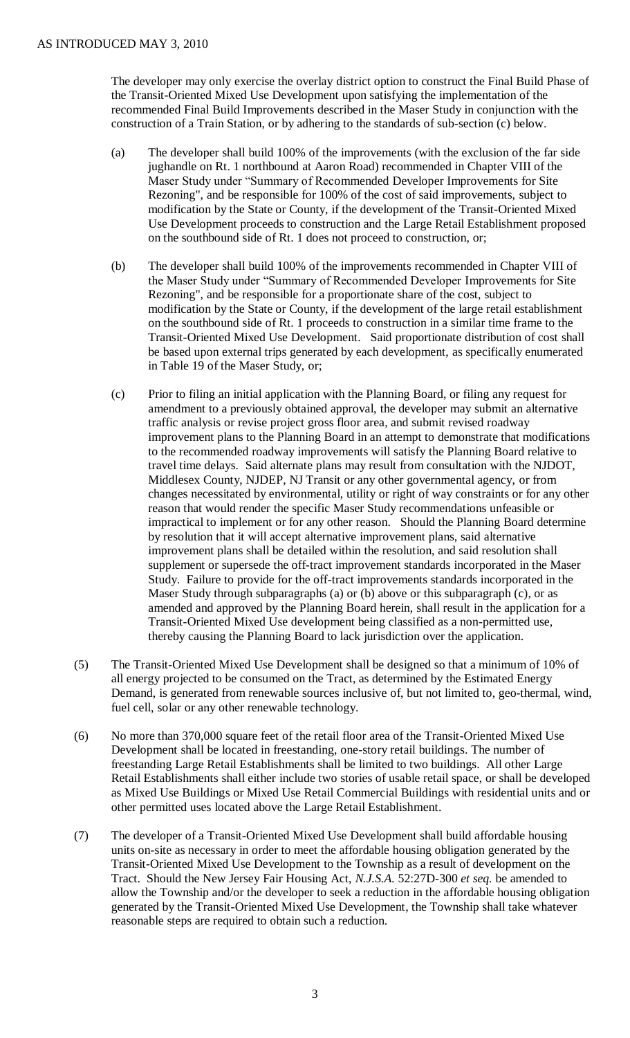The developer may only exercise the overlay district option to construct the Final Build Phase of the Transit-Oriented Mixed Use Development upon satisfying the implementation of the recommended Final Build Improvements described in the Maser Study in conjunction with the construction of a Train Station, or by adhering to the standards of sub-section (c) below.

(a) The developer shall build 100% of the improvements (with the exclusion of the far side jughandle on Rt. 1 northbound at Aaron Road) recommended in Chapter VIII of the Maser Study under "Summary of Recommended Developer Improvements for Site Rezoning", and be responsible for 100% of the cost of said improvements, subject to modification by the State or County, if the development of the Transit-Oriented Mixed Use Development proceeds to construction and the Large Retail Establishment proposed on the southbound side of Rt. 1 does not proceed to construction, or;

(b) The developer shall build 100% of the improvements recommended in Chapter VIII of the Maser Study under "Summary of Recommended Developer Improvements for Site Rezoning", and be responsible for a proportionate share of the cost, subject to modification by the State or County, if the development of the large retail establishment on the southbound side of Rt. 1 proceeds to construction in a similar time frame to the Transit-Oriented Mixed Use Development. Said proportionate distribution of cost shall be based upon external trips generated by each development, as specifically enumerated in Table 19 of the Maser Study, or;

(c) Prior to filing an initial application with the Planning Board, or filing any request for amendment to a previously obtained approval, the developer may submit an alternative traffic analysis or revise project gross floor area, and submit revised roadway improvement plans to the Planning Board in an attempt to demonstrate that modifications to the recommended roadway improvements will satisfy the Planning Board relative to travel time delays. Said alternate plans may result from consultation with the NJDOT, Middlesex County, NJDEP, NJ Transit or any other governmental agency, or from changes necessitated by environmental, utility or right of way constraints or for any other reason that would render the specific Maser Study recommendations unfeasible or impractical to implement or for any other reason. Should the Planning Board determine by resolution that it will accept alternative improvement plans, said alternative improvement plans shall be detailed within the resolution, and said resolution shall supplement or supersede the off-tract improvement standards incorporated in the Maser Study. Failure to provide for the off-tract improvements standards incorporated in the Maser Study through subparagraphs (a) or (b) above or this subparagraph (c), or as amended and approved by the Planning Board herein, shall result in the application for a Transit-Oriented Mixed Use development being classified as a non-permitted use, thereby causing the Planning Board to lack jurisdiction over the application.

(5) The Transit-Oriented Mixed Use Development shall be designed so that a minimum of 10% of all energy projected to be consumed on the Tract, as determined by the Estimated Energy Demand, is generated from renewable sources inclusive of, but not limited to, geo-thermal, wind, fuel cell, solar or any other renewable technology.

(6) No more than 370,000 square feet of the retail floor area of the Transit-Oriented Mixed Use Development shall be located in freestanding, one-story retail buildings. The number of freestanding Large Retail Establishments shall be limited to two buildings. All other Large Retail Establishments shall either include two stories of usable retail space, or shall be developed as Mixed Use Buildings or Mixed Use Retail Commercial Buildings with residential units and or other permitted uses located above the Large Retail Establishment.

(7) The developer of a Transit-Oriented Mixed Use Development shall build affordable housing units on-site as necessary in order to meet the affordable housing obligation generated by the Transit-Oriented Mixed Use Development to the Township as a result of development on the Tract. Should the New Jersey Fair Housing Act, *N.J.S.A.* 52:27D-300 *et seq.* be amended to allow the Township and/or the developer to seek a reduction in the affordable housing obligation generated by the Transit-Oriented Mixed Use Development, the Township shall take whatever reasonable steps are required to obtain such a reduction.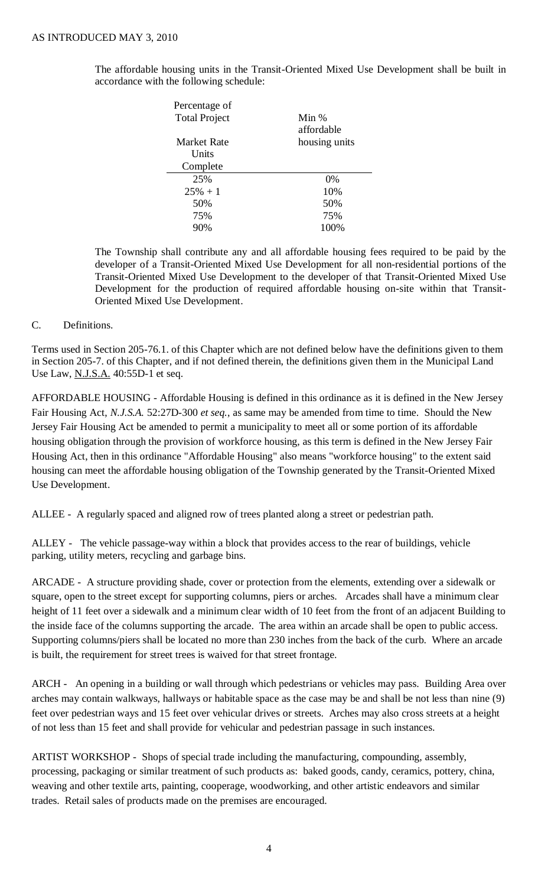The affordable housing units in the Transit-Oriented Mixed Use Development shall be built in accordance with the following schedule:

| Percentage of Total Project Market Rate Units Complete | Min % affordable housing units |
| --- | --- |
| 25% | 0% |
| 25% + 1 | 10% |
| 50% | 50% |
| 75% | 75% |
| 90% | 100% |

The Township shall contribute any and all affordable housing fees required to be paid by the developer of a Transit-Oriented Mixed Use Development for all non-residential portions of the Transit-Oriented Mixed Use Development to the developer of that Transit-Oriented Mixed Use Development for the production of required affordable housing on-site within that Transit-Oriented Mixed Use Development.

C. Definitions.

Terms used in Section 205-76.1. of this Chapter which are not defined below have the definitions given to them in Section 205-7. of this Chapter, and if not defined therein, the definitions given them in the Municipal Land Use Law, N.J.S.A. 40:55D-1 et seq.

AFFORDABLE HOUSING - Affordable Housing is defined in this ordinance as it is defined in the New Jersey Fair Housing Act, *N.J.S.A.* 52:27D-300 *et seq.*, as same may be amended from time to time. Should the New Jersey Fair Housing Act be amended to permit a municipality to meet all or some portion of its affordable housing obligation through the provision of workforce housing, as this term is defined in the New Jersey Fair Housing Act, then in this ordinance "Affordable Housing" also means "workforce housing" to the extent said housing can meet the affordable housing obligation of the Township generated by the Transit-Oriented Mixed Use Development.

ALLEE - A regularly spaced and aligned row of trees planted along a street or pedestrian path.

ALLEY - The vehicle passage-way within a block that provides access to the rear of buildings, vehicle parking, utility meters, recycling and garbage bins.

ARCADE - A structure providing shade, cover or protection from the elements, extending over a sidewalk or square, open to the street except for supporting columns, piers or arches. Arcades shall have a minimum clear height of 11 feet over a sidewalk and a minimum clear width of 10 feet from the front of an adjacent Building to the inside face of the columns supporting the arcade. The area within an arcade shall be open to public access. Supporting columns/piers shall be located no more than 230 inches from the back of the curb. Where an arcade is built, the requirement for street trees is waived for that street frontage.

ARCH - An opening in a building or wall through which pedestrians or vehicles may pass. Building Area over arches may contain walkways, hallways or habitable space as the case may be and shall be not less than nine (9) feet over pedestrian ways and 15 feet over vehicular drives or streets. Arches may also cross streets at a height of not less than 15 feet and shall provide for vehicular and pedestrian passage in such instances.

ARTIST WORKSHOP - Shops of special trade including the manufacturing, compounding, assembly, processing, packaging or similar treatment of such products as: baked goods, candy, ceramics, pottery, china, weaving and other textile arts, painting, cooperage, woodworking, and other artistic endeavors and similar trades. Retail sales of products made on the premises are encouraged.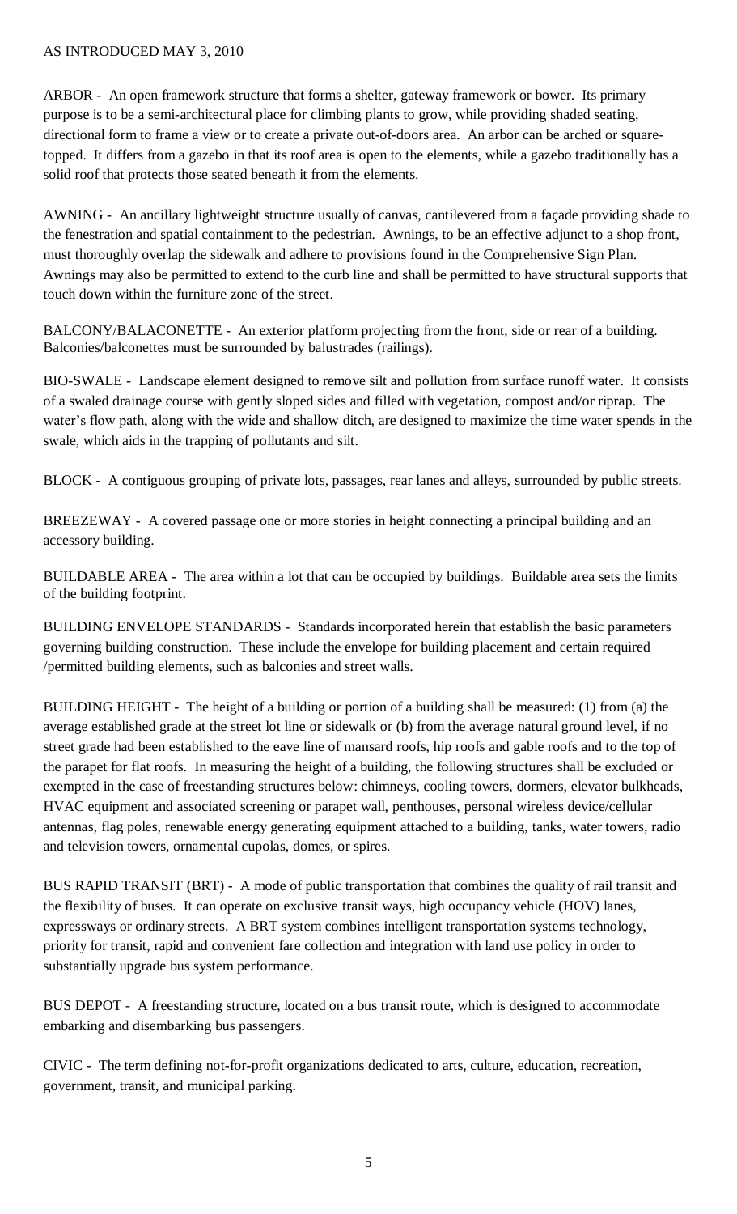AS INTRODUCED MAY 3, 2010

ARBOR - An open framework structure that forms a shelter, gateway framework or bower. Its primary purpose is to be a semi-architectural place for climbing plants to grow, while providing shaded seating, directional form to frame a view or to create a private out-of-doors area. An arbor can be arched or square-topped. It differs from a gazebo in that its roof area is open to the elements, while a gazebo traditionally has a solid roof that protects those seated beneath it from the elements.

AWNING - An ancillary lightweight structure usually of canvas, cantilevered from a façade providing shade to the fenestration and spatial containment to the pedestrian. Awnings, to be an effective adjunct to a shop front, must thoroughly overlap the sidewalk and adhere to provisions found in the Comprehensive Sign Plan. Awnings may also be permitted to extend to the curb line and shall be permitted to have structural supports that touch down within the furniture zone of the street.

BALCONY/BALACONETTE - An exterior platform projecting from the front, side or rear of a building. Balconies/balconettes must be surrounded by balustrades (railings).

BIO-SWALE - Landscape element designed to remove silt and pollution from surface runoff water. It consists of a swaled drainage course with gently sloped sides and filled with vegetation, compost and/or riprap. The water's flow path, along with the wide and shallow ditch, are designed to maximize the time water spends in the swale, which aids in the trapping of pollutants and silt.

BLOCK - A contiguous grouping of private lots, passages, rear lanes and alleys, surrounded by public streets.

BREEZEWAY - A covered passage one or more stories in height connecting a principal building and an accessory building.

BUILDABLE AREA - The area within a lot that can be occupied by buildings. Buildable area sets the limits of the building footprint.

BUILDING ENVELOPE STANDARDS - Standards incorporated herein that establish the basic parameters governing building construction. These include the envelope for building placement and certain required /permitted building elements, such as balconies and street walls.

BUILDING HEIGHT - The height of a building or portion of a building shall be measured: (1) from (a) the average established grade at the street lot line or sidewalk or (b) from the average natural ground level, if no street grade had been established to the eave line of mansard roofs, hip roofs and gable roofs and to the top of the parapet for flat roofs. In measuring the height of a building, the following structures shall be excluded or exempted in the case of freestanding structures below: chimneys, cooling towers, dormers, elevator bulkheads, HVAC equipment and associated screening or parapet wall, penthouses, personal wireless device/cellular antennas, flag poles, renewable energy generating equipment attached to a building, tanks, water towers, radio and television towers, ornamental cupolas, domes, or spires.

BUS RAPID TRANSIT (BRT) - A mode of public transportation that combines the quality of rail transit and the flexibility of buses. It can operate on exclusive transit ways, high occupancy vehicle (HOV) lanes, expressways or ordinary streets. A BRT system combines intelligent transportation systems technology, priority for transit, rapid and convenient fare collection and integration with land use policy in order to substantially upgrade bus system performance.

BUS DEPOT - A freestanding structure, located on a bus transit route, which is designed to accommodate embarking and disembarking bus passengers.

CIVIC - The term defining not-for-profit organizations dedicated to arts, culture, education, recreation, government, transit, and municipal parking.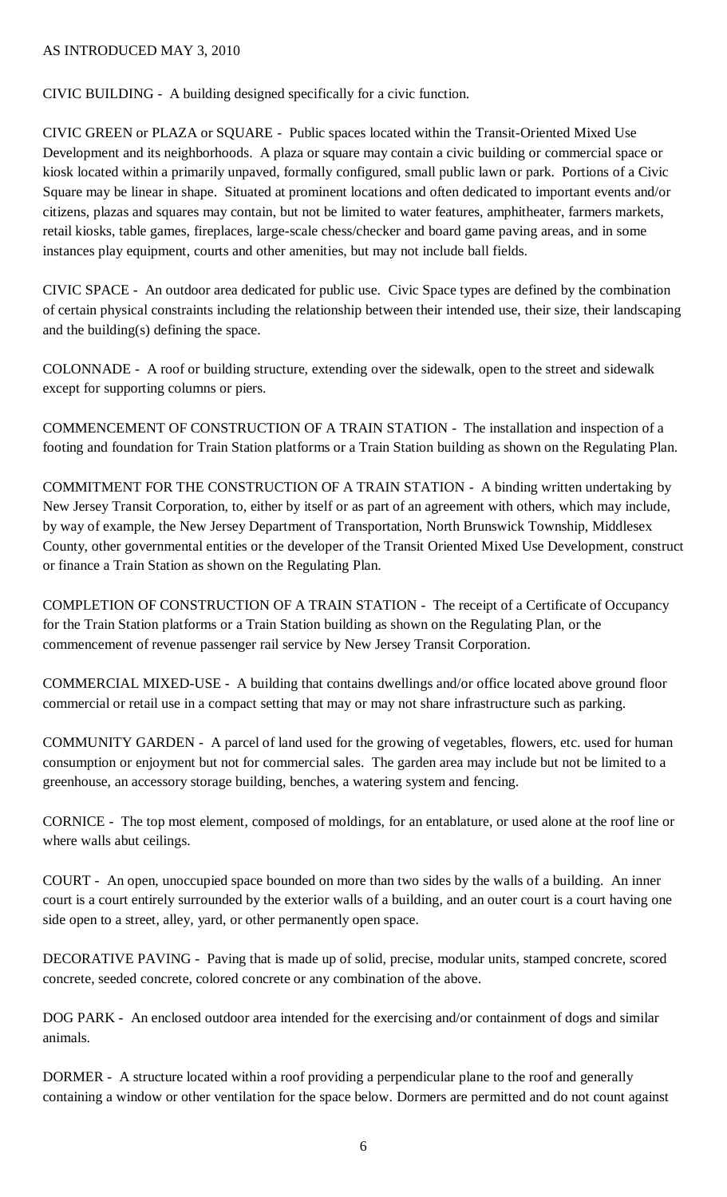AS INTRODUCED MAY 3, 2010

CIVIC BUILDING - A building designed specifically for a civic function.

CIVIC GREEN or PLAZA or SQUARE - Public spaces located within the Transit-Oriented Mixed Use Development and its neighborhoods. A plaza or square may contain a civic building or commercial space or kiosk located within a primarily unpaved, formally configured, small public lawn or park. Portions of a Civic Square may be linear in shape. Situated at prominent locations and often dedicated to important events and/or citizens, plazas and squares may contain, but not be limited to water features, amphitheater, farmers markets, retail kiosks, table games, fireplaces, large-scale chess/checker and board game paving areas, and in some instances play equipment, courts and other amenities, but may not include ball fields.

CIVIC SPACE - An outdoor area dedicated for public use. Civic Space types are defined by the combination of certain physical constraints including the relationship between their intended use, their size, their landscaping and the building(s) defining the space.

COLONNADE - A roof or building structure, extending over the sidewalk, open to the street and sidewalk except for supporting columns or piers.

COMMENCEMENT OF CONSTRUCTION OF A TRAIN STATION - The installation and inspection of a footing and foundation for Train Station platforms or a Train Station building as shown on the Regulating Plan.

COMMITMENT FOR THE CONSTRUCTION OF A TRAIN STATION - A binding written undertaking by New Jersey Transit Corporation, to, either by itself or as part of an agreement with others, which may include, by way of example, the New Jersey Department of Transportation, North Brunswick Township, Middlesex County, other governmental entities or the developer of the Transit Oriented Mixed Use Development, construct or finance a Train Station as shown on the Regulating Plan.

COMPLETION OF CONSTRUCTION OF A TRAIN STATION - The receipt of a Certificate of Occupancy for the Train Station platforms or a Train Station building as shown on the Regulating Plan, or the commencement of revenue passenger rail service by New Jersey Transit Corporation.

COMMERCIAL MIXED-USE - A building that contains dwellings and/or office located above ground floor commercial or retail use in a compact setting that may or may not share infrastructure such as parking.

COMMUNITY GARDEN - A parcel of land used for the growing of vegetables, flowers, etc. used for human consumption or enjoyment but not for commercial sales. The garden area may include but not be limited to a greenhouse, an accessory storage building, benches, a watering system and fencing.

CORNICE - The top most element, composed of moldings, for an entablature, or used alone at the roof line or where walls abut ceilings.

COURT - An open, unoccupied space bounded on more than two sides by the walls of a building. An inner court is a court entirely surrounded by the exterior walls of a building, and an outer court is a court having one side open to a street, alley, yard, or other permanently open space.

DECORATIVE PAVING - Paving that is made up of solid, precise, modular units, stamped concrete, scored concrete, seeded concrete, colored concrete or any combination of the above.

DOG PARK - An enclosed outdoor area intended for the exercising and/or containment of dogs and similar animals.

DORMER - A structure located within a roof providing a perpendicular plane to the roof and generally containing a window or other ventilation for the space below. Dormers are permitted and do not count against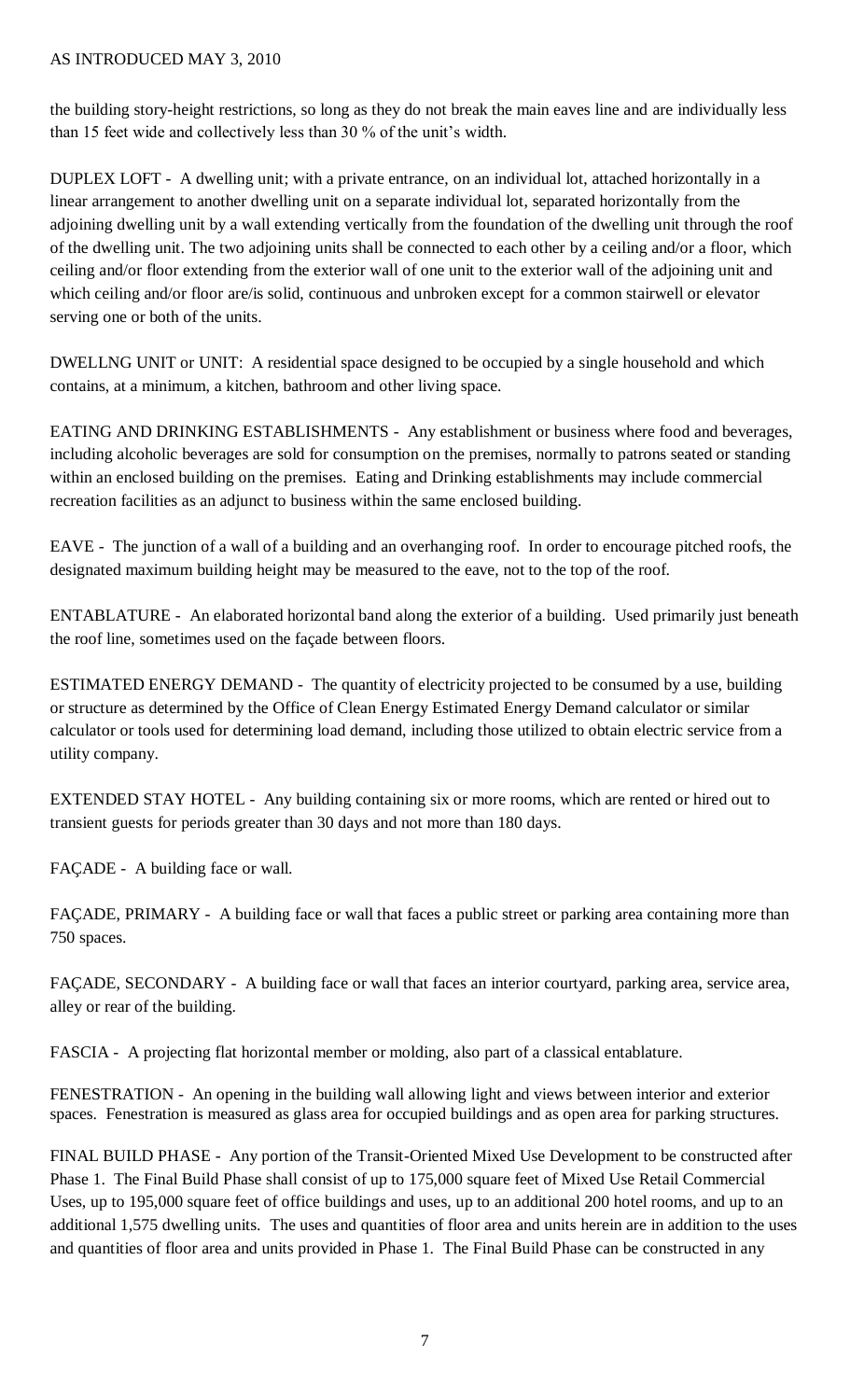the building story-height restrictions, so long as they do not break the main eaves line and are individually less than 15 feet wide and collectively less than 30 % of the unit's width.

DUPLEX LOFT - A dwelling unit; with a private entrance, on an individual lot, attached horizontally in a linear arrangement to another dwelling unit on a separate individual lot, separated horizontally from the adjoining dwelling unit by a wall extending vertically from the foundation of the dwelling unit through the roof of the dwelling unit. The two adjoining units shall be connected to each other by a ceiling and/or a floor, which ceiling and/or floor extending from the exterior wall of one unit to the exterior wall of the adjoining unit and which ceiling and/or floor are/is solid, continuous and unbroken except for a common stairwell or elevator serving one or both of the units.

DWELLNG UNIT or UNIT: A residential space designed to be occupied by a single household and which contains, at a minimum, a kitchen, bathroom and other living space.

EATING AND DRINKING ESTABLISHMENTS - Any establishment or business where food and beverages, including alcoholic beverages are sold for consumption on the premises, normally to patrons seated or standing within an enclosed building on the premises. Eating and Drinking establishments may include commercial recreation facilities as an adjunct to business within the same enclosed building.

EAVE - The junction of a wall of a building and an overhanging roof. In order to encourage pitched roofs, the designated maximum building height may be measured to the eave, not to the top of the roof.

ENTABLATURE - An elaborated horizontal band along the exterior of a building. Used primarily just beneath the roof line, sometimes used on the façade between floors.

ESTIMATED ENERGY DEMAND - The quantity of electricity projected to be consumed by a use, building or structure as determined by the Office of Clean Energy Estimated Energy Demand calculator or similar calculator or tools used for determining load demand, including those utilized to obtain electric service from a utility company.

EXTENDED STAY HOTEL - Any building containing six or more rooms, which are rented or hired out to transient guests for periods greater than 30 days and not more than 180 days.

FAÇADE - A building face or wall.

FAÇADE, PRIMARY - A building face or wall that faces a public street or parking area containing more than 750 spaces.

FAÇADE, SECONDARY - A building face or wall that faces an interior courtyard, parking area, service area, alley or rear of the building.

FASCIA - A projecting flat horizontal member or molding, also part of a classical entablature.

FENESTRATION - An opening in the building wall allowing light and views between interior and exterior spaces. Fenestration is measured as glass area for occupied buildings and as open area for parking structures.

FINAL BUILD PHASE - Any portion of the Transit-Oriented Mixed Use Development to be constructed after Phase 1. The Final Build Phase shall consist of up to 175,000 square feet of Mixed Use Retail Commercial Uses, up to 195,000 square feet of office buildings and uses, up to an additional 200 hotel rooms, and up to an additional 1,575 dwelling units. The uses and quantities of floor area and units herein are in addition to the uses and quantities of floor area and units provided in Phase 1. The Final Build Phase can be constructed in any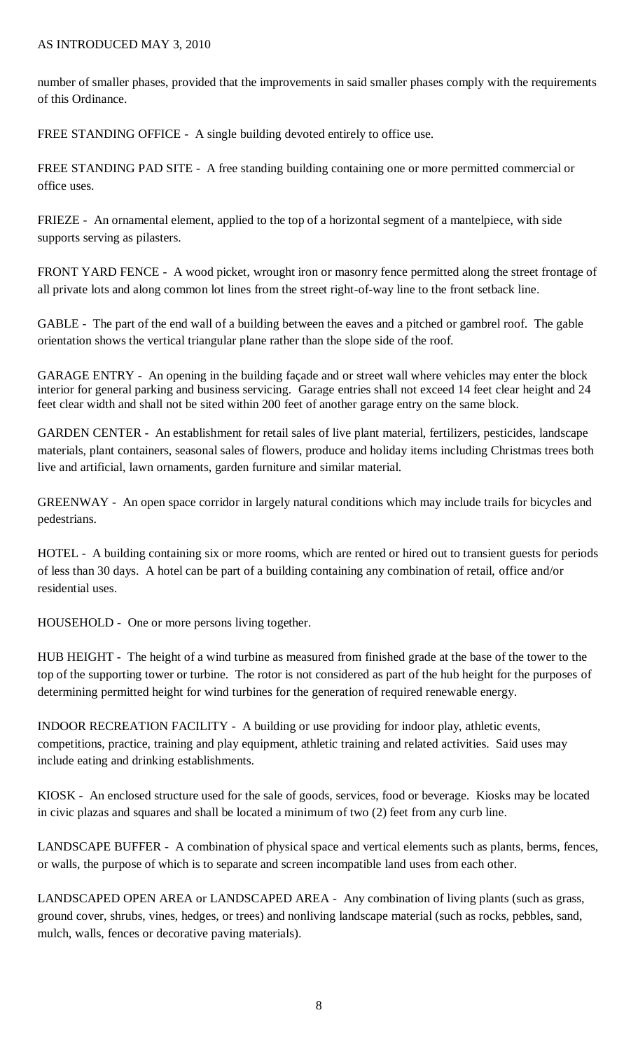number of smaller phases, provided that the improvements in said smaller phases comply with the requirements of this Ordinance.

FREE STANDING OFFICE - A single building devoted entirely to office use.

FREE STANDING PAD SITE - A free standing building containing one or more permitted commercial or office uses.

FRIEZE - An ornamental element, applied to the top of a horizontal segment of a mantelpiece, with side supports serving as pilasters.

FRONT YARD FENCE - A wood picket, wrought iron or masonry fence permitted along the street frontage of all private lots and along common lot lines from the street right-of-way line to the front setback line.

GABLE - The part of the end wall of a building between the eaves and a pitched or gambrel roof. The gable orientation shows the vertical triangular plane rather than the slope side of the roof.

GARAGE ENTRY - An opening in the building façade and or street wall where vehicles may enter the block interior for general parking and business servicing. Garage entries shall not exceed 14 feet clear height and 24 feet clear width and shall not be sited within 200 feet of another garage entry on the same block.

GARDEN CENTER - An establishment for retail sales of live plant material, fertilizers, pesticides, landscape materials, plant containers, seasonal sales of flowers, produce and holiday items including Christmas trees both live and artificial, lawn ornaments, garden furniture and similar material.

GREENWAY - An open space corridor in largely natural conditions which may include trails for bicycles and pedestrians.

HOTEL - A building containing six or more rooms, which are rented or hired out to transient guests for periods of less than 30 days. A hotel can be part of a building containing any combination of retail, office and/or residential uses.

HOUSEHOLD - One or more persons living together.

HUB HEIGHT - The height of a wind turbine as measured from finished grade at the base of the tower to the top of the supporting tower or turbine. The rotor is not considered as part of the hub height for the purposes of determining permitted height for wind turbines for the generation of required renewable energy.

INDOOR RECREATION FACILITY - A building or use providing for indoor play, athletic events, competitions, practice, training and play equipment, athletic training and related activities. Said uses may include eating and drinking establishments.

KIOSK - An enclosed structure used for the sale of goods, services, food or beverage. Kiosks may be located in civic plazas and squares and shall be located a minimum of two (2) feet from any curb line.

LANDSCAPE BUFFER - A combination of physical space and vertical elements such as plants, berms, fences, or walls, the purpose of which is to separate and screen incompatible land uses from each other.

LANDSCAPED OPEN AREA or LANDSCAPED AREA - Any combination of living plants (such as grass, ground cover, shrubs, vines, hedges, or trees) and nonliving landscape material (such as rocks, pebbles, sand, mulch, walls, fences or decorative paving materials).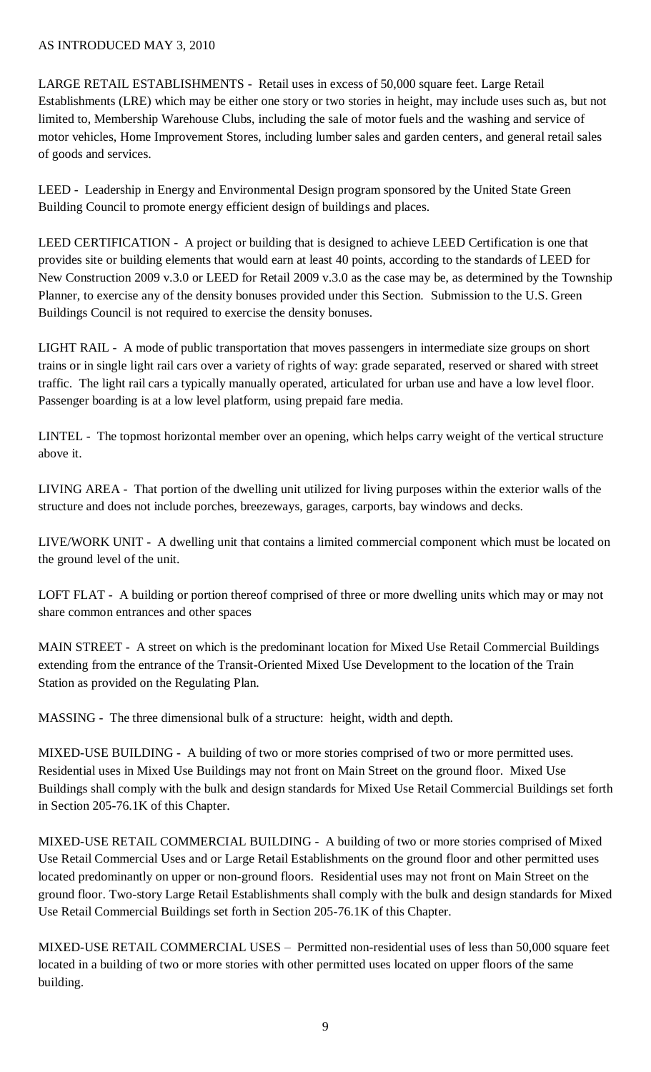AS INTRODUCED MAY 3, 2010

LARGE RETAIL ESTABLISHMENTS - Retail uses in excess of 50,000 square feet. Large Retail Establishments (LRE) which may be either one story or two stories in height, may include uses such as, but not limited to, Membership Warehouse Clubs, including the sale of motor fuels and the washing and service of motor vehicles, Home Improvement Stores, including lumber sales and garden centers, and general retail sales of goods and services.

LEED - Leadership in Energy and Environmental Design program sponsored by the United State Green Building Council to promote energy efficient design of buildings and places.

LEED CERTIFICATION - A project or building that is designed to achieve LEED Certification is one that provides site or building elements that would earn at least 40 points, according to the standards of LEED for New Construction 2009 v.3.0 or LEED for Retail 2009 v.3.0 as the case may be, as determined by the Township Planner, to exercise any of the density bonuses provided under this Section. Submission to the U.S. Green Buildings Council is not required to exercise the density bonuses.

LIGHT RAIL - A mode of public transportation that moves passengers in intermediate size groups on short trains or in single light rail cars over a variety of rights of way: grade separated, reserved or shared with street traffic. The light rail cars a typically manually operated, articulated for urban use and have a low level floor. Passenger boarding is at a low level platform, using prepaid fare media.

LINTEL - The topmost horizontal member over an opening, which helps carry weight of the vertical structure above it.

LIVING AREA - That portion of the dwelling unit utilized for living purposes within the exterior walls of the structure and does not include porches, breezeways, garages, carports, bay windows and decks.

LIVE/WORK UNIT - A dwelling unit that contains a limited commercial component which must be located on the ground level of the unit.

LOFT FLAT - A building or portion thereof comprised of three or more dwelling units which may or may not share common entrances and other spaces

MAIN STREET - A street on which is the predominant location for Mixed Use Retail Commercial Buildings extending from the entrance of the Transit-Oriented Mixed Use Development to the location of the Train Station as provided on the Regulating Plan.

MASSING - The three dimensional bulk of a structure: height, width and depth.

MIXED-USE BUILDING - A building of two or more stories comprised of two or more permitted uses. Residential uses in Mixed Use Buildings may not front on Main Street on the ground floor. Mixed Use Buildings shall comply with the bulk and design standards for Mixed Use Retail Commercial Buildings set forth in Section 205-76.1K of this Chapter.

MIXED-USE RETAIL COMMERCIAL BUILDING - A building of two or more stories comprised of Mixed Use Retail Commercial Uses and or Large Retail Establishments on the ground floor and other permitted uses located predominantly on upper or non-ground floors. Residential uses may not front on Main Street on the ground floor. Two-story Large Retail Establishments shall comply with the bulk and design standards for Mixed Use Retail Commercial Buildings set forth in Section 205-76.1K of this Chapter.

MIXED-USE RETAIL COMMERCIAL USES – Permitted non-residential uses of less than 50,000 square feet located in a building of two or more stories with other permitted uses located on upper floors of the same building.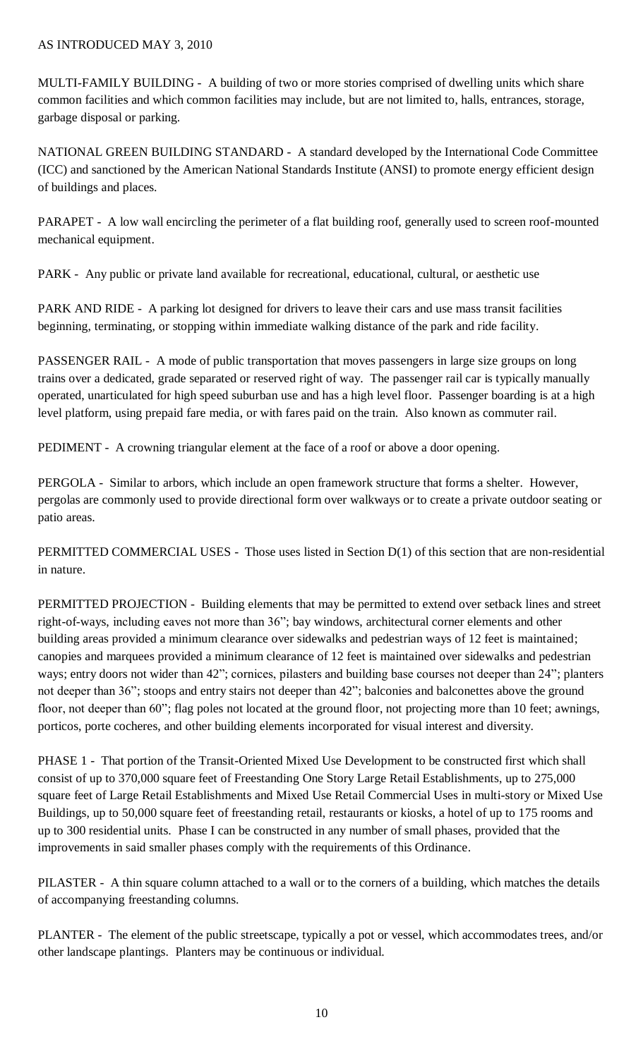AS INTRODUCED MAY 3, 2010

MULTI-FAMILY BUILDING - A building of two or more stories comprised of dwelling units which share common facilities and which common facilities may include, but are not limited to, halls, entrances, storage, garbage disposal or parking.

NATIONAL GREEN BUILDING STANDARD - A standard developed by the International Code Committee (ICC) and sanctioned by the American National Standards Institute (ANSI) to promote energy efficient design of buildings and places.

PARAPET - A low wall encircling the perimeter of a flat building roof, generally used to screen roof-mounted mechanical equipment.

PARK - Any public or private land available for recreational, educational, cultural, or aesthetic use

PARK AND RIDE - A parking lot designed for drivers to leave their cars and use mass transit facilities beginning, terminating, or stopping within immediate walking distance of the park and ride facility.

PASSENGER RAIL - A mode of public transportation that moves passengers in large size groups on long trains over a dedicated, grade separated or reserved right of way. The passenger rail car is typically manually operated, unarticulated for high speed suburban use and has a high level floor. Passenger boarding is at a high level platform, using prepaid fare media, or with fares paid on the train. Also known as commuter rail.

PEDIMENT - A crowning triangular element at the face of a roof or above a door opening.

PERGOLA - Similar to arbors, which include an open framework structure that forms a shelter. However, pergolas are commonly used to provide directional form over walkways or to create a private outdoor seating or patio areas.

PERMITTED COMMERCIAL USES - Those uses listed in Section D(1) of this section that are non-residential in nature.

PERMITTED PROJECTION - Building elements that may be permitted to extend over setback lines and street right-of-ways, including eaves not more than 36"; bay windows, architectural corner elements and other building areas provided a minimum clearance over sidewalks and pedestrian ways of 12 feet is maintained; canopies and marquees provided a minimum clearance of 12 feet is maintained over sidewalks and pedestrian ways; entry doors not wider than 42"; cornices, pilasters and building base courses not deeper than 24"; planters not deeper than 36"; stoops and entry stairs not deeper than 42"; balconies and balconettes above the ground floor, not deeper than 60"; flag poles not located at the ground floor, not projecting more than 10 feet; awnings, porticos, porte cocheres, and other building elements incorporated for visual interest and diversity.

PHASE 1 - That portion of the Transit-Oriented Mixed Use Development to be constructed first which shall consist of up to 370,000 square feet of Freestanding One Story Large Retail Establishments, up to 275,000 square feet of Large Retail Establishments and Mixed Use Retail Commercial Uses in multi-story or Mixed Use Buildings, up to 50,000 square feet of freestanding retail, restaurants or kiosks, a hotel of up to 175 rooms and up to 300 residential units. Phase I can be constructed in any number of small phases, provided that the improvements in said smaller phases comply with the requirements of this Ordinance.

PILASTER - A thin square column attached to a wall or to the corners of a building, which matches the details of accompanying freestanding columns.

PLANTER - The element of the public streetscape, typically a pot or vessel, which accommodates trees, and/or other landscape plantings. Planters may be continuous or individual.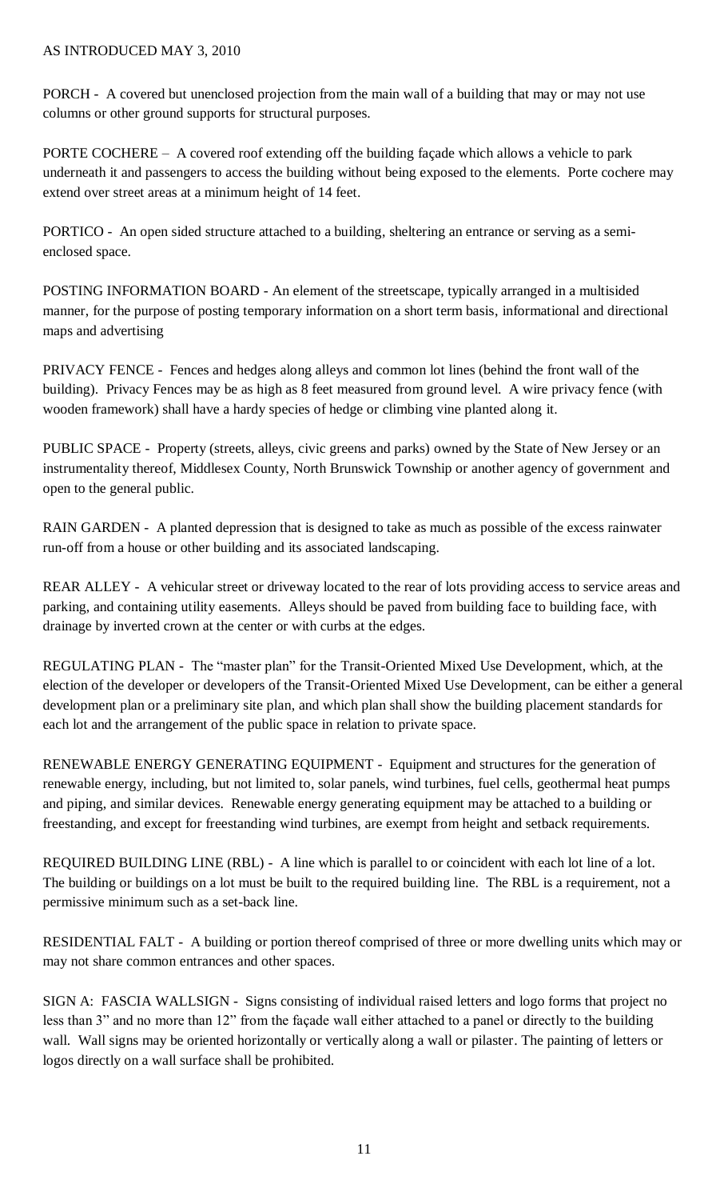AS INTRODUCED MAY 3, 2010

PORCH - A covered but unenclosed projection from the main wall of a building that may or may not use columns or other ground supports for structural purposes.

PORTE COCHERE – A covered roof extending off the building façade which allows a vehicle to park underneath it and passengers to access the building without being exposed to the elements. Porte cochere may extend over street areas at a minimum height of 14 feet.

PORTICO - An open sided structure attached to a building, sheltering an entrance or serving as a semi-enclosed space.

POSTING INFORMATION BOARD - An element of the streetscape, typically arranged in a multisided manner, for the purpose of posting temporary information on a short term basis, informational and directional maps and advertising

PRIVACY FENCE - Fences and hedges along alleys and common lot lines (behind the front wall of the building). Privacy Fences may be as high as 8 feet measured from ground level. A wire privacy fence (with wooden framework) shall have a hardy species of hedge or climbing vine planted along it.

PUBLIC SPACE - Property (streets, alleys, civic greens and parks) owned by the State of New Jersey or an instrumentality thereof, Middlesex County, North Brunswick Township or another agency of government and open to the general public.

RAIN GARDEN - A planted depression that is designed to take as much as possible of the excess rainwater run-off from a house or other building and its associated landscaping.

REAR ALLEY - A vehicular street or driveway located to the rear of lots providing access to service areas and parking, and containing utility easements. Alleys should be paved from building face to building face, with drainage by inverted crown at the center or with curbs at the edges.

REGULATING PLAN - The "master plan" for the Transit-Oriented Mixed Use Development, which, at the election of the developer or developers of the Transit-Oriented Mixed Use Development, can be either a general development plan or a preliminary site plan, and which plan shall show the building placement standards for each lot and the arrangement of the public space in relation to private space.

RENEWABLE ENERGY GENERATING EQUIPMENT - Equipment and structures for the generation of renewable energy, including, but not limited to, solar panels, wind turbines, fuel cells, geothermal heat pumps and piping, and similar devices. Renewable energy generating equipment may be attached to a building or freestanding, and except for freestanding wind turbines, are exempt from height and setback requirements.

REQUIRED BUILDING LINE (RBL) - A line which is parallel to or coincident with each lot line of a lot. The building or buildings on a lot must be built to the required building line. The RBL is a requirement, not a permissive minimum such as a set-back line.

RESIDENTIAL FALT - A building or portion thereof comprised of three or more dwelling units which may or may not share common entrances and other spaces.

SIGN A: FASCIA WALLSIGN - Signs consisting of individual raised letters and logo forms that project no less than 3" and no more than 12" from the façade wall either attached to a panel or directly to the building wall. Wall signs may be oriented horizontally or vertically along a wall or pilaster. The painting of letters or logos directly on a wall surface shall be prohibited.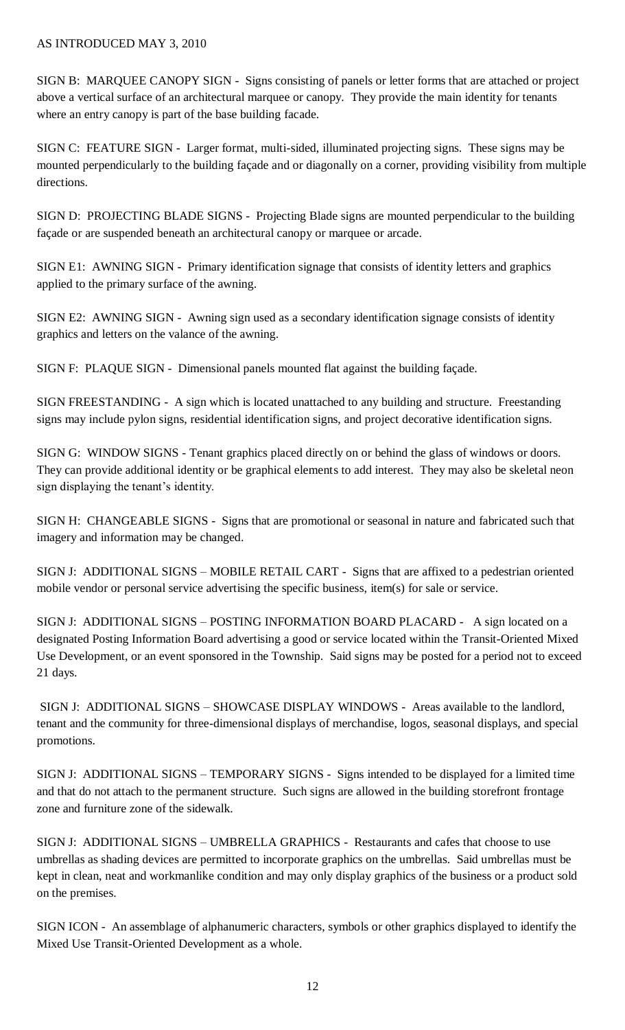AS INTRODUCED MAY 3, 2010

SIGN B: MARQUEE CANOPY SIGN - Signs consisting of panels or letter forms that are attached or project above a vertical surface of an architectural marquee or canopy. They provide the main identity for tenants where an entry canopy is part of the base building facade.

SIGN C: FEATURE SIGN - Larger format, multi-sided, illuminated projecting signs. These signs may be mounted perpendicularly to the building façade and or diagonally on a corner, providing visibility from multiple directions.

SIGN D: PROJECTING BLADE SIGNS - Projecting Blade signs are mounted perpendicular to the building façade or are suspended beneath an architectural canopy or marquee or arcade.

SIGN E1: AWNING SIGN - Primary identification signage that consists of identity letters and graphics applied to the primary surface of the awning.

SIGN E2: AWNING SIGN - Awning sign used as a secondary identification signage consists of identity graphics and letters on the valance of the awning.

SIGN F: PLAQUE SIGN - Dimensional panels mounted flat against the building façade.

SIGN FREESTANDING - A sign which is located unattached to any building and structure. Freestanding signs may include pylon signs, residential identification signs, and project decorative identification signs.

SIGN G: WINDOW SIGNS - Tenant graphics placed directly on or behind the glass of windows or doors. They can provide additional identity or be graphical elements to add interest. They may also be skeletal neon sign displaying the tenant's identity.

SIGN H: CHANGEABLE SIGNS - Signs that are promotional or seasonal in nature and fabricated such that imagery and information may be changed.

SIGN J: ADDITIONAL SIGNS – MOBILE RETAIL CART - Signs that are affixed to a pedestrian oriented mobile vendor or personal service advertising the specific business, item(s) for sale or service.

SIGN J: ADDITIONAL SIGNS – POSTING INFORMATION BOARD PLACARD - A sign located on a designated Posting Information Board advertising a good or service located within the Transit-Oriented Mixed Use Development, or an event sponsored in the Township. Said signs may be posted for a period not to exceed 21 days.

SIGN J: ADDITIONAL SIGNS – SHOWCASE DISPLAY WINDOWS - Areas available to the landlord, tenant and the community for three-dimensional displays of merchandise, logos, seasonal displays, and special promotions.

SIGN J: ADDITIONAL SIGNS – TEMPORARY SIGNS - Signs intended to be displayed for a limited time and that do not attach to the permanent structure. Such signs are allowed in the building storefront frontage zone and furniture zone of the sidewalk.

SIGN J: ADDITIONAL SIGNS – UMBRELLA GRAPHICS - Restaurants and cafes that choose to use umbrellas as shading devices are permitted to incorporate graphics on the umbrellas. Said umbrellas must be kept in clean, neat and workmanlike condition and may only display graphics of the business or a product sold on the premises.

SIGN ICON - An assemblage of alphanumeric characters, symbols or other graphics displayed to identify the Mixed Use Transit-Oriented Development as a whole.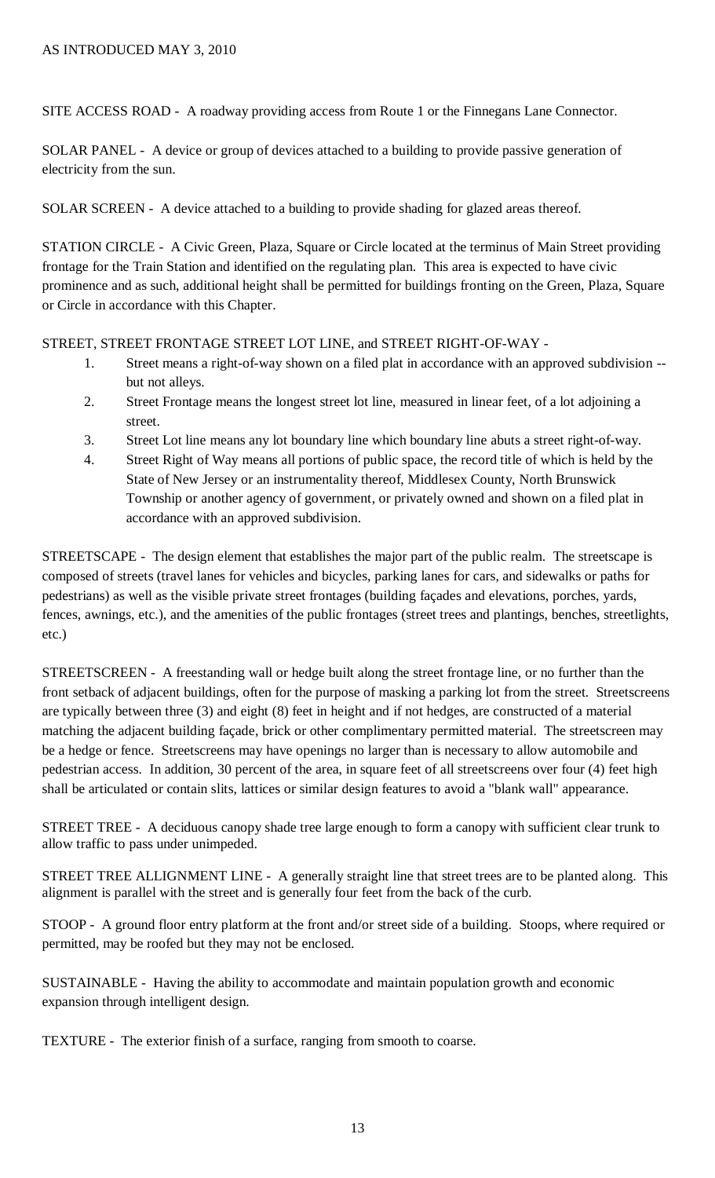SITE ACCESS ROAD - A roadway providing access from Route 1 or the Finnegans Lane Connector.

SOLAR PANEL - A device or group of devices attached to a building to provide passive generation of electricity from the sun.

SOLAR SCREEN - A device attached to a building to provide shading for glazed areas thereof.

STATION CIRCLE - A Civic Green, Plaza, Square or Circle located at the terminus of Main Street providing frontage for the Train Station and identified on the regulating plan. This area is expected to have civic prominence and as such, additional height shall be permitted for buildings fronting on the Green, Plaza, Square or Circle in accordance with this Chapter.

STREET, STREET FRONTAGE STREET LOT LINE, and STREET RIGHT-OF-WAY -

1. Street means a right-of-way shown on a filed plat in accordance with an approved subdivision -- but not alleys.
2. Street Frontage means the longest street lot line, measured in linear feet, of a lot adjoining a street.
3. Street Lot line means any lot boundary line which boundary line abuts a street right-of-way.
4. Street Right of Way means all portions of public space, the record title of which is held by the State of New Jersey or an instrumentality thereof, Middlesex County, North Brunswick Township or another agency of government, or privately owned and shown on a filed plat in accordance with an approved subdivision.

STREETSCAPE - The design element that establishes the major part of the public realm. The streetscape is composed of streets (travel lanes for vehicles and bicycles, parking lanes for cars, and sidewalks or paths for pedestrians) as well as the visible private street frontages (building façades and elevations, porches, yards, fences, awnings, etc.), and the amenities of the public frontages (street trees and plantings, benches, streetlights, etc.)

STREETSCREEN - A freestanding wall or hedge built along the street frontage line, or no further than the front setback of adjacent buildings, often for the purpose of masking a parking lot from the street. Streetscreens are typically between three (3) and eight (8) feet in height and if not hedges, are constructed of a material matching the adjacent building façade, brick or other complimentary permitted material. The streetscreen may be a hedge or fence. Streetscreens may have openings no larger than is necessary to allow automobile and pedestrian access. In addition, 30 percent of the area, in square feet of all streetscreens over four (4) feet high shall be articulated or contain slits, lattices or similar design features to avoid a "blank wall" appearance.

STREET TREE - A deciduous canopy shade tree large enough to form a canopy with sufficient clear trunk to allow traffic to pass under unimpeded.

STREET TREE ALLIGNMENT LINE - A generally straight line that street trees are to be planted along. This alignment is parallel with the street and is generally four feet from the back of the curb.

STOOP - A ground floor entry platform at the front and/or street side of a building. Stoops, where required or permitted, may be roofed but they may not be enclosed.

SUSTAINABLE - Having the ability to accommodate and maintain population growth and economic expansion through intelligent design.

TEXTURE - The exterior finish of a surface, ranging from smooth to coarse.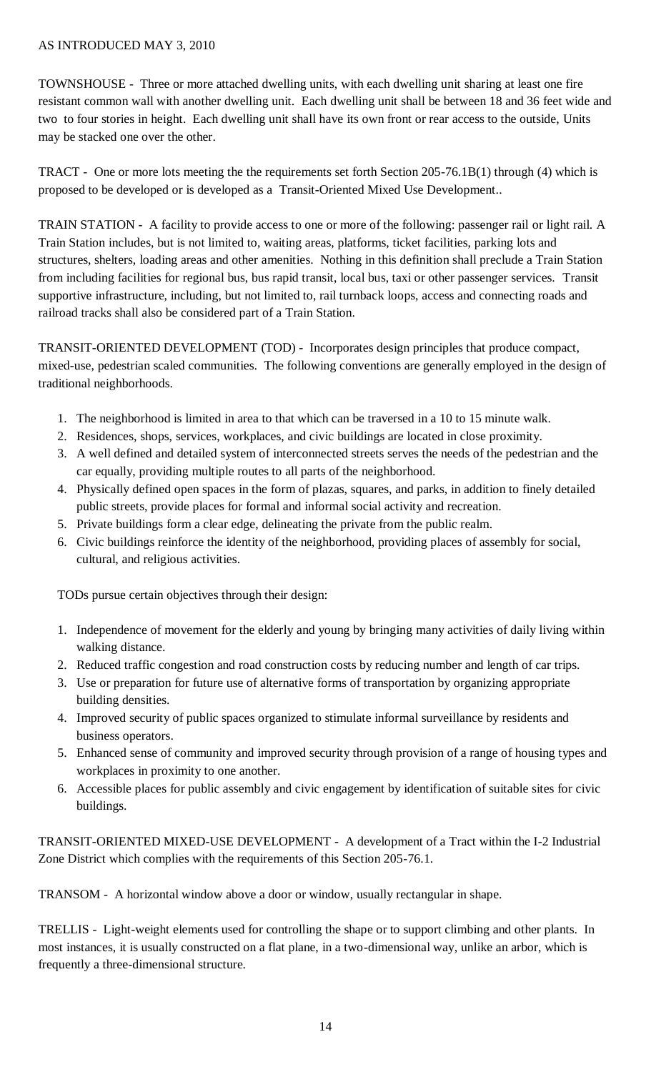AS INTRODUCED MAY 3, 2010

TOWNSHOUSE - Three or more attached dwelling units, with each dwelling unit sharing at least one fire resistant common wall with another dwelling unit. Each dwelling unit shall be between 18 and 36 feet wide and two to four stories in height. Each dwelling unit shall have its own front or rear access to the outside, Units may be stacked one over the other.

TRACT - One or more lots meeting the the requirements set forth Section 205-76.1B(1) through (4) which is proposed to be developed or is developed as a Transit-Oriented Mixed Use Development..

TRAIN STATION - A facility to provide access to one or more of the following: passenger rail or light rail. A Train Station includes, but is not limited to, waiting areas, platforms, ticket facilities, parking lots and structures, shelters, loading areas and other amenities. Nothing in this definition shall preclude a Train Station from including facilities for regional bus, bus rapid transit, local bus, taxi or other passenger services. Transit supportive infrastructure, including, but not limited to, rail turnback loops, access and connecting roads and railroad tracks shall also be considered part of a Train Station.

TRANSIT-ORIENTED DEVELOPMENT (TOD) - Incorporates design principles that produce compact, mixed-use, pedestrian scaled communities. The following conventions are generally employed in the design of traditional neighborhoods.

1. The neighborhood is limited in area to that which can be traversed in a 10 to 15 minute walk.
2. Residences, shops, services, workplaces, and civic buildings are located in close proximity.
3. A well defined and detailed system of interconnected streets serves the needs of the pedestrian and the car equally, providing multiple routes to all parts of the neighborhood.
4. Physically defined open spaces in the form of plazas, squares, and parks, in addition to finely detailed public streets, provide places for formal and informal social activity and recreation.
5. Private buildings form a clear edge, delineating the private from the public realm.
6. Civic buildings reinforce the identity of the neighborhood, providing places of assembly for social, cultural, and religious activities.

TODs pursue certain objectives through their design:

1. Independence of movement for the elderly and young by bringing many activities of daily living within walking distance.
2. Reduced traffic congestion and road construction costs by reducing number and length of car trips.
3. Use or preparation for future use of alternative forms of transportation by organizing appropriate building densities.
4. Improved security of public spaces organized to stimulate informal surveillance by residents and business operators.
5. Enhanced sense of community and improved security through provision of a range of housing types and workplaces in proximity to one another.
6. Accessible places for public assembly and civic engagement by identification of suitable sites for civic buildings.

TRANSIT-ORIENTED MIXED-USE DEVELOPMENT - A development of a Tract within the I-2 Industrial Zone District which complies with the requirements of this Section 205-76.1.

TRANSOM - A horizontal window above a door or window, usually rectangular in shape.

TRELLIS - Light-weight elements used for controlling the shape or to support climbing and other plants. In most instances, it is usually constructed on a flat plane, in a two-dimensional way, unlike an arbor, which is frequently a three-dimensional structure.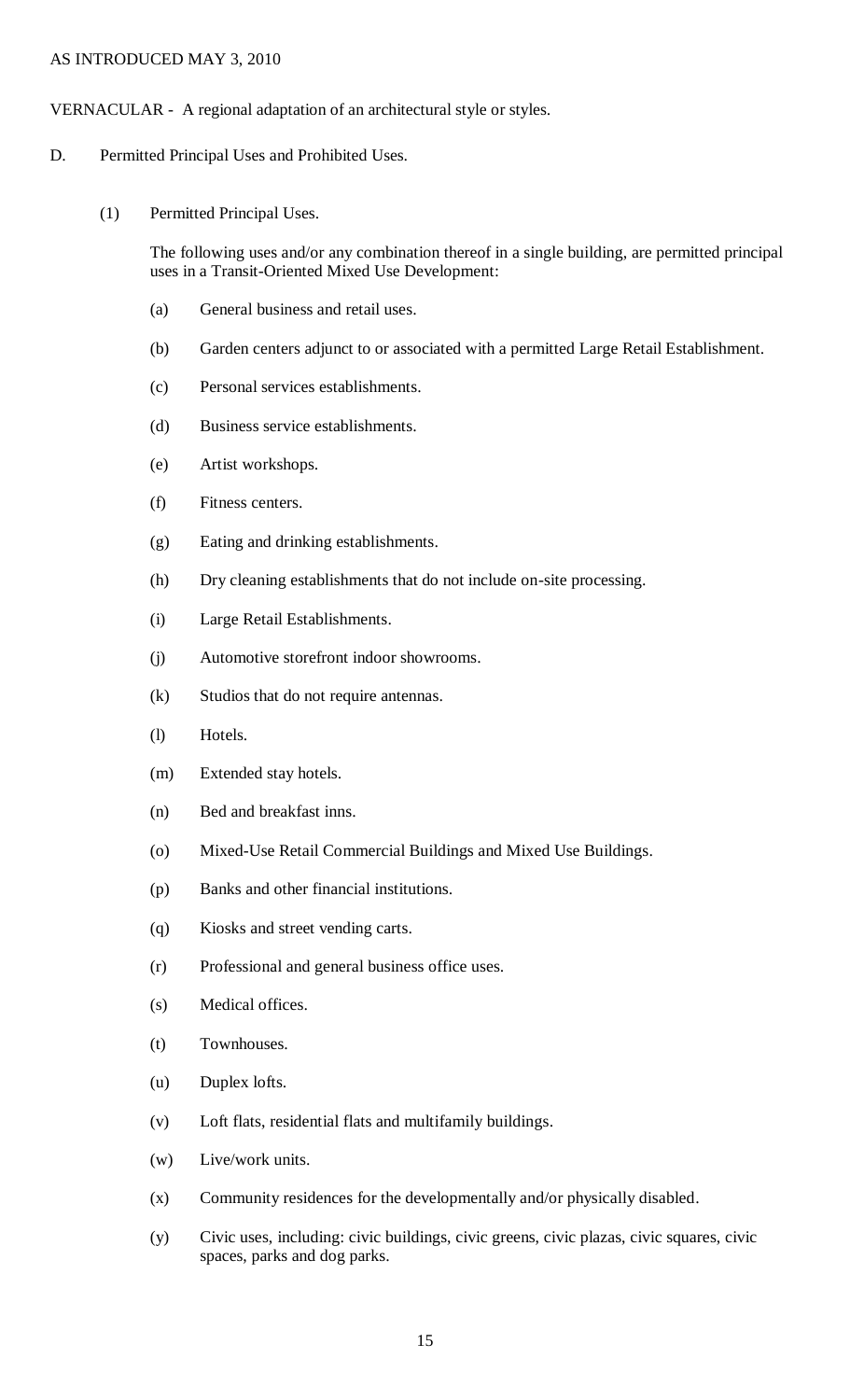VERNACULAR - A regional adaptation of an architectural style or styles.

D. Permitted Principal Uses and Prohibited Uses.

(1) Permitted Principal Uses.

The following uses and/or any combination thereof in a single building, are permitted principal uses in a Transit-Oriented Mixed Use Development:

(a) General business and retail uses.

(b) Garden centers adjunct to or associated with a permitted Large Retail Establishment.

(c) Personal services establishments.

(d) Business service establishments.

(e) Artist workshops.

(f) Fitness centers.

(g) Eating and drinking establishments.

(h) Dry cleaning establishments that do not include on-site processing.

(i) Large Retail Establishments.

(j) Automotive storefront indoor showrooms.

(k) Studios that do not require antennas.

(l) Hotels.

(m) Extended stay hotels.

(n) Bed and breakfast inns.

(o) Mixed-Use Retail Commercial Buildings and Mixed Use Buildings.

(p) Banks and other financial institutions.

(q) Kiosks and street vending carts.

(r) Professional and general business office uses.

(s) Medical offices.

(t) Townhouses.

(u) Duplex lofts.

(v) Loft flats, residential flats and multifamily buildings.

(w) Live/work units.

(x) Community residences for the developmentally and/or physically disabled.

(y) Civic uses, including: civic buildings, civic greens, civic plazas, civic squares, civic spaces, parks and dog parks.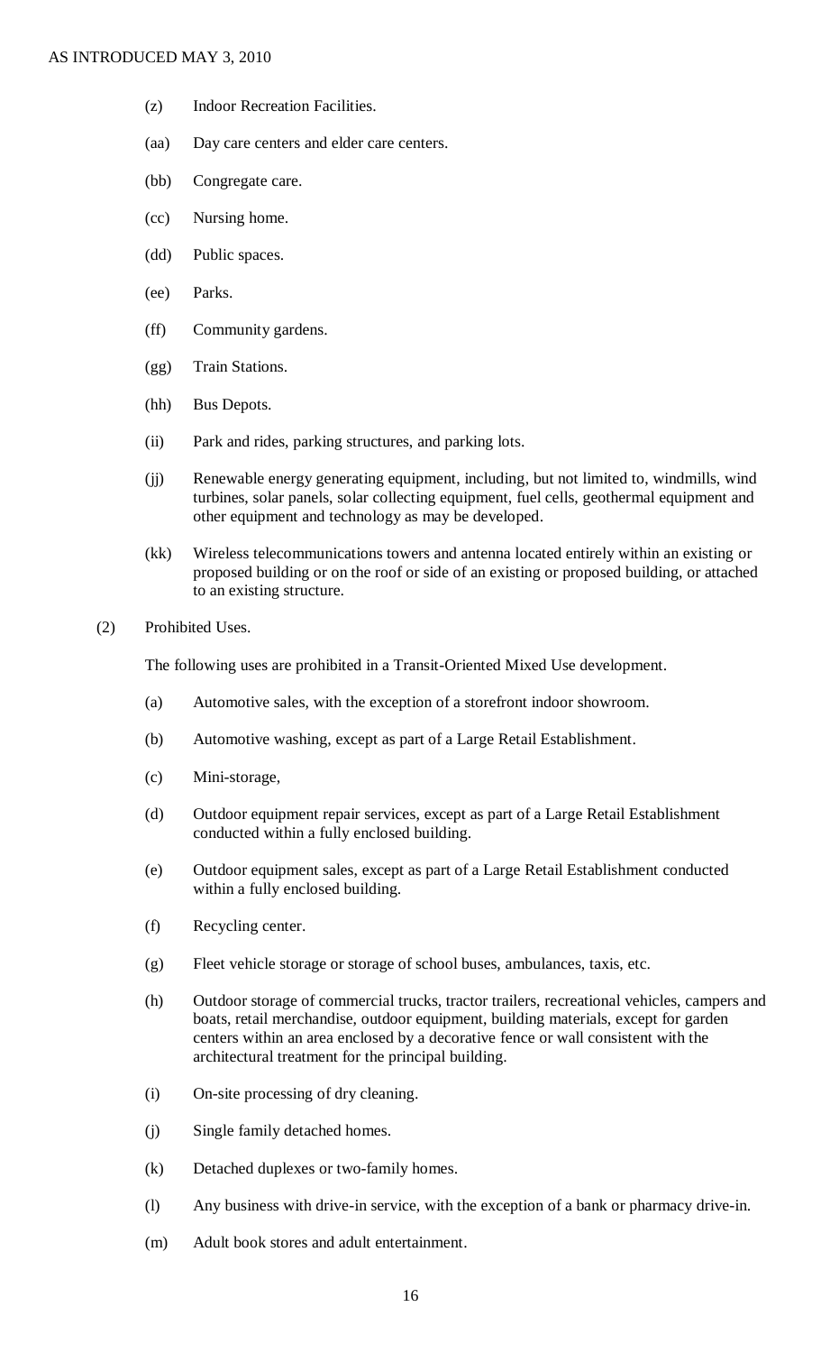(z) Indoor Recreation Facilities.

(aa) Day care centers and elder care centers.

(bb) Congregate care.

(cc) Nursing home.

(dd) Public spaces.

(ee) Parks.

(ff) Community gardens.

(gg) Train Stations.

(hh) Bus Depots.

(ii) Park and rides, parking structures, and parking lots.

(jj) Renewable energy generating equipment, including, but not limited to, windmills, wind turbines, solar panels, solar collecting equipment, fuel cells, geothermal equipment and other equipment and technology as may be developed.

(kk) Wireless telecommunications towers and antenna located entirely within an existing or proposed building or on the roof or side of an existing or proposed building, or attached to an existing structure.

(2) Prohibited Uses.

The following uses are prohibited in a Transit-Oriented Mixed Use development.

(a) Automotive sales, with the exception of a storefront indoor showroom.

(b) Automotive washing, except as part of a Large Retail Establishment.

(c) Mini-storage,

(d) Outdoor equipment repair services, except as part of a Large Retail Establishment conducted within a fully enclosed building.

(e) Outdoor equipment sales, except as part of a Large Retail Establishment conducted within a fully enclosed building.

(f) Recycling center.

(g) Fleet vehicle storage or storage of school buses, ambulances, taxis, etc.

(h) Outdoor storage of commercial trucks, tractor trailers, recreational vehicles, campers and boats, retail merchandise, outdoor equipment, building materials, except for garden centers within an area enclosed by a decorative fence or wall consistent with the architectural treatment for the principal building.

(i) On-site processing of dry cleaning.

(j) Single family detached homes.

(k) Detached duplexes or two-family homes.

(l) Any business with drive-in service, with the exception of a bank or pharmacy drive-in.

(m) Adult book stores and adult entertainment.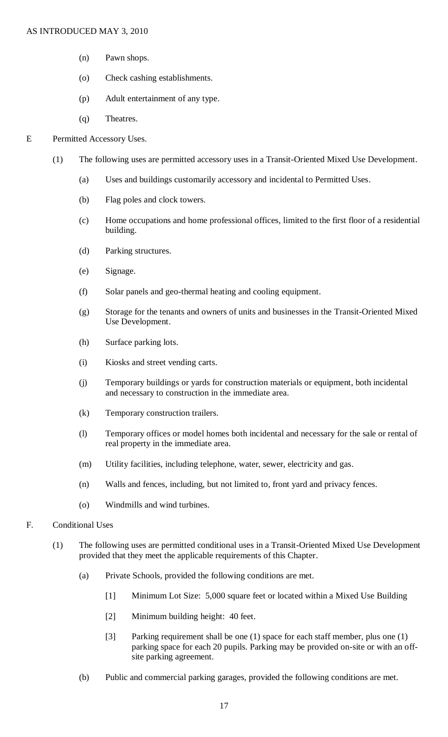(n) Pawn shops.

(o) Check cashing establishments.

(p) Adult entertainment of any type.

(q) Theatres.

E Permitted Accessory Uses.

(1) The following uses are permitted accessory uses in a Transit-Oriented Mixed Use Development.

(a) Uses and buildings customarily accessory and incidental to Permitted Uses.

(b) Flag poles and clock towers.

(c) Home occupations and home professional offices, limited to the first floor of a residential building.

(d) Parking structures.

(e) Signage.

(f) Solar panels and geo-thermal heating and cooling equipment.

(g) Storage for the tenants and owners of units and businesses in the Transit-Oriented Mixed Use Development.

(h) Surface parking lots.

(i) Kiosks and street vending carts.

(j) Temporary buildings or yards for construction materials or equipment, both incidental and necessary to construction in the immediate area.

(k) Temporary construction trailers.

(l) Temporary offices or model homes both incidental and necessary for the sale or rental of real property in the immediate area.

(m) Utility facilities, including telephone, water, sewer, electricity and gas.

(n) Walls and fences, including, but not limited to, front yard and privacy fences.

(o) Windmills and wind turbines.

F. Conditional Uses

(1) The following uses are permitted conditional uses in a Transit-Oriented Mixed Use Development provided that they meet the applicable requirements of this Chapter.

(a) Private Schools, provided the following conditions are met.

[1] Minimum Lot Size: 5,000 square feet or located within a Mixed Use Building

[2] Minimum building height: 40 feet.

[3] Parking requirement shall be one (1) space for each staff member, plus one (1) parking space for each 20 pupils. Parking may be provided on-site or with an off-site parking agreement.

(b) Public and commercial parking garages, provided the following conditions are met.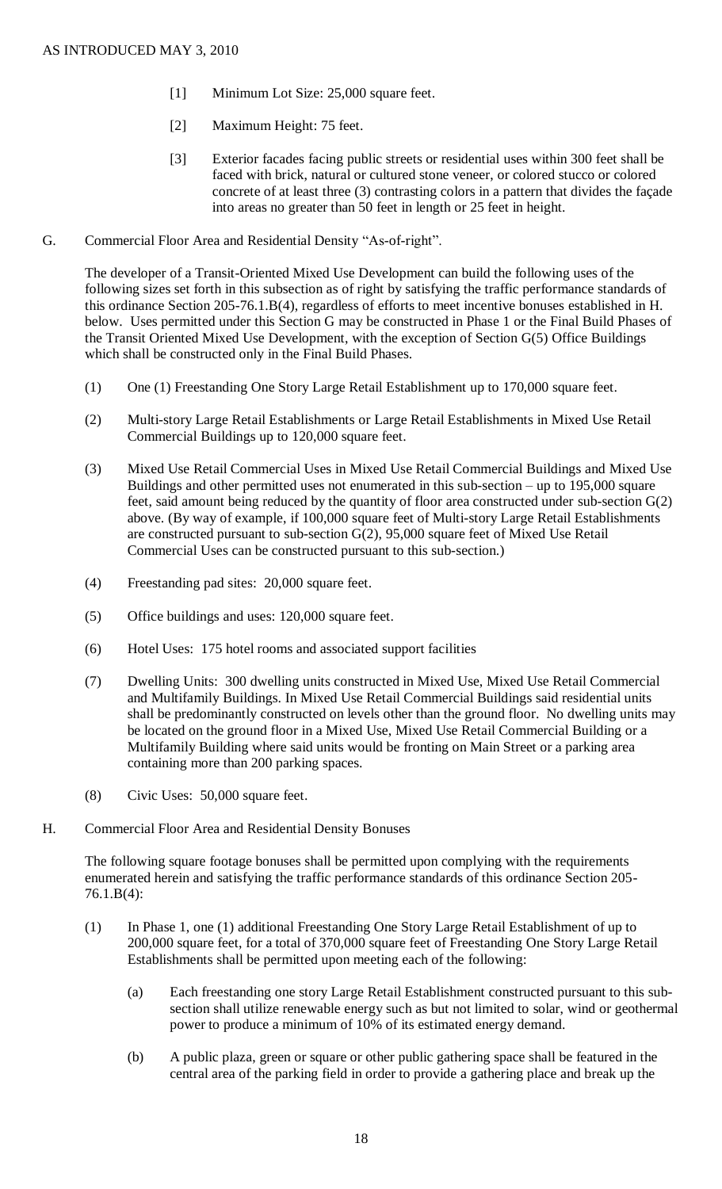[1] Minimum Lot Size: 25,000 square feet.

[2] Maximum Height: 75 feet.

[3] Exterior facades facing public streets or residential uses within 300 feet shall be faced with brick, natural or cultured stone veneer, or colored stucco or colored concrete of at least three (3) contrasting colors in a pattern that divides the façade into areas no greater than 50 feet in length or 25 feet in height.

G. Commercial Floor Area and Residential Density "As-of-right".

The developer of a Transit-Oriented Mixed Use Development can build the following uses of the following sizes set forth in this subsection as of right by satisfying the traffic performance standards of this ordinance Section 205-76.1.B(4), regardless of efforts to meet incentive bonuses established in H. below. Uses permitted under this Section G may be constructed in Phase 1 or the Final Build Phases of the Transit Oriented Mixed Use Development, with the exception of Section G(5) Office Buildings which shall be constructed only in the Final Build Phases.

(1) One (1) Freestanding One Story Large Retail Establishment up to 170,000 square feet.

(2) Multi-story Large Retail Establishments or Large Retail Establishments in Mixed Use Retail Commercial Buildings up to 120,000 square feet.

(3) Mixed Use Retail Commercial Uses in Mixed Use Retail Commercial Buildings and Mixed Use Buildings and other permitted uses not enumerated in this sub-section – up to 195,000 square feet, said amount being reduced by the quantity of floor area constructed under sub-section G(2) above. (By way of example, if 100,000 square feet of Multi-story Large Retail Establishments are constructed pursuant to sub-section G(2), 95,000 square feet of Mixed Use Retail Commercial Uses can be constructed pursuant to this sub-section.)

(4) Freestanding pad sites: 20,000 square feet.

(5) Office buildings and uses: 120,000 square feet.

(6) Hotel Uses: 175 hotel rooms and associated support facilities

(7) Dwelling Units: 300 dwelling units constructed in Mixed Use, Mixed Use Retail Commercial and Multifamily Buildings. In Mixed Use Retail Commercial Buildings said residential units shall be predominantly constructed on levels other than the ground floor. No dwelling units may be located on the ground floor in a Mixed Use, Mixed Use Retail Commercial Building or a Multifamily Building where said units would be fronting on Main Street or a parking area containing more than 200 parking spaces.

(8) Civic Uses: 50,000 square feet.

H. Commercial Floor Area and Residential Density Bonuses

The following square footage bonuses shall be permitted upon complying with the requirements enumerated herein and satisfying the traffic performance standards of this ordinance Section 205-76.1.B(4):

(1) In Phase 1, one (1) additional Freestanding One Story Large Retail Establishment of up to 200,000 square feet, for a total of 370,000 square feet of Freestanding One Story Large Retail Establishments shall be permitted upon meeting each of the following:

(a) Each freestanding one story Large Retail Establishment constructed pursuant to this sub-section shall utilize renewable energy such as but not limited to solar, wind or geothermal power to produce a minimum of 10% of its estimated energy demand.

(b) A public plaza, green or square or other public gathering space shall be featured in the central area of the parking field in order to provide a gathering place and break up the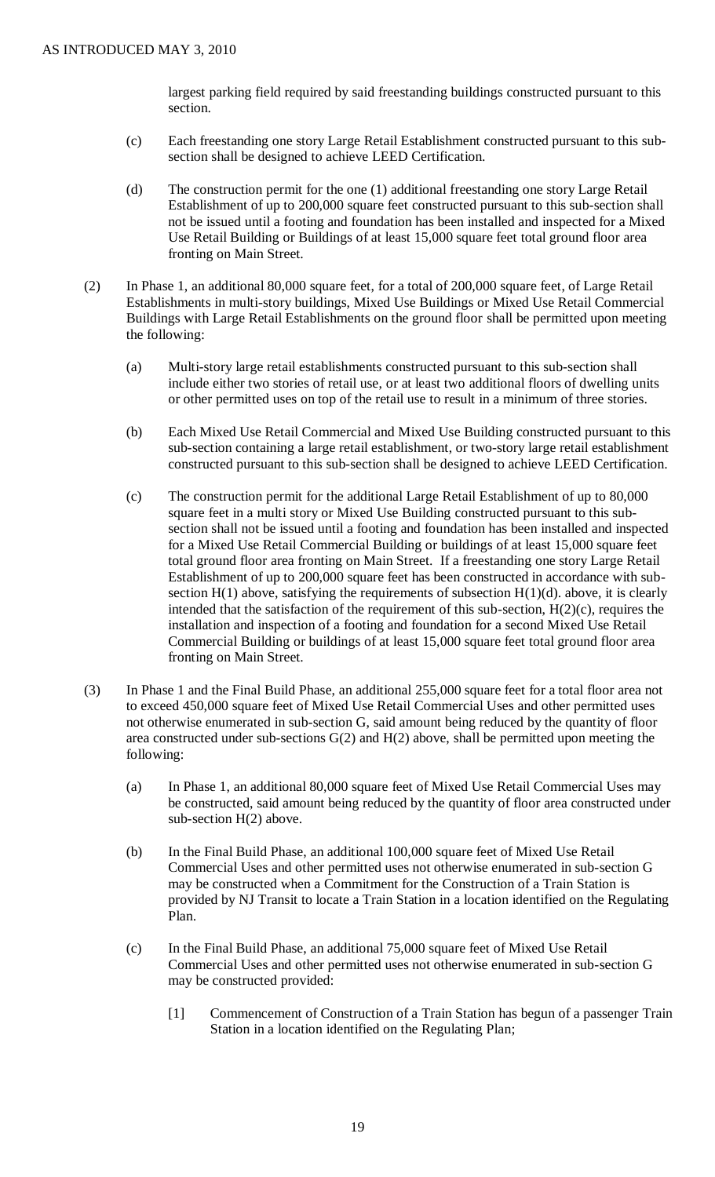largest parking field required by said freestanding buildings constructed pursuant to this section.

(c) Each freestanding one story Large Retail Establishment constructed pursuant to this sub-section shall be designed to achieve LEED Certification.

(d) The construction permit for the one (1) additional freestanding one story Large Retail Establishment of up to 200,000 square feet constructed pursuant to this sub-section shall not be issued until a footing and foundation has been installed and inspected for a Mixed Use Retail Building or Buildings of at least 15,000 square feet total ground floor area fronting on Main Street.

(2) In Phase 1, an additional 80,000 square feet, for a total of 200,000 square feet, of Large Retail Establishments in multi-story buildings, Mixed Use Buildings or Mixed Use Retail Commercial Buildings with Large Retail Establishments on the ground floor shall be permitted upon meeting the following:

(a) Multi-story large retail establishments constructed pursuant to this sub-section shall include either two stories of retail use, or at least two additional floors of dwelling units or other permitted uses on top of the retail use to result in a minimum of three stories.

(b) Each Mixed Use Retail Commercial and Mixed Use Building constructed pursuant to this sub-section containing a large retail establishment, or two-story large retail establishment constructed pursuant to this sub-section shall be designed to achieve LEED Certification.

(c) The construction permit for the additional Large Retail Establishment of up to 80,000 square feet in a multi story or Mixed Use Building constructed pursuant to this sub-section shall not be issued until a footing and foundation has been installed and inspected for a Mixed Use Retail Commercial Building or buildings of at least 15,000 square feet total ground floor area fronting on Main Street. If a freestanding one story Large Retail Establishment of up to 200,000 square feet has been constructed in accordance with sub-section H(1) above, satisfying the requirements of subsection H(1)(d). above, it is clearly intended that the satisfaction of the requirement of this sub-section, H(2)(c), requires the installation and inspection of a footing and foundation for a second Mixed Use Retail Commercial Building or buildings of at least 15,000 square feet total ground floor area fronting on Main Street.

(3) In Phase 1 and the Final Build Phase, an additional 255,000 square feet for a total floor area not to exceed 450,000 square feet of Mixed Use Retail Commercial Uses and other permitted uses not otherwise enumerated in sub-section G, said amount being reduced by the quantity of floor area constructed under sub-sections G(2) and H(2) above, shall be permitted upon meeting the following:

(a) In Phase 1, an additional 80,000 square feet of Mixed Use Retail Commercial Uses may be constructed, said amount being reduced by the quantity of floor area constructed under sub-section H(2) above.

(b) In the Final Build Phase, an additional 100,000 square feet of Mixed Use Retail Commercial Uses and other permitted uses not otherwise enumerated in sub-section G may be constructed when a Commitment for the Construction of a Train Station is provided by NJ Transit to locate a Train Station in a location identified on the Regulating Plan.

(c) In the Final Build Phase, an additional 75,000 square feet of Mixed Use Retail Commercial Uses and other permitted uses not otherwise enumerated in sub-section G may be constructed provided:

[1] Commencement of Construction of a Train Station has begun of a passenger Train Station in a location identified on the Regulating Plan;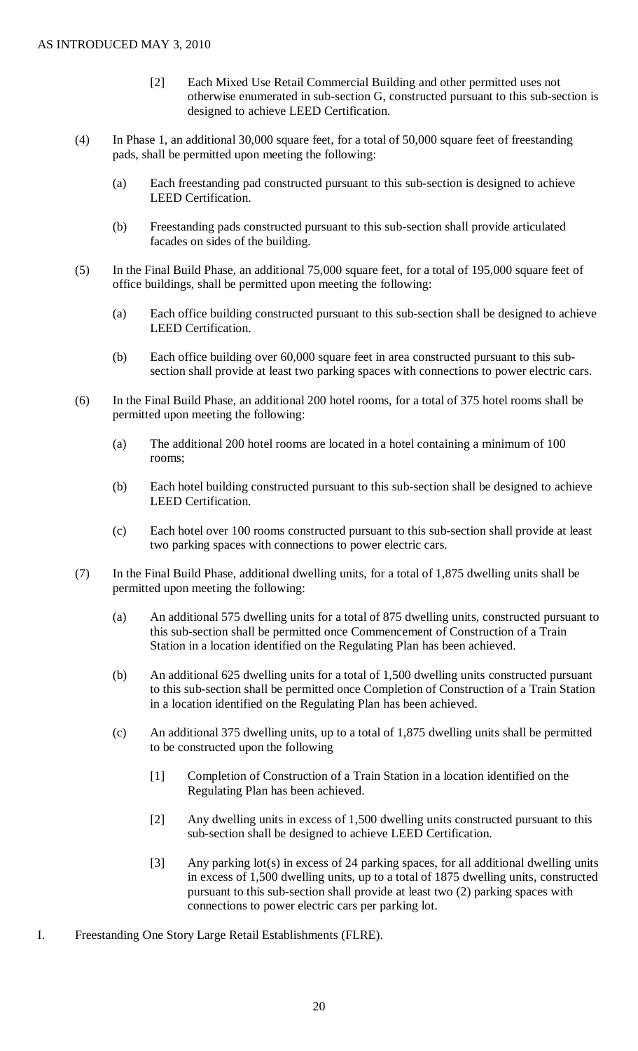[2] Each Mixed Use Retail Commercial Building and other permitted uses not otherwise enumerated in sub-section G, constructed pursuant to this sub-section is designed to achieve LEED Certification.

(4) In Phase 1, an additional 30,000 square feet, for a total of 50,000 square feet of freestanding pads, shall be permitted upon meeting the following:

(a) Each freestanding pad constructed pursuant to this sub-section is designed to achieve LEED Certification.

(b) Freestanding pads constructed pursuant to this sub-section shall provide articulated facades on sides of the building.

(5) In the Final Build Phase, an additional 75,000 square feet, for a total of 195,000 square feet of office buildings, shall be permitted upon meeting the following:

(a) Each office building constructed pursuant to this sub-section shall be designed to achieve LEED Certification.

(b) Each office building over 60,000 square feet in area constructed pursuant to this sub-section shall provide at least two parking spaces with connections to power electric cars.

(6) In the Final Build Phase, an additional 200 hotel rooms, for a total of 375 hotel rooms shall be permitted upon meeting the following:

(a) The additional 200 hotel rooms are located in a hotel containing a minimum of 100 rooms;

(b) Each hotel building constructed pursuant to this sub-section shall be designed to achieve LEED Certification.

(c) Each hotel over 100 rooms constructed pursuant to this sub-section shall provide at least two parking spaces with connections to power electric cars.

(7) In the Final Build Phase, additional dwelling units, for a total of 1,875 dwelling units shall be permitted upon meeting the following:

(a) An additional 575 dwelling units for a total of 875 dwelling units, constructed pursuant to this sub-section shall be permitted once Commencement of Construction of a Train Station in a location identified on the Regulating Plan has been achieved.

(b) An additional 625 dwelling units for a total of 1,500 dwelling units constructed pursuant to this sub-section shall be permitted once Completion of Construction of a Train Station in a location identified on the Regulating Plan has been achieved.

(c) An additional 375 dwelling units, up to a total of 1,875 dwelling units shall be permitted to be constructed upon the following

[1] Completion of Construction of a Train Station in a location identified on the Regulating Plan has been achieved.

[2] Any dwelling units in excess of 1,500 dwelling units constructed pursuant to this sub-section shall be designed to achieve LEED Certification.

[3] Any parking lot(s) in excess of 24 parking spaces, for all additional dwelling units in excess of 1,500 dwelling units, up to a total of 1875 dwelling units, constructed pursuant to this sub-section shall provide at least two (2) parking spaces with connections to power electric cars per parking lot.

I. Freestanding One Story Large Retail Establishments (FLRE).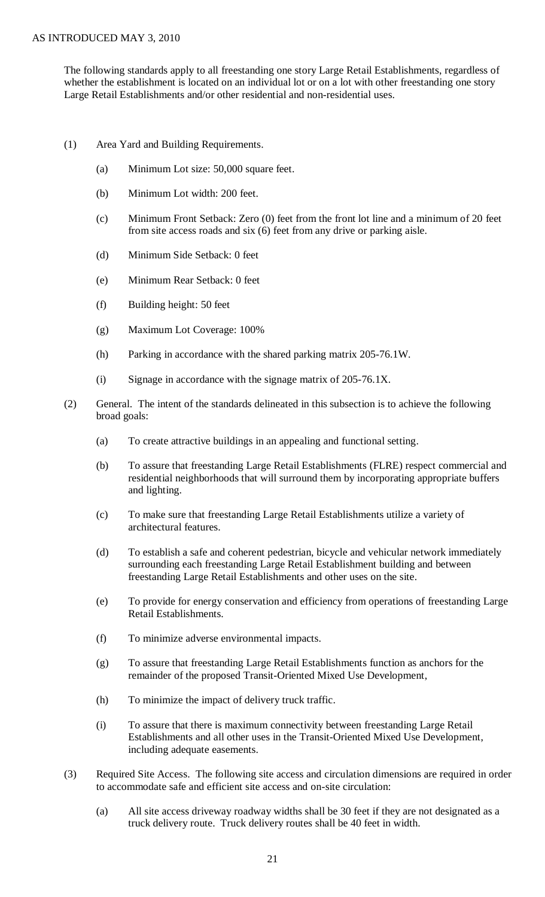The following standards apply to all freestanding one story Large Retail Establishments, regardless of whether the establishment is located on an individual lot or on a lot with other freestanding one story Large Retail Establishments and/or other residential and non-residential uses.

(1) Area Yard and Building Requirements.

(a) Minimum Lot size: 50,000 square feet.

(b) Minimum Lot width: 200 feet.

(c) Minimum Front Setback: Zero (0) feet from the front lot line and a minimum of 20 feet from site access roads and six (6) feet from any drive or parking aisle.

(d) Minimum Side Setback: 0 feet

(e) Minimum Rear Setback: 0 feet

(f) Building height: 50 feet

(g) Maximum Lot Coverage: 100%

(h) Parking in accordance with the shared parking matrix 205-76.1W.

(i) Signage in accordance with the signage matrix of 205-76.1X.

(2) General. The intent of the standards delineated in this subsection is to achieve the following broad goals:

(a) To create attractive buildings in an appealing and functional setting.

(b) To assure that freestanding Large Retail Establishments (FLRE) respect commercial and residential neighborhoods that will surround them by incorporating appropriate buffers and lighting.

(c) To make sure that freestanding Large Retail Establishments utilize a variety of architectural features.

(d) To establish a safe and coherent pedestrian, bicycle and vehicular network immediately surrounding each freestanding Large Retail Establishment building and between freestanding Large Retail Establishments and other uses on the site.

(e) To provide for energy conservation and efficiency from operations of freestanding Large Retail Establishments.

(f) To minimize adverse environmental impacts.

(g) To assure that freestanding Large Retail Establishments function as anchors for the remainder of the proposed Transit-Oriented Mixed Use Development,

(h) To minimize the impact of delivery truck traffic.

(i) To assure that there is maximum connectivity between freestanding Large Retail Establishments and all other uses in the Transit-Oriented Mixed Use Development, including adequate easements.

(3) Required Site Access. The following site access and circulation dimensions are required in order to accommodate safe and efficient site access and on-site circulation:

(a) All site access driveway roadway widths shall be 30 feet if they are not designated as a truck delivery route. Truck delivery routes shall be 40 feet in width.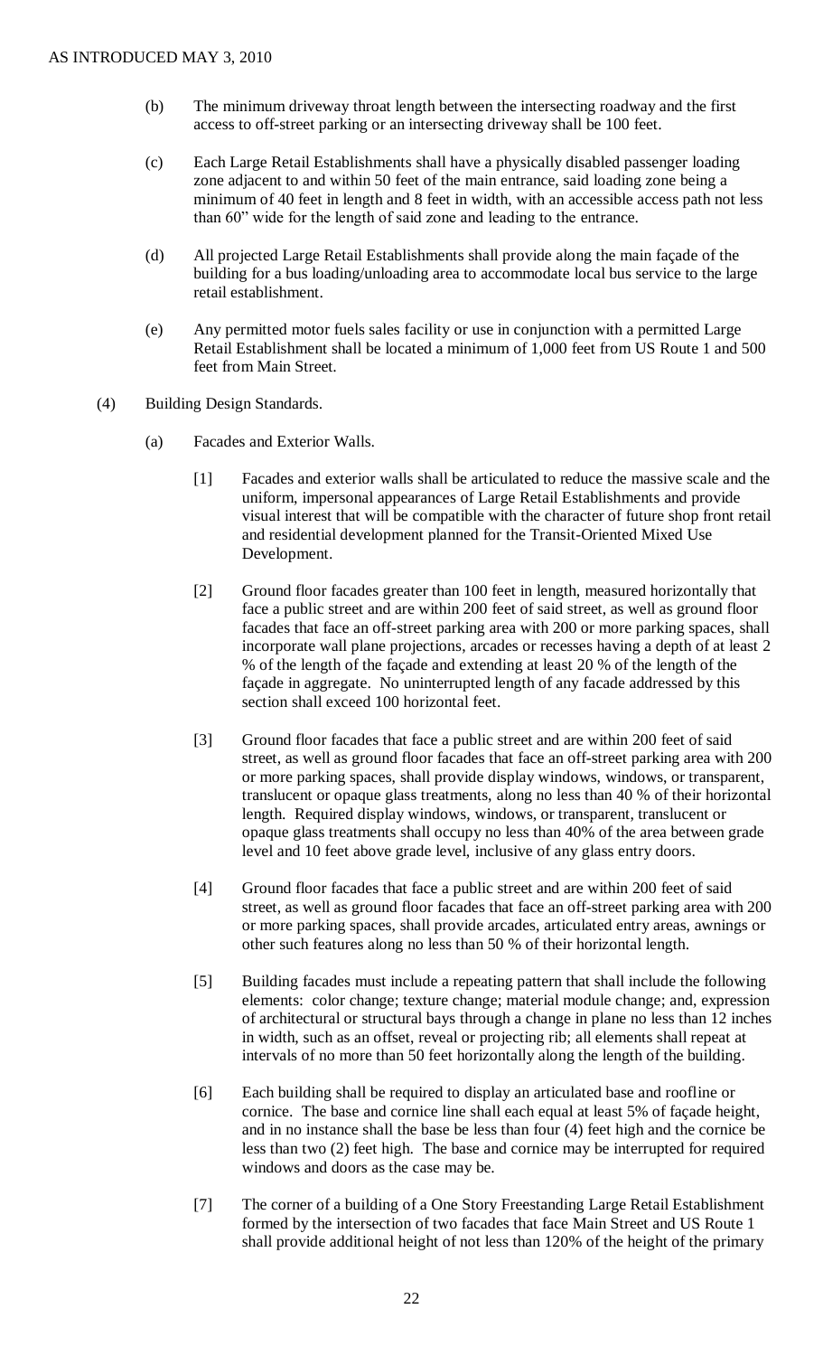(b) The minimum driveway throat length between the intersecting roadway and the first access to off-street parking or an intersecting driveway shall be 100 feet.

(c) Each Large Retail Establishments shall have a physically disabled passenger loading zone adjacent to and within 50 feet of the main entrance, said loading zone being a minimum of 40 feet in length and 8 feet in width, with an accessible access path not less than 60" wide for the length of said zone and leading to the entrance.

(d) All projected Large Retail Establishments shall provide along the main façade of the building for a bus loading/unloading area to accommodate local bus service to the large retail establishment.

(e) Any permitted motor fuels sales facility or use in conjunction with a permitted Large Retail Establishment shall be located a minimum of 1,000 feet from US Route 1 and 500 feet from Main Street.

(4) Building Design Standards.

(a) Facades and Exterior Walls.

[1] Facades and exterior walls shall be articulated to reduce the massive scale and the uniform, impersonal appearances of Large Retail Establishments and provide visual interest that will be compatible with the character of future shop front retail and residential development planned for the Transit-Oriented Mixed Use Development.

[2] Ground floor facades greater than 100 feet in length, measured horizontally that face a public street and are within 200 feet of said street, as well as ground floor facades that face an off-street parking area with 200 or more parking spaces, shall incorporate wall plane projections, arcades or recesses having a depth of at least 2 % of the length of the façade and extending at least 20 % of the length of the façade in aggregate. No uninterrupted length of any facade addressed by this section shall exceed 100 horizontal feet.

[3] Ground floor facades that face a public street and are within 200 feet of said street, as well as ground floor facades that face an off-street parking area with 200 or more parking spaces, shall provide display windows, windows, or transparent, translucent or opaque glass treatments, along no less than 40 % of their horizontal length. Required display windows, windows, or transparent, translucent or opaque glass treatments shall occupy no less than 40% of the area between grade level and 10 feet above grade level, inclusive of any glass entry doors.

[4] Ground floor facades that face a public street and are within 200 feet of said street, as well as ground floor facades that face an off-street parking area with 200 or more parking spaces, shall provide arcades, articulated entry areas, awnings or other such features along no less than 50 % of their horizontal length.

[5] Building facades must include a repeating pattern that shall include the following elements: color change; texture change; material module change; and, expression of architectural or structural bays through a change in plane no less than 12 inches in width, such as an offset, reveal or projecting rib; all elements shall repeat at intervals of no more than 50 feet horizontally along the length of the building.

[6] Each building shall be required to display an articulated base and roofline or cornice. The base and cornice line shall each equal at least 5% of façade height, and in no instance shall the base be less than four (4) feet high and the cornice be less than two (2) feet high. The base and cornice may be interrupted for required windows and doors as the case may be.

[7] The corner of a building of a One Story Freestanding Large Retail Establishment formed by the intersection of two facades that face Main Street and US Route 1 shall provide additional height of not less than 120% of the height of the primary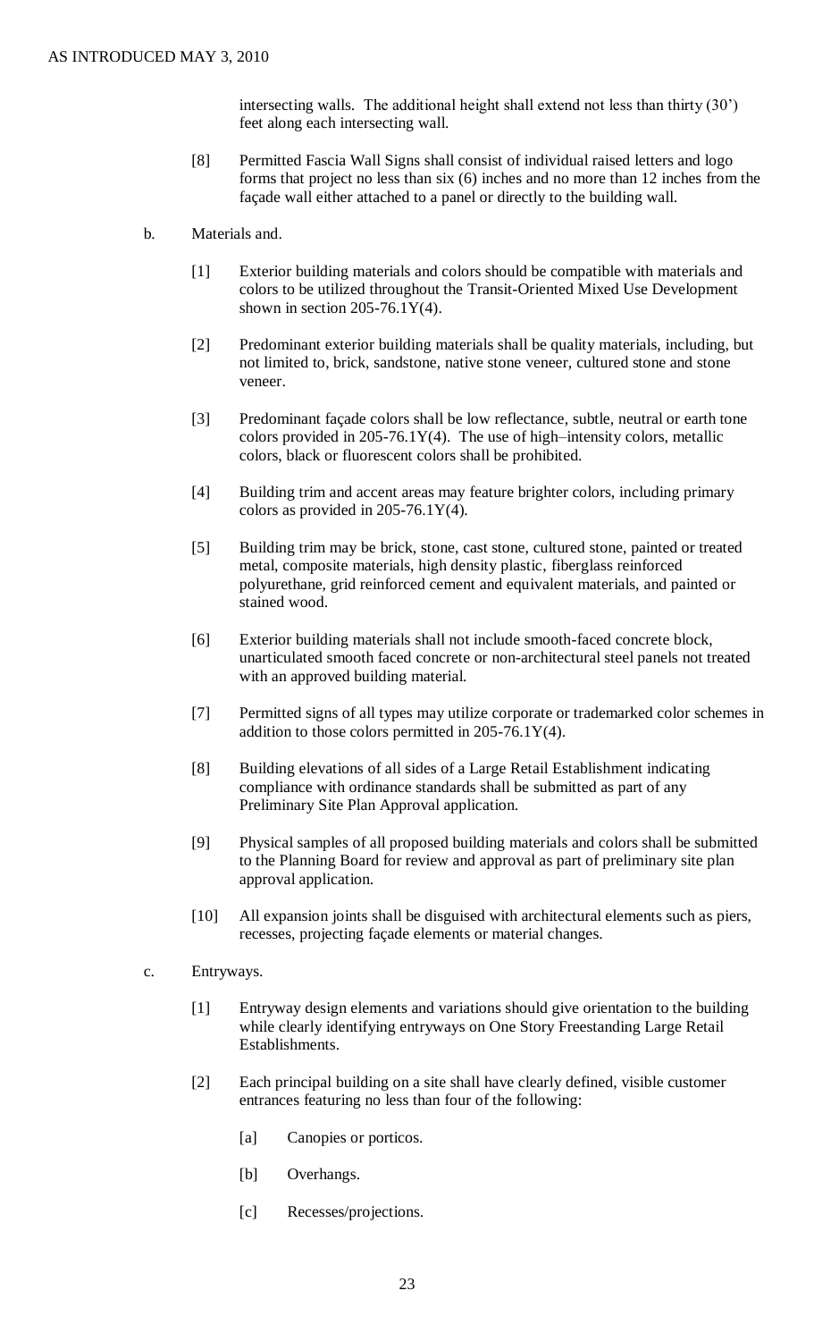intersecting walls. The additional height shall extend not less than thirty (30') feet along each intersecting wall.

[8] Permitted Fascia Wall Signs shall consist of individual raised letters and logo forms that project no less than six (6) inches and no more than 12 inches from the façade wall either attached to a panel or directly to the building wall.

b. Materials and.

[1] Exterior building materials and colors should be compatible with materials and colors to be utilized throughout the Transit-Oriented Mixed Use Development shown in section 205-76.1Y(4).

[2] Predominant exterior building materials shall be quality materials, including, but not limited to, brick, sandstone, native stone veneer, cultured stone and stone veneer.

[3] Predominant façade colors shall be low reflectance, subtle, neutral or earth tone colors provided in 205-76.1Y(4). The use of high–intensity colors, metallic colors, black or fluorescent colors shall be prohibited.

[4] Building trim and accent areas may feature brighter colors, including primary colors as provided in 205-76.1Y(4).

[5] Building trim may be brick, stone, cast stone, cultured stone, painted or treated metal, composite materials, high density plastic, fiberglass reinforced polyurethane, grid reinforced cement and equivalent materials, and painted or stained wood.

[6] Exterior building materials shall not include smooth-faced concrete block, unarticulated smooth faced concrete or non-architectural steel panels not treated with an approved building material.

[7] Permitted signs of all types may utilize corporate or trademarked color schemes in addition to those colors permitted in 205-76.1Y(4).

[8] Building elevations of all sides of a Large Retail Establishment indicating compliance with ordinance standards shall be submitted as part of any Preliminary Site Plan Approval application.

[9] Physical samples of all proposed building materials and colors shall be submitted to the Planning Board for review and approval as part of preliminary site plan approval application.

[10] All expansion joints shall be disguised with architectural elements such as piers, recesses, projecting façade elements or material changes.

c. Entryways.

[1] Entryway design elements and variations should give orientation to the building while clearly identifying entryways on One Story Freestanding Large Retail Establishments.

[2] Each principal building on a site shall have clearly defined, visible customer entrances featuring no less than four of the following:

[a] Canopies or porticos.

[b] Overhangs.

[c] Recesses/projections.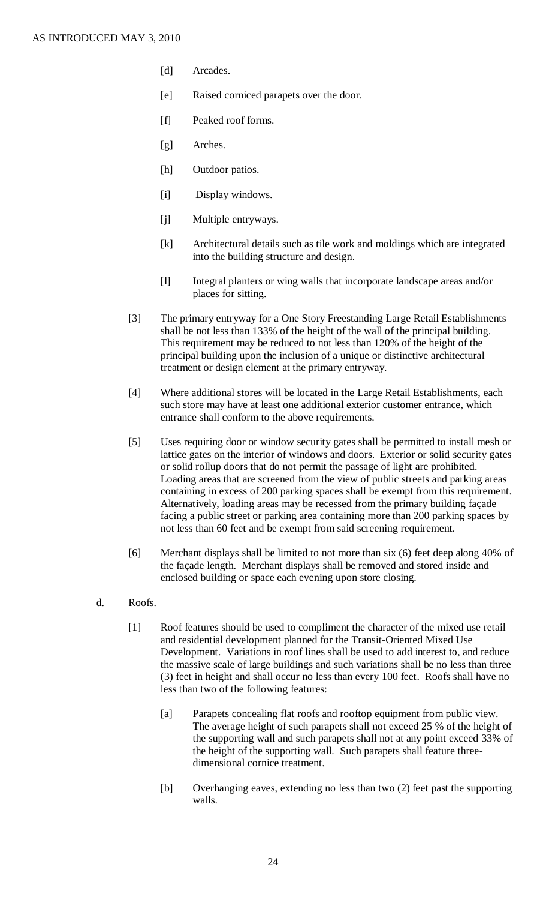- [d] Arcades.
- [e] Raised corniced parapets over the door.
- [f] Peaked roof forms.
- [g] Arches.
- [h] Outdoor patios.
- [i] Display windows.
- [j] Multiple entryways.
- [k] Architectural details such as tile work and moldings which are integrated into the building structure and design.
- [l] Integral planters or wing walls that incorporate landscape areas and/or places for sitting.

[3] The primary entryway for a One Story Freestanding Large Retail Establishments shall be not less than 133% of the height of the wall of the principal building. This requirement may be reduced to not less than 120% of the height of the principal building upon the inclusion of a unique or distinctive architectural treatment or design element at the primary entryway.

[4] Where additional stores will be located in the Large Retail Establishments, each such store may have at least one additional exterior customer entrance, which entrance shall conform to the above requirements.

[5] Uses requiring door or window security gates shall be permitted to install mesh or lattice gates on the interior of windows and doors. Exterior or solid security gates or solid rollup doors that do not permit the passage of light are prohibited. Loading areas that are screened from the view of public streets and parking areas containing in excess of 200 parking spaces shall be exempt from this requirement. Alternatively, loading areas may be recessed from the primary building façade facing a public street or parking area containing more than 200 parking spaces by not less than 60 feet and be exempt from said screening requirement.

[6] Merchant displays shall be limited to not more than six (6) feet deep along 40% of the façade length. Merchant displays shall be removed and stored inside and enclosed building or space each evening upon store closing.

d. Roofs.

[1] Roof features should be used to compliment the character of the mixed use retail and residential development planned for the Transit-Oriented Mixed Use Development. Variations in roof lines shall be used to add interest to, and reduce the massive scale of large buildings and such variations shall be no less than three (3) feet in height and shall occur no less than every 100 feet. Roofs shall have no less than two of the following features:

- [a] Parapets concealing flat roofs and rooftop equipment from public view. The average height of such parapets shall not exceed 25 % of the height of the supporting wall and such parapets shall not at any point exceed 33% of the height of the supporting wall. Such parapets shall feature three-dimensional cornice treatment.
- [b] Overhanging eaves, extending no less than two (2) feet past the supporting walls.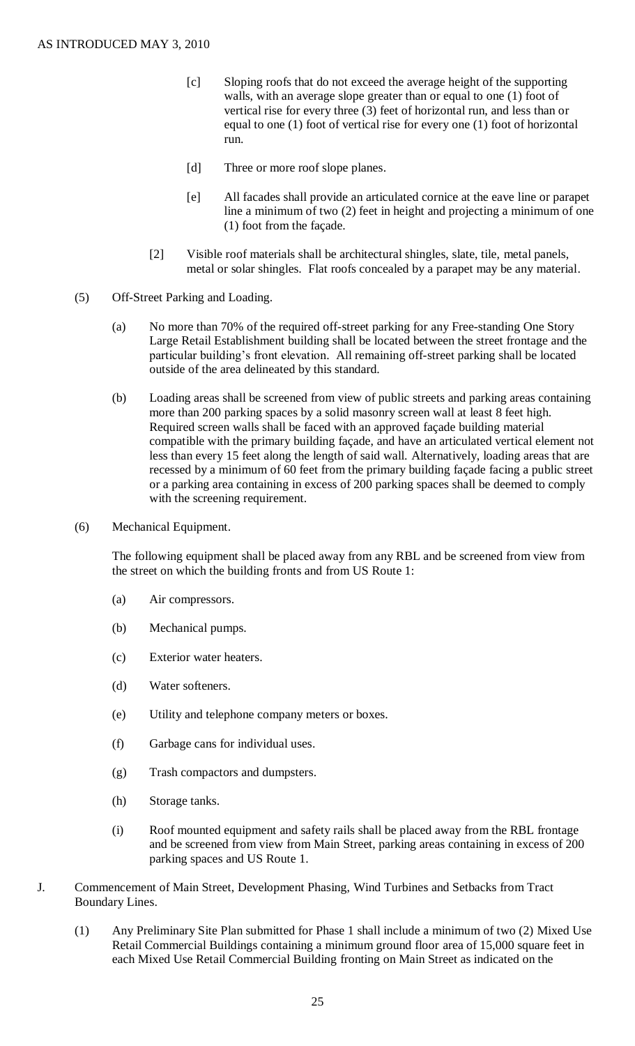[c] Sloping roofs that do not exceed the average height of the supporting walls, with an average slope greater than or equal to one (1) foot of vertical rise for every three (3) feet of horizontal run, and less than or equal to one (1) foot of vertical rise for every one (1) foot of horizontal run.

[d] Three or more roof slope planes.

[e] All facades shall provide an articulated cornice at the eave line or parapet line a minimum of two (2) feet in height and projecting a minimum of one (1) foot from the façade.

[2] Visible roof materials shall be architectural shingles, slate, tile, metal panels, metal or solar shingles. Flat roofs concealed by a parapet may be any material.

(5) Off-Street Parking and Loading.

(a) No more than 70% of the required off-street parking for any Free-standing One Story Large Retail Establishment building shall be located between the street frontage and the particular building's front elevation. All remaining off-street parking shall be located outside of the area delineated by this standard.

(b) Loading areas shall be screened from view of public streets and parking areas containing more than 200 parking spaces by a solid masonry screen wall at least 8 feet high. Required screen walls shall be faced with an approved façade building material compatible with the primary building façade, and have an articulated vertical element not less than every 15 feet along the length of said wall. Alternatively, loading areas that are recessed by a minimum of 60 feet from the primary building façade facing a public street or a parking area containing in excess of 200 parking spaces shall be deemed to comply with the screening requirement.

(6) Mechanical Equipment.

The following equipment shall be placed away from any RBL and be screened from view from the street on which the building fronts and from US Route 1:

(a) Air compressors.

(b) Mechanical pumps.

(c) Exterior water heaters.

(d) Water softeners.

(e) Utility and telephone company meters or boxes.

(f) Garbage cans for individual uses.

(g) Trash compactors and dumpsters.

(h) Storage tanks.

(i) Roof mounted equipment and safety rails shall be placed away from the RBL frontage and be screened from view from Main Street, parking areas containing in excess of 200 parking spaces and US Route 1.

J. Commencement of Main Street, Development Phasing, Wind Turbines and Setbacks from Tract Boundary Lines.

(1) Any Preliminary Site Plan submitted for Phase 1 shall include a minimum of two (2) Mixed Use Retail Commercial Buildings containing a minimum ground floor area of 15,000 square feet in each Mixed Use Retail Commercial Building fronting on Main Street as indicated on the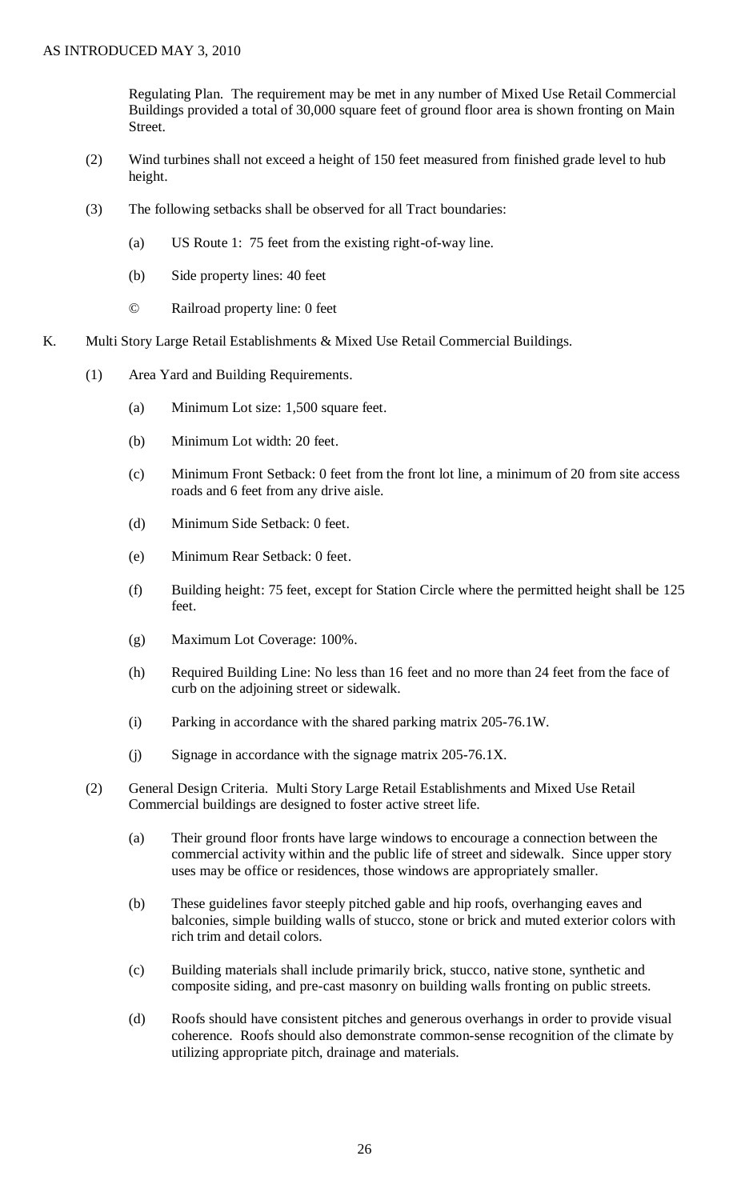Regulating Plan. The requirement may be met in any number of Mixed Use Retail Commercial Buildings provided a total of 30,000 square feet of ground floor area is shown fronting on Main Street.

(2) Wind turbines shall not exceed a height of 150 feet measured from finished grade level to hub height.

(3) The following setbacks shall be observed for all Tract boundaries:

(a) US Route 1: 75 feet from the existing right-of-way line.

(b) Side property lines: 40 feet

© Railroad property line: 0 feet

K. Multi Story Large Retail Establishments & Mixed Use Retail Commercial Buildings.

(1) Area Yard and Building Requirements.

(a) Minimum Lot size: 1,500 square feet.

(b) Minimum Lot width: 20 feet.

(c) Minimum Front Setback: 0 feet from the front lot line, a minimum of 20 from site access roads and 6 feet from any drive aisle.

(d) Minimum Side Setback: 0 feet.

(e) Minimum Rear Setback: 0 feet.

(f) Building height: 75 feet, except for Station Circle where the permitted height shall be 125 feet.

(g) Maximum Lot Coverage: 100%.

(h) Required Building Line: No less than 16 feet and no more than 24 feet from the face of curb on the adjoining street or sidewalk.

(i) Parking in accordance with the shared parking matrix 205-76.1W.

(j) Signage in accordance with the signage matrix 205-76.1X.

(2) General Design Criteria. Multi Story Large Retail Establishments and Mixed Use Retail Commercial buildings are designed to foster active street life.

(a) Their ground floor fronts have large windows to encourage a connection between the commercial activity within and the public life of street and sidewalk. Since upper story uses may be office or residences, those windows are appropriately smaller.

(b) These guidelines favor steeply pitched gable and hip roofs, overhanging eaves and balconies, simple building walls of stucco, stone or brick and muted exterior colors with rich trim and detail colors.

(c) Building materials shall include primarily brick, stucco, native stone, synthetic and composite siding, and pre-cast masonry on building walls fronting on public streets.

(d) Roofs should have consistent pitches and generous overhangs in order to provide visual coherence. Roofs should also demonstrate common-sense recognition of the climate by utilizing appropriate pitch, drainage and materials.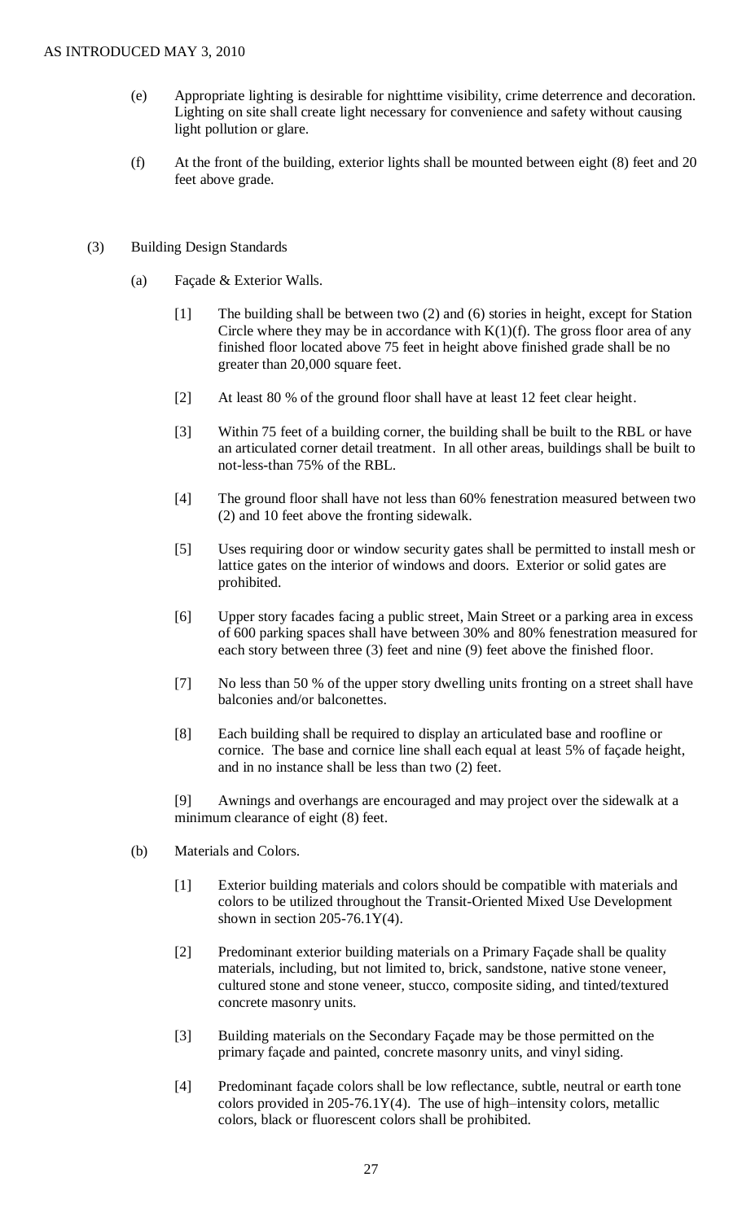(e) Appropriate lighting is desirable for nighttime visibility, crime deterrence and decoration. Lighting on site shall create light necessary for convenience and safety without causing light pollution or glare.

(f) At the front of the building, exterior lights shall be mounted between eight (8) feet and 20 feet above grade.

(3) Building Design Standards

(a) Façade & Exterior Walls.

[1] The building shall be between two (2) and (6) stories in height, except for Station Circle where they may be in accordance with K(1)(f). The gross floor area of any finished floor located above 75 feet in height above finished grade shall be no greater than 20,000 square feet.

[2] At least 80 % of the ground floor shall have at least 12 feet clear height.

[3] Within 75 feet of a building corner, the building shall be built to the RBL or have an articulated corner detail treatment. In all other areas, buildings shall be built to not-less-than 75% of the RBL.

[4] The ground floor shall have not less than 60% fenestration measured between two (2) and 10 feet above the fronting sidewalk.

[5] Uses requiring door or window security gates shall be permitted to install mesh or lattice gates on the interior of windows and doors. Exterior or solid gates are prohibited.

[6] Upper story facades facing a public street, Main Street or a parking area in excess of 600 parking spaces shall have between 30% and 80% fenestration measured for each story between three (3) feet and nine (9) feet above the finished floor.

[7] No less than 50 % of the upper story dwelling units fronting on a street shall have balconies and/or balconettes.

[8] Each building shall be required to display an articulated base and roofline or cornice. The base and cornice line shall each equal at least 5% of façade height, and in no instance shall be less than two (2) feet.

[9] Awnings and overhangs are encouraged and may project over the sidewalk at a minimum clearance of eight (8) feet.

(b) Materials and Colors.

[1] Exterior building materials and colors should be compatible with materials and colors to be utilized throughout the Transit-Oriented Mixed Use Development shown in section 205-76.1Y(4).

[2] Predominant exterior building materials on a Primary Façade shall be quality materials, including, but not limited to, brick, sandstone, native stone veneer, cultured stone and stone veneer, stucco, composite siding, and tinted/textured concrete masonry units.

[3] Building materials on the Secondary Façade may be those permitted on the primary façade and painted, concrete masonry units, and vinyl siding.

[4] Predominant façade colors shall be low reflectance, subtle, neutral or earth tone colors provided in 205-76.1Y(4). The use of high–intensity colors, metallic colors, black or fluorescent colors shall be prohibited.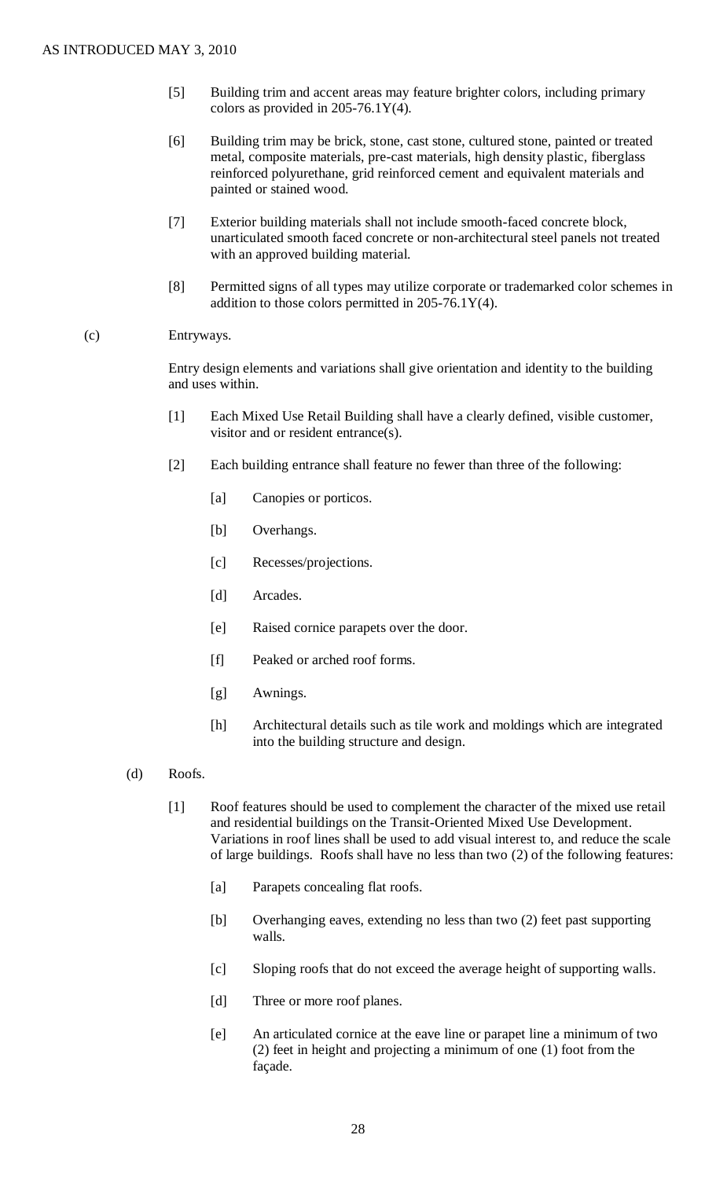[5] Building trim and accent areas may feature brighter colors, including primary colors as provided in 205-76.1Y(4).

[6] Building trim may be brick, stone, cast stone, cultured stone, painted or treated metal, composite materials, pre-cast materials, high density plastic, fiberglass reinforced polyurethane, grid reinforced cement and equivalent materials and painted or stained wood.

[7] Exterior building materials shall not include smooth-faced concrete block, unarticulated smooth faced concrete or non-architectural steel panels not treated with an approved building material.

[8] Permitted signs of all types may utilize corporate or trademarked color schemes in addition to those colors permitted in 205-76.1Y(4).

(c) Entryways.

Entry design elements and variations shall give orientation and identity to the building and uses within.

[1] Each Mixed Use Retail Building shall have a clearly defined, visible customer, visitor and or resident entrance(s).

[2] Each building entrance shall feature no fewer than three of the following:

[a] Canopies or porticos.

[b] Overhangs.

[c] Recesses/projections.

[d] Arcades.

[e] Raised cornice parapets over the door.

[f] Peaked or arched roof forms.

[g] Awnings.

[h] Architectural details such as tile work and moldings which are integrated into the building structure and design.

(d) Roofs.

[1] Roof features should be used to complement the character of the mixed use retail and residential buildings on the Transit-Oriented Mixed Use Development. Variations in roof lines shall be used to add visual interest to, and reduce the scale of large buildings. Roofs shall have no less than two (2) of the following features:

[a] Parapets concealing flat roofs.

[b] Overhanging eaves, extending no less than two (2) feet past supporting walls.

[c] Sloping roofs that do not exceed the average height of supporting walls.

[d] Three or more roof planes.

[e] An articulated cornice at the eave line or parapet line a minimum of two (2) feet in height and projecting a minimum of one (1) foot from the façade.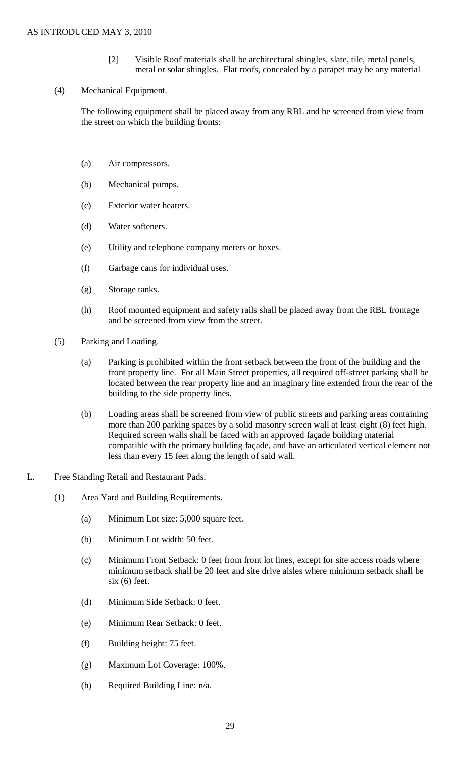[2] Visible Roof materials shall be architectural shingles, slate, tile, metal panels, metal or solar shingles. Flat roofs, concealed by a parapet may be any material

(4) Mechanical Equipment.

The following equipment shall be placed away from any RBL and be screened from view from the street on which the building fronts:

(a) Air compressors.

(b) Mechanical pumps.

(c) Exterior water heaters.

(d) Water softeners.

(e) Utility and telephone company meters or boxes.

(f) Garbage cans for individual uses.

(g) Storage tanks.

(h) Roof mounted equipment and safety rails shall be placed away from the RBL frontage and be screened from view from the street.

(5) Parking and Loading.

(a) Parking is prohibited within the front setback between the front of the building and the front property line. For all Main Street properties, all required off-street parking shall be located between the rear property line and an imaginary line extended from the rear of the building to the side property lines.

(b) Loading areas shall be screened from view of public streets and parking areas containing more than 200 parking spaces by a solid masonry screen wall at least eight (8) feet high. Required screen walls shall be faced with an approved façade building material compatible with the primary building façade, and have an articulated vertical element not less than every 15 feet along the length of said wall.

L. Free Standing Retail and Restaurant Pads.

(1) Area Yard and Building Requirements.

(a) Minimum Lot size: 5,000 square feet.

(b) Minimum Lot width: 50 feet.

(c) Minimum Front Setback: 0 feet from front lot lines, except for site access roads where minimum setback shall be 20 feet and site drive aisles where minimum setback shall be six (6) feet.

(d) Minimum Side Setback: 0 feet.

(e) Minimum Rear Setback: 0 feet.

(f) Building height: 75 feet.

(g) Maximum Lot Coverage: 100%.

(h) Required Building Line: n/a.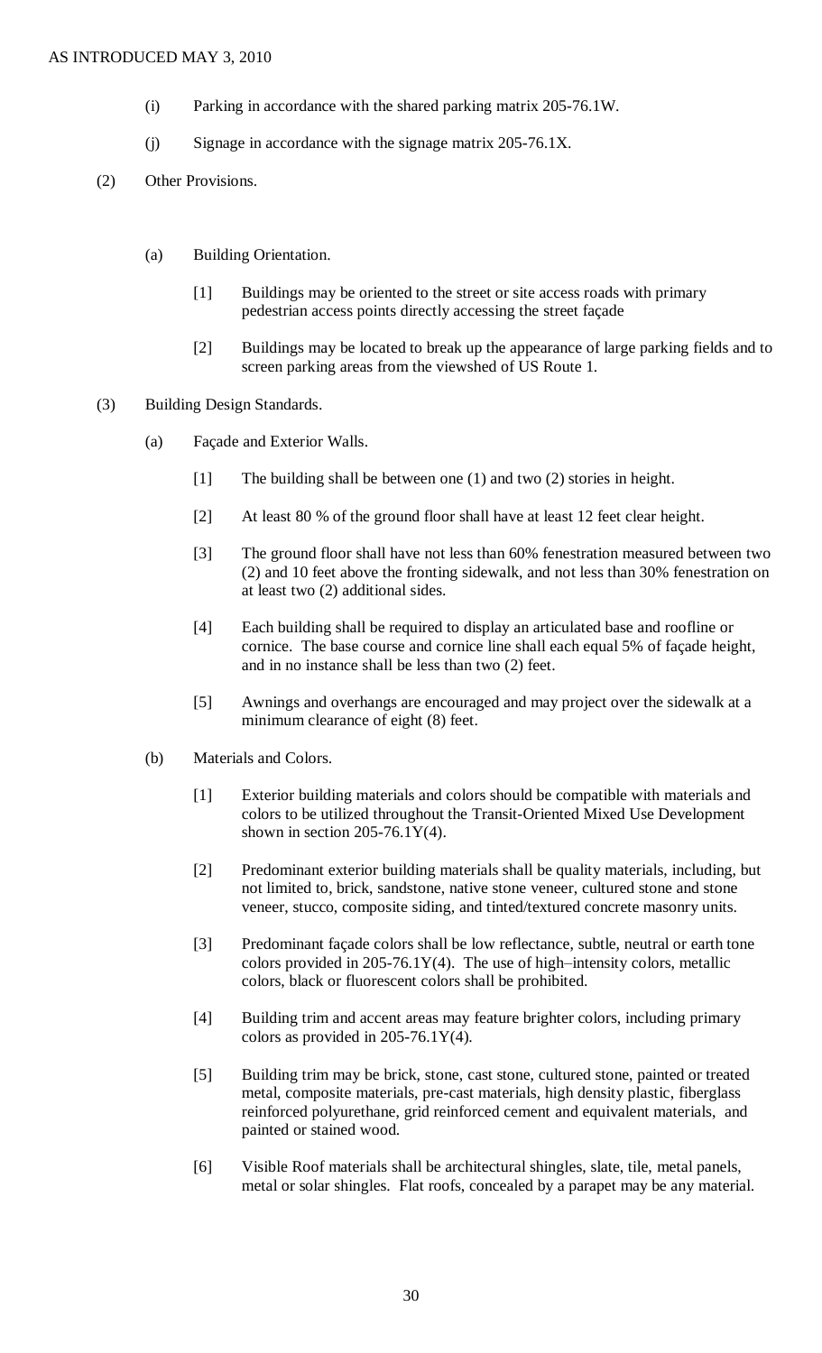(i) Parking in accordance with the shared parking matrix 205-76.1W.

(j) Signage in accordance with the signage matrix 205-76.1X.

(2) Other Provisions.

(a) Building Orientation.

[1] Buildings may be oriented to the street or site access roads with primary pedestrian access points directly accessing the street façade

[2] Buildings may be located to break up the appearance of large parking fields and to screen parking areas from the viewshed of US Route 1.

(3) Building Design Standards.

(a) Façade and Exterior Walls.

[1] The building shall be between one (1) and two (2) stories in height.

[2] At least 80 % of the ground floor shall have at least 12 feet clear height.

[3] The ground floor shall have not less than 60% fenestration measured between two (2) and 10 feet above the fronting sidewalk, and not less than 30% fenestration on at least two (2) additional sides.

[4] Each building shall be required to display an articulated base and roofline or cornice. The base course and cornice line shall each equal 5% of façade height, and in no instance shall be less than two (2) feet.

[5] Awnings and overhangs are encouraged and may project over the sidewalk at a minimum clearance of eight (8) feet.

(b) Materials and Colors.

[1] Exterior building materials and colors should be compatible with materials and colors to be utilized throughout the Transit-Oriented Mixed Use Development shown in section 205-76.1Y(4).

[2] Predominant exterior building materials shall be quality materials, including, but not limited to, brick, sandstone, native stone veneer, cultured stone and stone veneer, stucco, composite siding, and tinted/textured concrete masonry units.

[3] Predominant façade colors shall be low reflectance, subtle, neutral or earth tone colors provided in 205-76.1Y(4). The use of high–intensity colors, metallic colors, black or fluorescent colors shall be prohibited.

[4] Building trim and accent areas may feature brighter colors, including primary colors as provided in 205-76.1Y(4).

[5] Building trim may be brick, stone, cast stone, cultured stone, painted or treated metal, composite materials, pre-cast materials, high density plastic, fiberglass reinforced polyurethane, grid reinforced cement and equivalent materials, and painted or stained wood.

[6] Visible Roof materials shall be architectural shingles, slate, tile, metal panels, metal or solar shingles. Flat roofs, concealed by a parapet may be any material.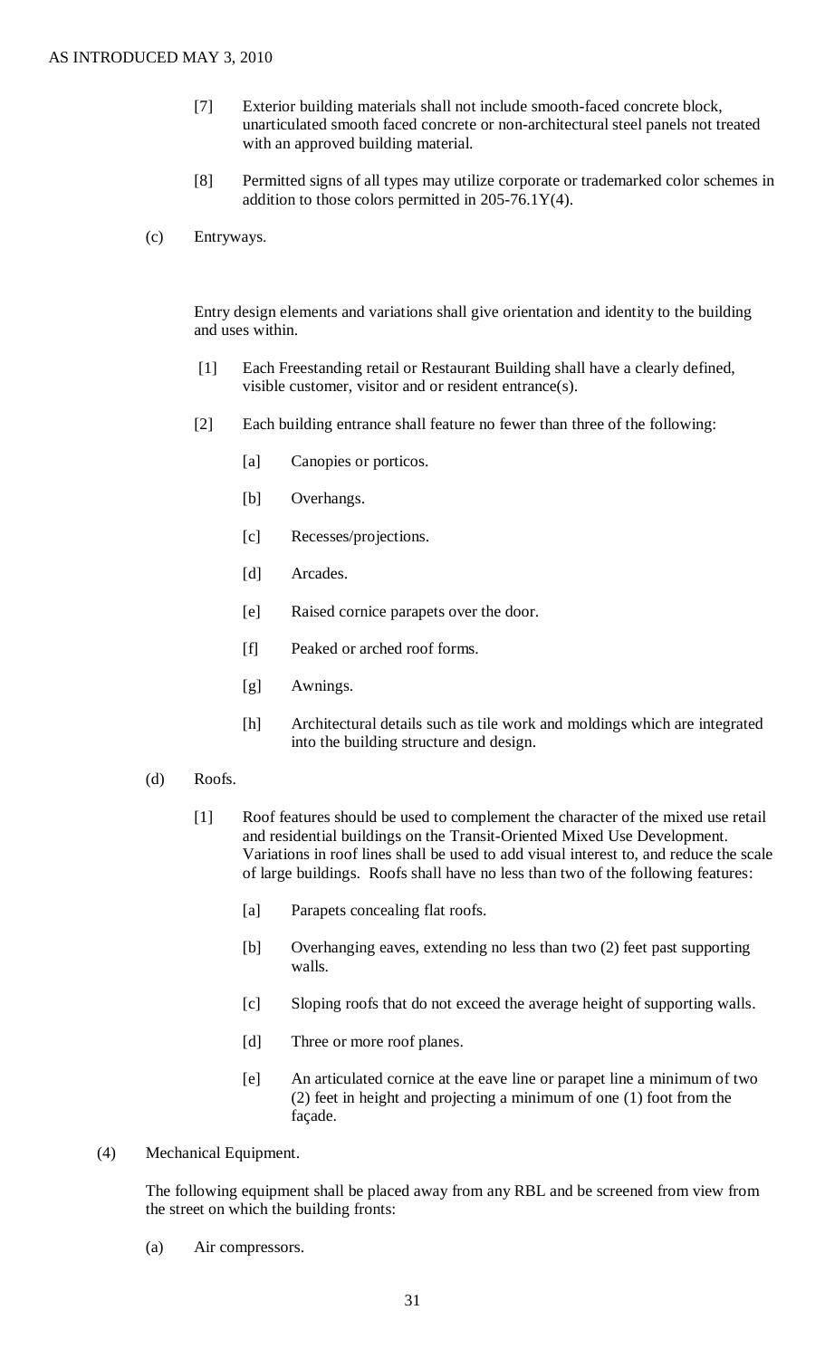[7] Exterior building materials shall not include smooth-faced concrete block, unarticulated smooth faced concrete or non-architectural steel panels not treated with an approved building material.

[8] Permitted signs of all types may utilize corporate or trademarked color schemes in addition to those colors permitted in 205-76.1Y(4).

(c) Entryways.

Entry design elements and variations shall give orientation and identity to the building and uses within.

[1] Each Freestanding retail or Restaurant Building shall have a clearly defined, visible customer, visitor and or resident entrance(s).

[2] Each building entrance shall feature no fewer than three of the following:

[a] Canopies or porticos.

[b] Overhangs.

[c] Recesses/projections.

[d] Arcades.

[e] Raised cornice parapets over the door.

[f] Peaked or arched roof forms.

[g] Awnings.

[h] Architectural details such as tile work and moldings which are integrated into the building structure and design.

(d) Roofs.

[1] Roof features should be used to complement the character of the mixed use retail and residential buildings on the Transit-Oriented Mixed Use Development. Variations in roof lines shall be used to add visual interest to, and reduce the scale of large buildings. Roofs shall have no less than two of the following features:

[a] Parapets concealing flat roofs.

[b] Overhanging eaves, extending no less than two (2) feet past supporting walls.

[c] Sloping roofs that do not exceed the average height of supporting walls.

[d] Three or more roof planes.

[e] An articulated cornice at the eave line or parapet line a minimum of two (2) feet in height and projecting a minimum of one (1) foot from the façade.

(4) Mechanical Equipment.

The following equipment shall be placed away from any RBL and be screened from view from the street on which the building fronts:

(a) Air compressors.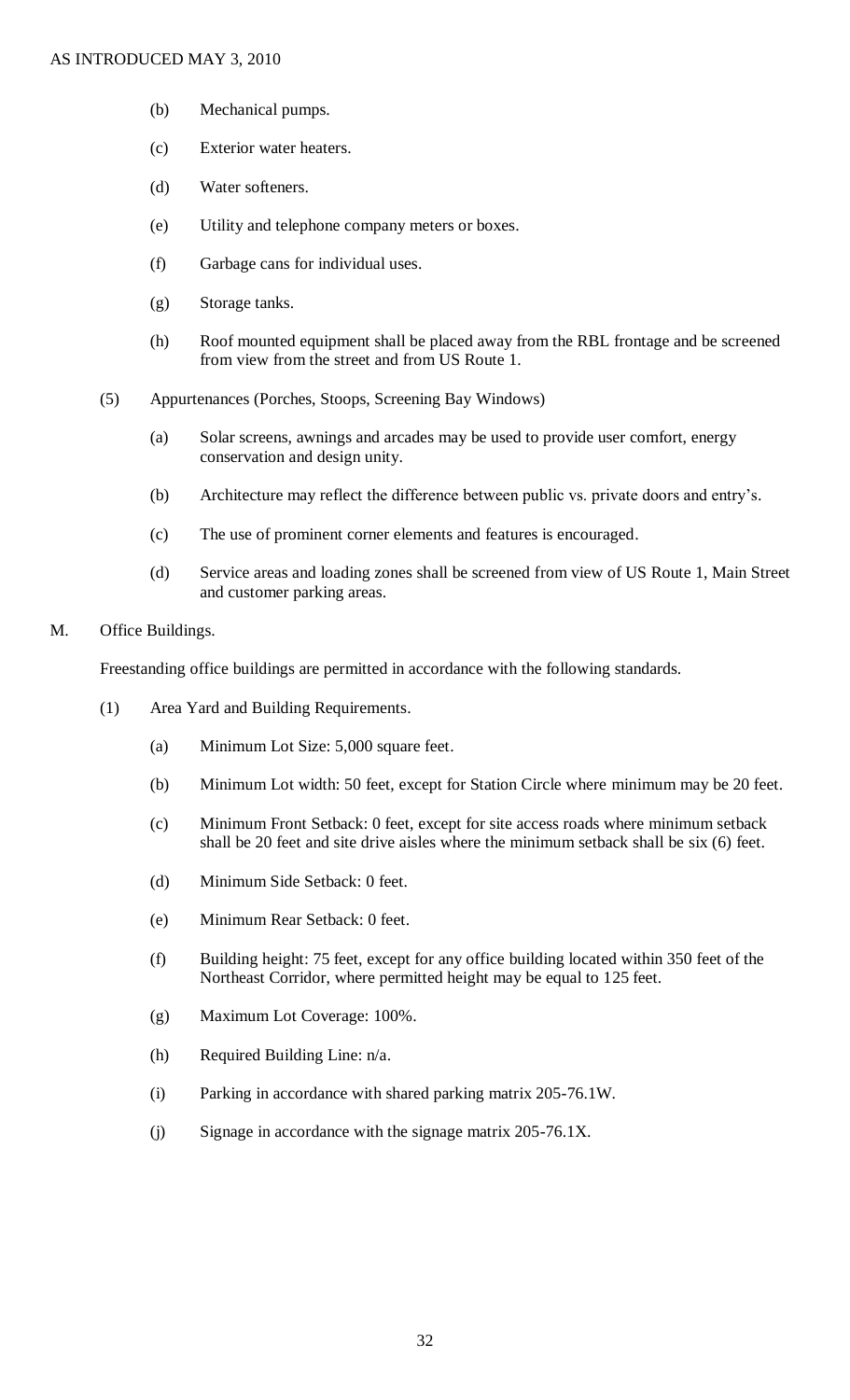(b) Mechanical pumps.

(c) Exterior water heaters.

(d) Water softeners.

(e) Utility and telephone company meters or boxes.

(f) Garbage cans for individual uses.

(g) Storage tanks.

(h) Roof mounted equipment shall be placed away from the RBL frontage and be screened from view from the street and from US Route 1.

(5) Appurtenances (Porches, Stoops, Screening Bay Windows)

(a) Solar screens, awnings and arcades may be used to provide user comfort, energy conservation and design unity.

(b) Architecture may reflect the difference between public vs. private doors and entry's.

(c) The use of prominent corner elements and features is encouraged.

(d) Service areas and loading zones shall be screened from view of US Route 1, Main Street and customer parking areas.

M. Office Buildings.

Freestanding office buildings are permitted in accordance with the following standards.

(1) Area Yard and Building Requirements.

(a) Minimum Lot Size: 5,000 square feet.

(b) Minimum Lot width: 50 feet, except for Station Circle where minimum may be 20 feet.

(c) Minimum Front Setback: 0 feet, except for site access roads where minimum setback shall be 20 feet and site drive aisles where the minimum setback shall be six (6) feet.

(d) Minimum Side Setback: 0 feet.

(e) Minimum Rear Setback: 0 feet.

(f) Building height: 75 feet, except for any office building located within 350 feet of the Northeast Corridor, where permitted height may be equal to 125 feet.

(g) Maximum Lot Coverage: 100%.

(h) Required Building Line: n/a.

(i) Parking in accordance with shared parking matrix 205-76.1W.

(j) Signage in accordance with the signage matrix 205-76.1X.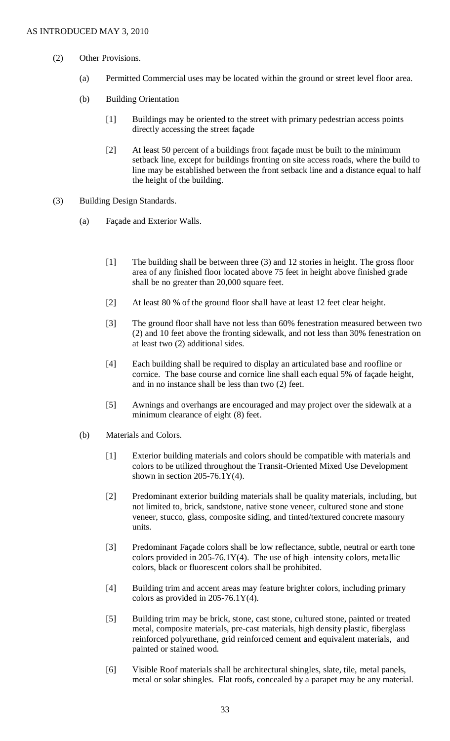(2) Other Provisions.

(a) Permitted Commercial uses may be located within the ground or street level floor area.

(b) Building Orientation

[1] Buildings may be oriented to the street with primary pedestrian access points directly accessing the street façade

[2] At least 50 percent of a buildings front façade must be built to the minimum setback line, except for buildings fronting on site access roads, where the build to line may be established between the front setback line and a distance equal to half the height of the building.

(3) Building Design Standards.

(a) Façade and Exterior Walls.

[1] The building shall be between three (3) and 12 stories in height. The gross floor area of any finished floor located above 75 feet in height above finished grade shall be no greater than 20,000 square feet.

[2] At least 80 % of the ground floor shall have at least 12 feet clear height.

[3] The ground floor shall have not less than 60% fenestration measured between two (2) and 10 feet above the fronting sidewalk, and not less than 30% fenestration on at least two (2) additional sides.

[4] Each building shall be required to display an articulated base and roofline or cornice. The base course and cornice line shall each equal 5% of façade height, and in no instance shall be less than two (2) feet.

[5] Awnings and overhangs are encouraged and may project over the sidewalk at a minimum clearance of eight (8) feet.

(b) Materials and Colors.

[1] Exterior building materials and colors should be compatible with materials and colors to be utilized throughout the Transit-Oriented Mixed Use Development shown in section 205-76.1Y(4).

[2] Predominant exterior building materials shall be quality materials, including, but not limited to, brick, sandstone, native stone veneer, cultured stone and stone veneer, stucco, glass, composite siding, and tinted/textured concrete masonry units.

[3] Predominant Façade colors shall be low reflectance, subtle, neutral or earth tone colors provided in 205-76.1Y(4). The use of high–intensity colors, metallic colors, black or fluorescent colors shall be prohibited.

[4] Building trim and accent areas may feature brighter colors, including primary colors as provided in 205-76.1Y(4).

[5] Building trim may be brick, stone, cast stone, cultured stone, painted or treated metal, composite materials, pre-cast materials, high density plastic, fiberglass reinforced polyurethane, grid reinforced cement and equivalent materials, and painted or stained wood.

[6] Visible Roof materials shall be architectural shingles, slate, tile, metal panels, metal or solar shingles. Flat roofs, concealed by a parapet may be any material.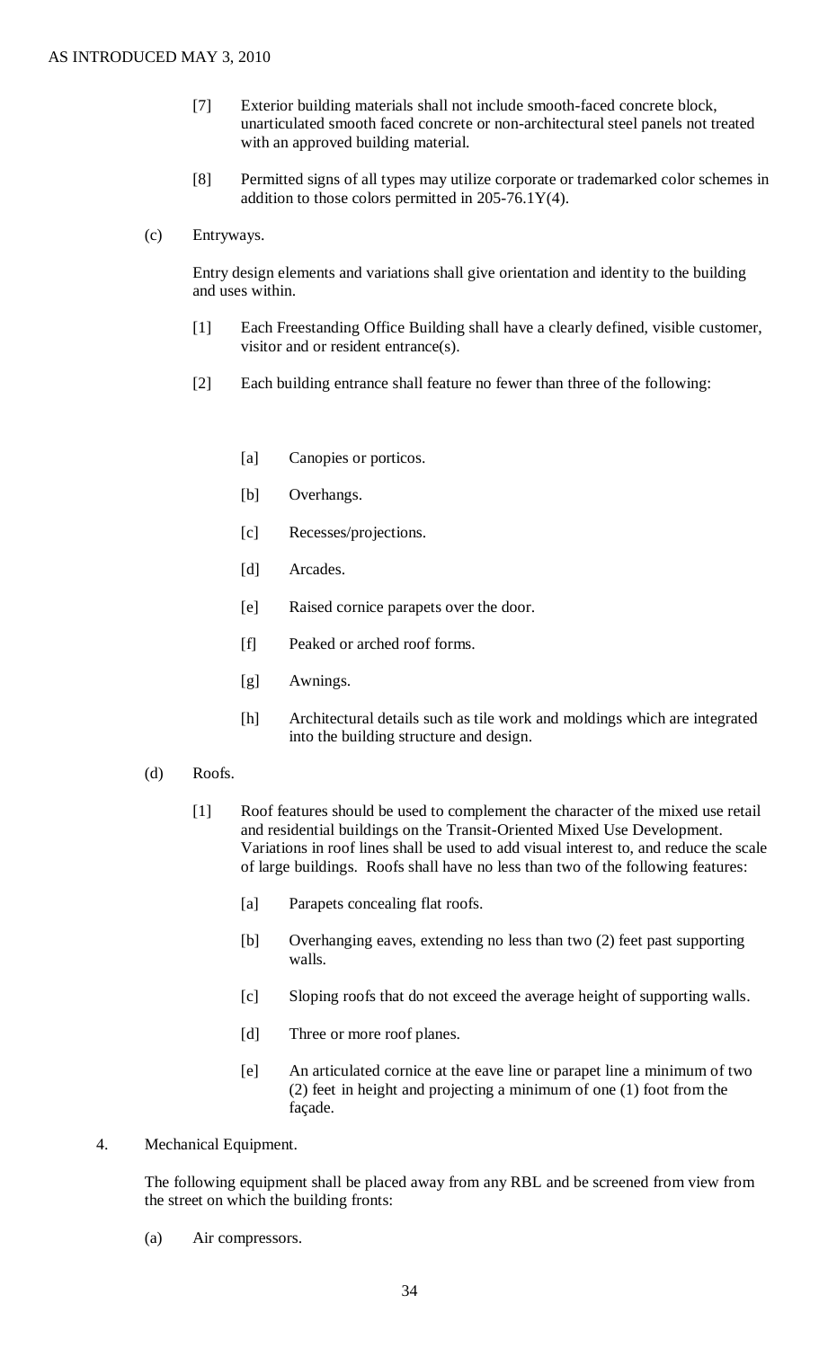[7] Exterior building materials shall not include smooth-faced concrete block, unarticulated smooth faced concrete or non-architectural steel panels not treated with an approved building material.

[8] Permitted signs of all types may utilize corporate or trademarked color schemes in addition to those colors permitted in 205-76.1Y(4).

(c) Entryways.

Entry design elements and variations shall give orientation and identity to the building and uses within.

[1] Each Freestanding Office Building shall have a clearly defined, visible customer, visitor and or resident entrance(s).

[2] Each building entrance shall feature no fewer than three of the following:

[a] Canopies or porticos.

[b] Overhangs.

[c] Recesses/projections.

[d] Arcades.

[e] Raised cornice parapets over the door.

[f] Peaked or arched roof forms.

[g] Awnings.

[h] Architectural details such as tile work and moldings which are integrated into the building structure and design.

(d) Roofs.

[1] Roof features should be used to complement the character of the mixed use retail and residential buildings on the Transit-Oriented Mixed Use Development. Variations in roof lines shall be used to add visual interest to, and reduce the scale of large buildings. Roofs shall have no less than two of the following features:

[a] Parapets concealing flat roofs.

[b] Overhanging eaves, extending no less than two (2) feet past supporting walls.

[c] Sloping roofs that do not exceed the average height of supporting walls.

[d] Three or more roof planes.

[e] An articulated cornice at the eave line or parapet line a minimum of two (2) feet in height and projecting a minimum of one (1) foot from the façade.

4. Mechanical Equipment.

The following equipment shall be placed away from any RBL and be screened from view from the street on which the building fronts:

(a) Air compressors.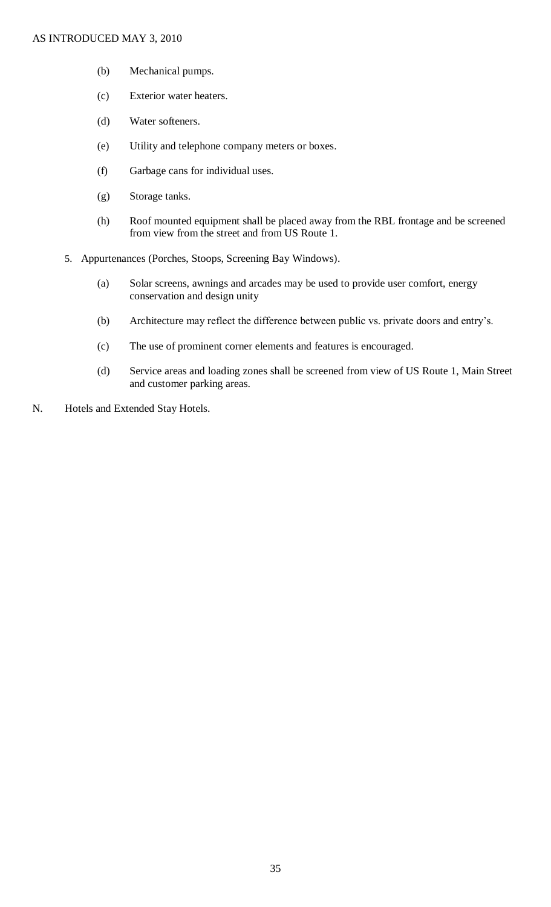(b) Mechanical pumps.

(c) Exterior water heaters.

(d) Water softeners.

(e) Utility and telephone company meters or boxes.

(f) Garbage cans for individual uses.

(g) Storage tanks.

(h) Roof mounted equipment shall be placed away from the RBL frontage and be screened from view from the street and from US Route 1.

5. Appurtenances (Porches, Stoops, Screening Bay Windows).

(a) Solar screens, awnings and arcades may be used to provide user comfort, energy conservation and design unity

(b) Architecture may reflect the difference between public vs. private doors and entry's.

(c) The use of prominent corner elements and features is encouraged.

(d) Service areas and loading zones shall be screened from view of US Route 1, Main Street and customer parking areas.

N. Hotels and Extended Stay Hotels.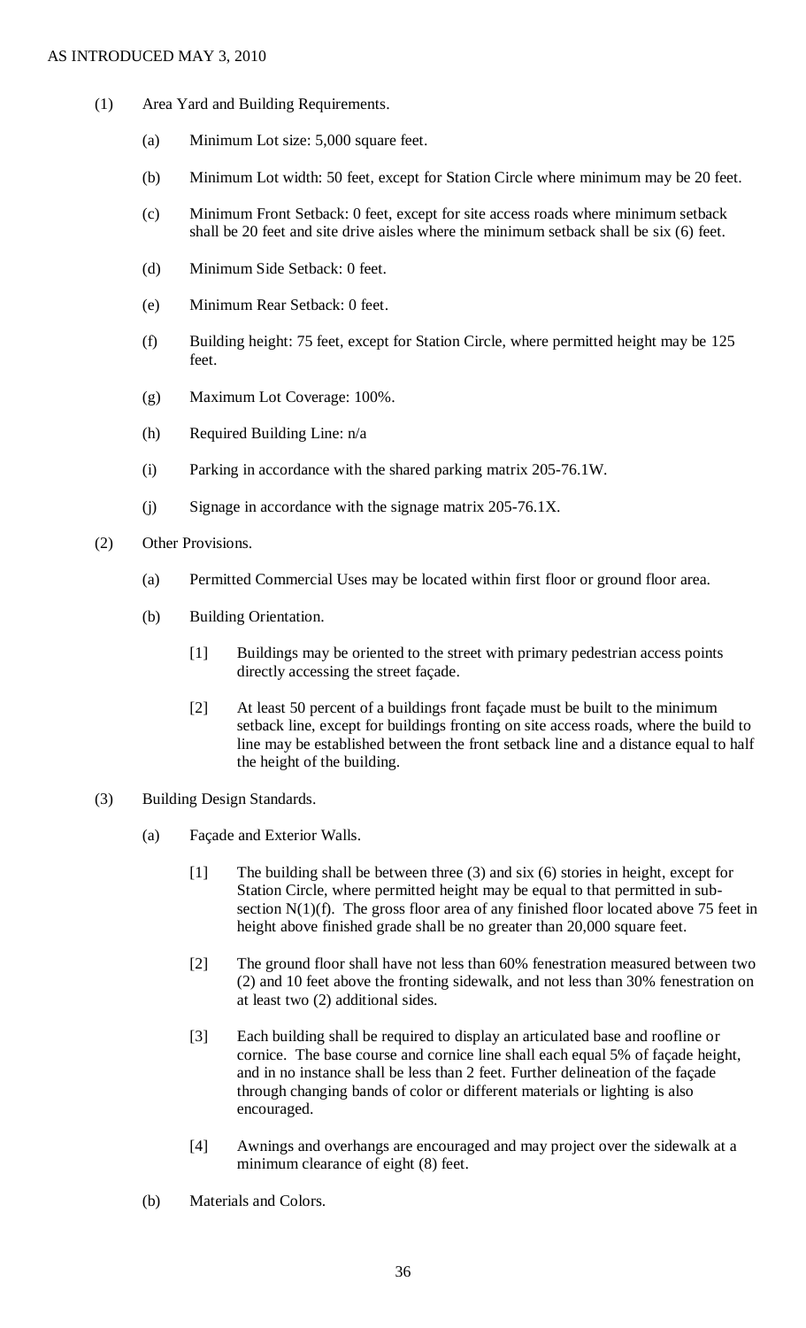(1) Area Yard and Building Requirements.

- (a) Minimum Lot size: 5,000 square feet.
- (b) Minimum Lot width: 50 feet, except for Station Circle where minimum may be 20 feet.
- (c) Minimum Front Setback: 0 feet, except for site access roads where minimum setback shall be 20 feet and site drive aisles where the minimum setback shall be six (6) feet.
- (d) Minimum Side Setback: 0 feet.
- (e) Minimum Rear Setback: 0 feet.
- (f) Building height: 75 feet, except for Station Circle, where permitted height may be 125 feet.
- (g) Maximum Lot Coverage: 100%.
- (h) Required Building Line: n/a
- (i) Parking in accordance with the shared parking matrix 205-76.1W.
- (j) Signage in accordance with the signage matrix 205-76.1X.

(2) Other Provisions.

- (a) Permitted Commercial Uses may be located within first floor or ground floor area.
- (b) Building Orientation.
  - [1] Buildings may be oriented to the street with primary pedestrian access points directly accessing the street façade.
  - [2] At least 50 percent of a buildings front façade must be built to the minimum setback line, except for buildings fronting on site access roads, where the build to line may be established between the front setback line and a distance equal to half the height of the building.

(3) Building Design Standards.

- (a) Façade and Exterior Walls.
  - [1] The building shall be between three (3) and six (6) stories in height, except for Station Circle, where permitted height may be equal to that permitted in sub-section N(1)(f). The gross floor area of any finished floor located above 75 feet in height above finished grade shall be no greater than 20,000 square feet.
  - [2] The ground floor shall have not less than 60% fenestration measured between two (2) and 10 feet above the fronting sidewalk, and not less than 30% fenestration on at least two (2) additional sides.
  - [3] Each building shall be required to display an articulated base and roofline or cornice. The base course and cornice line shall each equal 5% of façade height, and in no instance shall be less than 2 feet. Further delineation of the façade through changing bands of color or different materials or lighting is also encouraged.
  - [4] Awnings and overhangs are encouraged and may project over the sidewalk at a minimum clearance of eight (8) feet.
- (b) Materials and Colors.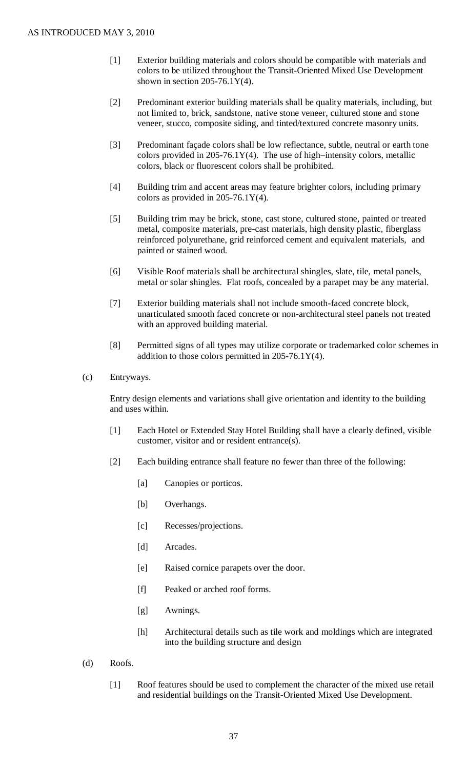[1] Exterior building materials and colors should be compatible with materials and colors to be utilized throughout the Transit-Oriented Mixed Use Development shown in section 205-76.1Y(4).

[2] Predominant exterior building materials shall be quality materials, including, but not limited to, brick, sandstone, native stone veneer, cultured stone and stone veneer, stucco, composite siding, and tinted/textured concrete masonry units.

[3] Predominant façade colors shall be low reflectance, subtle, neutral or earth tone colors provided in 205-76.1Y(4). The use of high–intensity colors, metallic colors, black or fluorescent colors shall be prohibited.

[4] Building trim and accent areas may feature brighter colors, including primary colors as provided in 205-76.1Y(4).

[5] Building trim may be brick, stone, cast stone, cultured stone, painted or treated metal, composite materials, pre-cast materials, high density plastic, fiberglass reinforced polyurethane, grid reinforced cement and equivalent materials, and painted or stained wood.

[6] Visible Roof materials shall be architectural shingles, slate, tile, metal panels, metal or solar shingles. Flat roofs, concealed by a parapet may be any material.

[7] Exterior building materials shall not include smooth-faced concrete block, unarticulated smooth faced concrete or non-architectural steel panels not treated with an approved building material.

[8] Permitted signs of all types may utilize corporate or trademarked color schemes in addition to those colors permitted in 205-76.1Y(4).

(c) Entryways.

Entry design elements and variations shall give orientation and identity to the building and uses within.

[1] Each Hotel or Extended Stay Hotel Building shall have a clearly defined, visible customer, visitor and or resident entrance(s).

[2] Each building entrance shall feature no fewer than three of the following:

[a] Canopies or porticos.

[b] Overhangs.

[c] Recesses/projections.

[d] Arcades.

[e] Raised cornice parapets over the door.

[f] Peaked or arched roof forms.

[g] Awnings.

[h] Architectural details such as tile work and moldings which are integrated into the building structure and design

(d) Roofs.

[1] Roof features should be used to complement the character of the mixed use retail and residential buildings on the Transit-Oriented Mixed Use Development.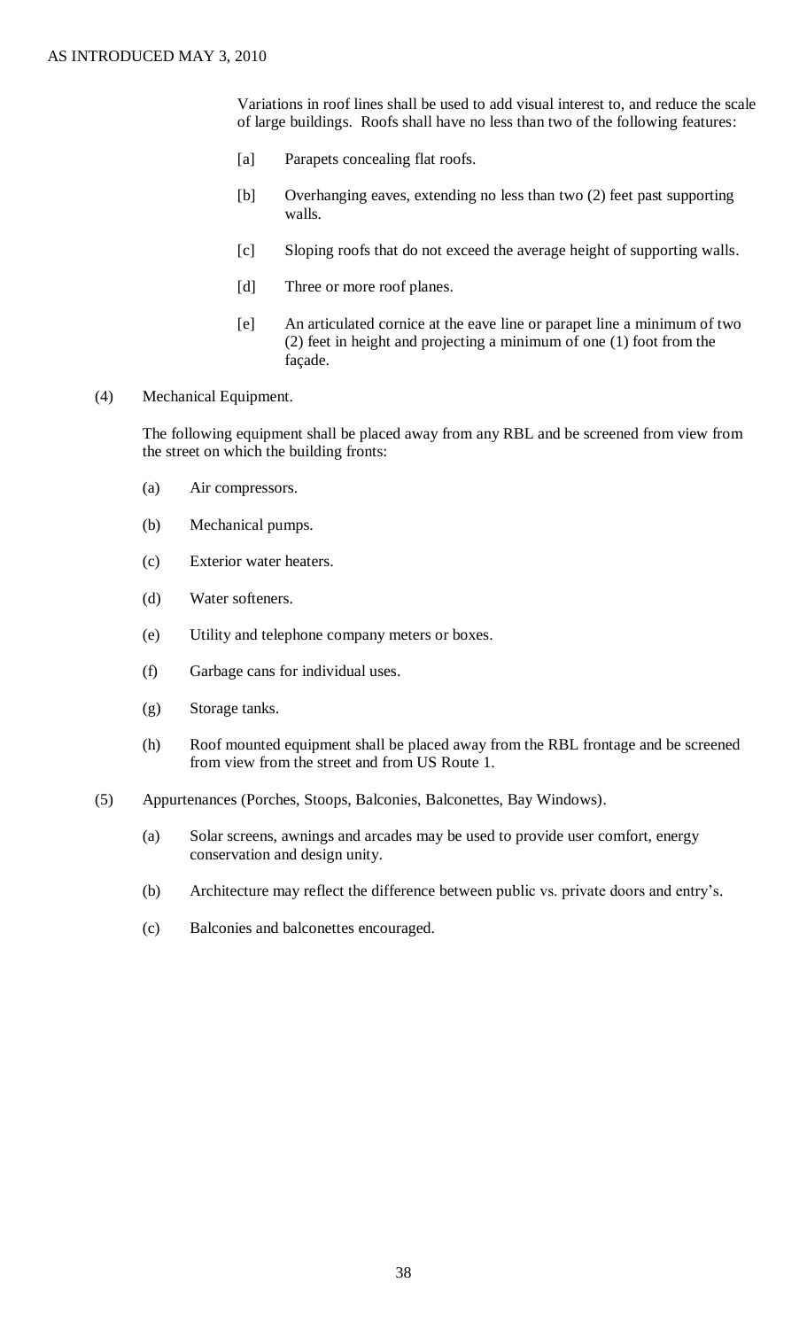Variations in roof lines shall be used to add visual interest to, and reduce the scale of large buildings. Roofs shall have no less than two of the following features:

[a] Parapets concealing flat roofs.

[b] Overhanging eaves, extending no less than two (2) feet past supporting walls.

[c] Sloping roofs that do not exceed the average height of supporting walls.

[d] Three or more roof planes.

[e] An articulated cornice at the eave line or parapet line a minimum of two (2) feet in height and projecting a minimum of one (1) foot from the façade.

(4) Mechanical Equipment.

The following equipment shall be placed away from any RBL and be screened from view from the street on which the building fronts:

(a) Air compressors.

(b) Mechanical pumps.

(c) Exterior water heaters.

(d) Water softeners.

(e) Utility and telephone company meters or boxes.

(f) Garbage cans for individual uses.

(g) Storage tanks.

(h) Roof mounted equipment shall be placed away from the RBL frontage and be screened from view from the street and from US Route 1.

(5) Appurtenances (Porches, Stoops, Balconies, Balconettes, Bay Windows).

(a) Solar screens, awnings and arcades may be used to provide user comfort, energy conservation and design unity.

(b) Architecture may reflect the difference between public vs. private doors and entry's.

(c) Balconies and balconettes encouraged.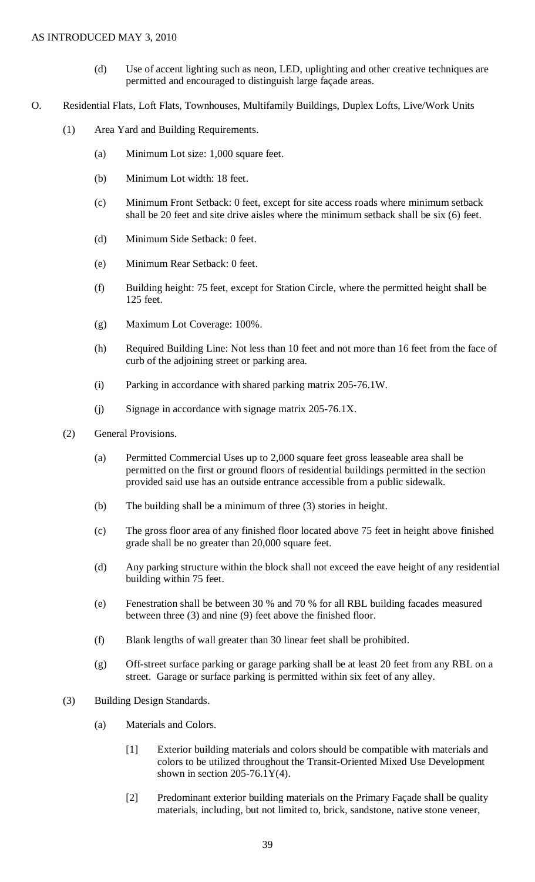(d) Use of accent lighting such as neon, LED, uplighting and other creative techniques are permitted and encouraged to distinguish large façade areas.

O. Residential Flats, Loft Flats, Townhouses, Multifamily Buildings, Duplex Lofts, Live/Work Units

(1) Area Yard and Building Requirements.

(a) Minimum Lot size: 1,000 square feet.

(b) Minimum Lot width: 18 feet.

(c) Minimum Front Setback: 0 feet, except for site access roads where minimum setback shall be 20 feet and site drive aisles where the minimum setback shall be six (6) feet.

(d) Minimum Side Setback: 0 feet.

(e) Minimum Rear Setback: 0 feet.

(f) Building height: 75 feet, except for Station Circle, where the permitted height shall be 125 feet.

(g) Maximum Lot Coverage: 100%.

(h) Required Building Line: Not less than 10 feet and not more than 16 feet from the face of curb of the adjoining street or parking area.

(i) Parking in accordance with shared parking matrix 205-76.1W.

(j) Signage in accordance with signage matrix 205-76.1X.

(2) General Provisions.

(a) Permitted Commercial Uses up to 2,000 square feet gross leaseable area shall be permitted on the first or ground floors of residential buildings permitted in the section provided said use has an outside entrance accessible from a public sidewalk.

(b) The building shall be a minimum of three (3) stories in height.

(c) The gross floor area of any finished floor located above 75 feet in height above finished grade shall be no greater than 20,000 square feet.

(d) Any parking structure within the block shall not exceed the eave height of any residential building within 75 feet.

(e) Fenestration shall be between 30 % and 70 % for all RBL building facades measured between three (3) and nine (9) feet above the finished floor.

(f) Blank lengths of wall greater than 30 linear feet shall be prohibited.

(g) Off-street surface parking or garage parking shall be at least 20 feet from any RBL on a street. Garage or surface parking is permitted within six feet of any alley.

(3) Building Design Standards.

(a) Materials and Colors.

[1] Exterior building materials and colors should be compatible with materials and colors to be utilized throughout the Transit-Oriented Mixed Use Development shown in section 205-76.1Y(4).

[2] Predominant exterior building materials on the Primary Façade shall be quality materials, including, but not limited to, brick, sandstone, native stone veneer,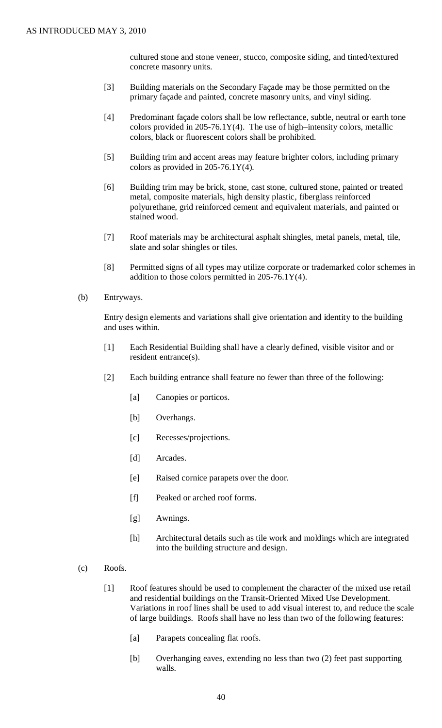cultured stone and stone veneer, stucco, composite siding, and tinted/textured concrete masonry units.

[3] Building materials on the Secondary Façade may be those permitted on the primary façade and painted, concrete masonry units, and vinyl siding.

[4] Predominant façade colors shall be low reflectance, subtle, neutral or earth tone colors provided in 205-76.1Y(4). The use of high–intensity colors, metallic colors, black or fluorescent colors shall be prohibited.

[5] Building trim and accent areas may feature brighter colors, including primary colors as provided in 205-76.1Y(4).

[6] Building trim may be brick, stone, cast stone, cultured stone, painted or treated metal, composite materials, high density plastic, fiberglass reinforced polyurethane, grid reinforced cement and equivalent materials, and painted or stained wood.

[7] Roof materials may be architectural asphalt shingles, metal panels, metal, tile, slate and solar shingles or tiles.

[8] Permitted signs of all types may utilize corporate or trademarked color schemes in addition to those colors permitted in 205-76.1Y(4).

(b) Entryways.

Entry design elements and variations shall give orientation and identity to the building and uses within.

[1] Each Residential Building shall have a clearly defined, visible visitor and or resident entrance(s).

[2] Each building entrance shall feature no fewer than three of the following:

[a] Canopies or porticos.

[b] Overhangs.

[c] Recesses/projections.

[d] Arcades.

[e] Raised cornice parapets over the door.

[f] Peaked or arched roof forms.

[g] Awnings.

[h] Architectural details such as tile work and moldings which are integrated into the building structure and design.

(c) Roofs.

[1] Roof features should be used to complement the character of the mixed use retail and residential buildings on the Transit-Oriented Mixed Use Development. Variations in roof lines shall be used to add visual interest to, and reduce the scale of large buildings. Roofs shall have no less than two of the following features:

[a] Parapets concealing flat roofs.

[b] Overhanging eaves, extending no less than two (2) feet past supporting walls.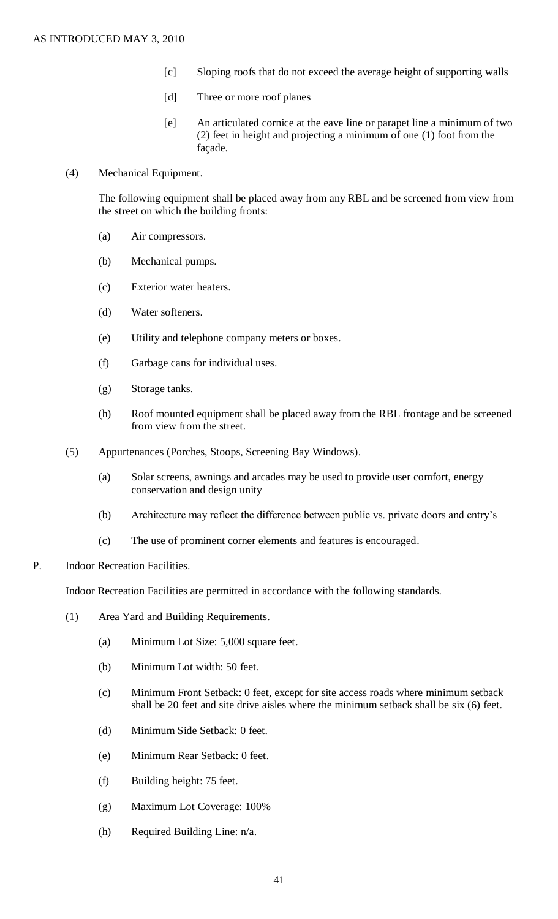[c] Sloping roofs that do not exceed the average height of supporting walls

[d] Three or more roof planes

[e] An articulated cornice at the eave line or parapet line a minimum of two (2) feet in height and projecting a minimum of one (1) foot from the façade.

(4) Mechanical Equipment.

The following equipment shall be placed away from any RBL and be screened from view from the street on which the building fronts:

(a) Air compressors.

(b) Mechanical pumps.

(c) Exterior water heaters.

(d) Water softeners.

(e) Utility and telephone company meters or boxes.

(f) Garbage cans for individual uses.

(g) Storage tanks.

(h) Roof mounted equipment shall be placed away from the RBL frontage and be screened from view from the street.

(5) Appurtenances (Porches, Stoops, Screening Bay Windows).

(a) Solar screens, awnings and arcades may be used to provide user comfort, energy conservation and design unity

(b) Architecture may reflect the difference between public vs. private doors and entry's

(c) The use of prominent corner elements and features is encouraged.

P. Indoor Recreation Facilities.

Indoor Recreation Facilities are permitted in accordance with the following standards.

(1) Area Yard and Building Requirements.

(a) Minimum Lot Size: 5,000 square feet.

(b) Minimum Lot width: 50 feet.

(c) Minimum Front Setback: 0 feet, except for site access roads where minimum setback shall be 20 feet and site drive aisles where the minimum setback shall be six (6) feet.

(d) Minimum Side Setback: 0 feet.

(e) Minimum Rear Setback: 0 feet.

(f) Building height: 75 feet.

(g) Maximum Lot Coverage: 100%

(h) Required Building Line: n/a.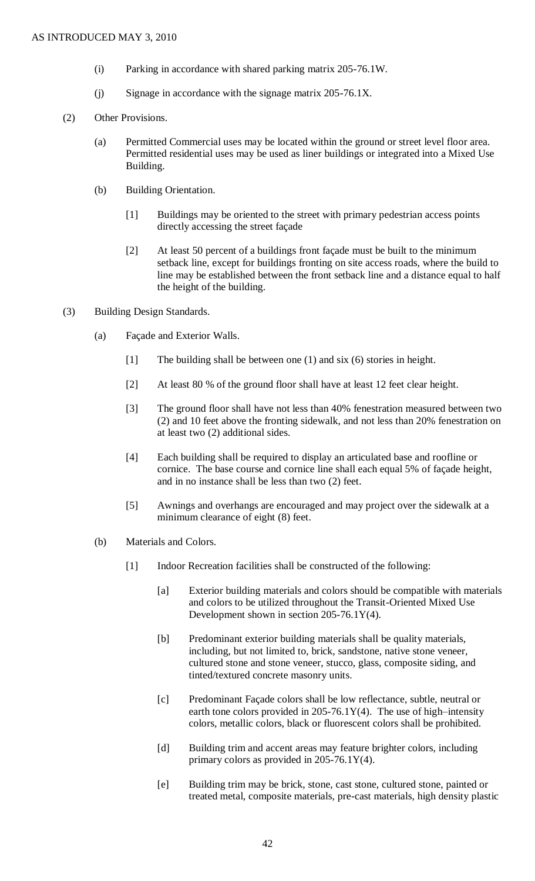(i) Parking in accordance with shared parking matrix 205-76.1W.

(j) Signage in accordance with the signage matrix 205-76.1X.

(2) Other Provisions.

(a) Permitted Commercial uses may be located within the ground or street level floor area. Permitted residential uses may be used as liner buildings or integrated into a Mixed Use Building.

(b) Building Orientation.

[1] Buildings may be oriented to the street with primary pedestrian access points directly accessing the street façade

[2] At least 50 percent of a buildings front façade must be built to the minimum setback line, except for buildings fronting on site access roads, where the build to line may be established between the front setback line and a distance equal to half the height of the building.

(3) Building Design Standards.

(a) Façade and Exterior Walls.

[1] The building shall be between one (1) and six (6) stories in height.

[2] At least 80 % of the ground floor shall have at least 12 feet clear height.

[3] The ground floor shall have not less than 40% fenestration measured between two (2) and 10 feet above the fronting sidewalk, and not less than 20% fenestration on at least two (2) additional sides.

[4] Each building shall be required to display an articulated base and roofline or cornice. The base course and cornice line shall each equal 5% of façade height, and in no instance shall be less than two (2) feet.

[5] Awnings and overhangs are encouraged and may project over the sidewalk at a minimum clearance of eight (8) feet.

(b) Materials and Colors.

[1] Indoor Recreation facilities shall be constructed of the following:

[a] Exterior building materials and colors should be compatible with materials and colors to be utilized throughout the Transit-Oriented Mixed Use Development shown in section 205-76.1Y(4).

[b] Predominant exterior building materials shall be quality materials, including, but not limited to, brick, sandstone, native stone veneer, cultured stone and stone veneer, stucco, glass, composite siding, and tinted/textured concrete masonry units.

[c] Predominant Façade colors shall be low reflectance, subtle, neutral or earth tone colors provided in 205-76.1Y(4). The use of high–intensity colors, metallic colors, black or fluorescent colors shall be prohibited.

[d] Building trim and accent areas may feature brighter colors, including primary colors as provided in 205-76.1Y(4).

[e] Building trim may be brick, stone, cast stone, cultured stone, painted or treated metal, composite materials, pre-cast materials, high density plastic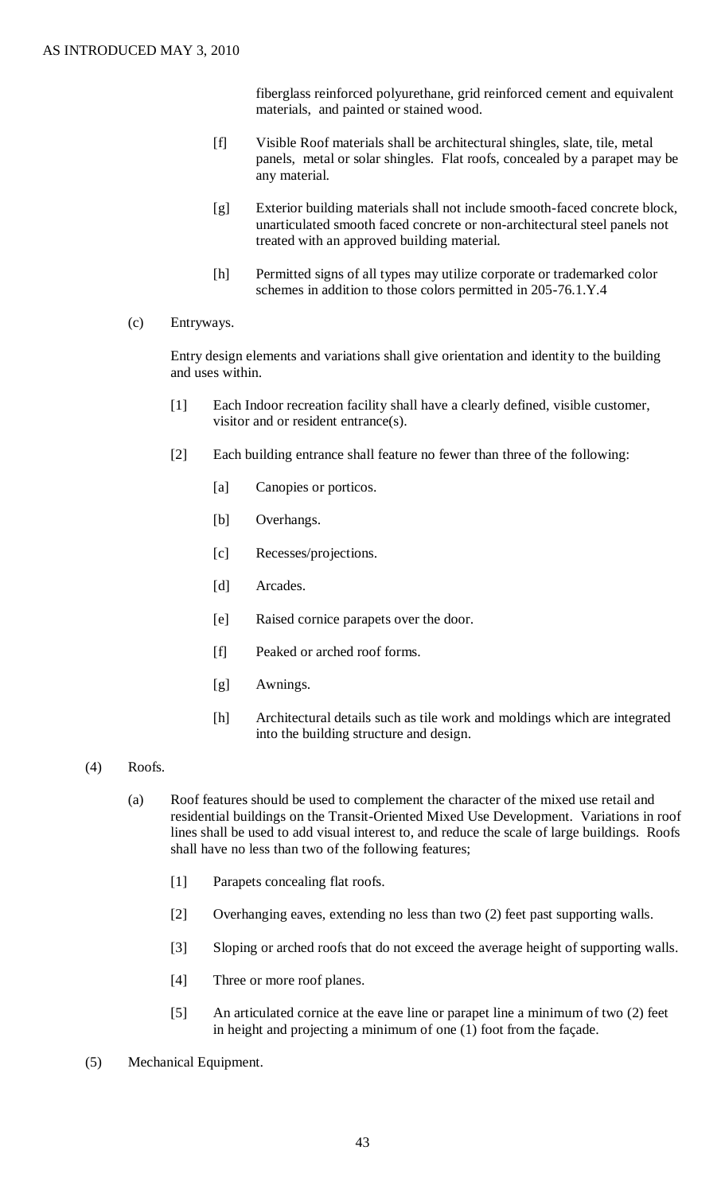fiberglass reinforced polyurethane, grid reinforced cement and equivalent materials, and painted or stained wood.

[f] Visible Roof materials shall be architectural shingles, slate, tile, metal panels, metal or solar shingles. Flat roofs, concealed by a parapet may be any material.

[g] Exterior building materials shall not include smooth-faced concrete block, unarticulated smooth faced concrete or non-architectural steel panels not treated with an approved building material.

[h] Permitted signs of all types may utilize corporate or trademarked color schemes in addition to those colors permitted in 205-76.1.Y.4

(c) Entryways.

Entry design elements and variations shall give orientation and identity to the building and uses within.

[1] Each Indoor recreation facility shall have a clearly defined, visible customer, visitor and or resident entrance(s).

[2] Each building entrance shall feature no fewer than three of the following:

[a] Canopies or porticos.

[b] Overhangs.

[c] Recesses/projections.

[d] Arcades.

[e] Raised cornice parapets over the door.

[f] Peaked or arched roof forms.

[g] Awnings.

[h] Architectural details such as tile work and moldings which are integrated into the building structure and design.

(4) Roofs.

(a) Roof features should be used to complement the character of the mixed use retail and residential buildings on the Transit-Oriented Mixed Use Development. Variations in roof lines shall be used to add visual interest to, and reduce the scale of large buildings. Roofs shall have no less than two of the following features;

[1] Parapets concealing flat roofs.

[2] Overhanging eaves, extending no less than two (2) feet past supporting walls.

[3] Sloping or arched roofs that do not exceed the average height of supporting walls.

[4] Three or more roof planes.

[5] An articulated cornice at the eave line or parapet line a minimum of two (2) feet in height and projecting a minimum of one (1) foot from the façade.

(5) Mechanical Equipment.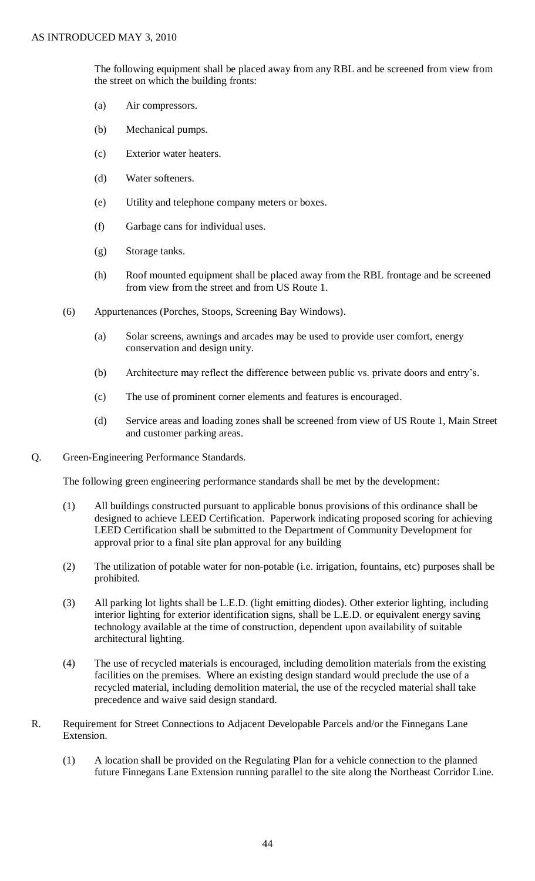The following equipment shall be placed away from any RBL and be screened from view from the street on which the building fronts:

(a) Air compressors.

(b) Mechanical pumps.

(c) Exterior water heaters.

(d) Water softeners.

(e) Utility and telephone company meters or boxes.

(f) Garbage cans for individual uses.

(g) Storage tanks.

(h) Roof mounted equipment shall be placed away from the RBL frontage and be screened from view from the street and from US Route 1.

(6) Appurtenances (Porches, Stoops, Screening Bay Windows).

(a) Solar screens, awnings and arcades may be used to provide user comfort, energy conservation and design unity.

(b) Architecture may reflect the difference between public vs. private doors and entry's.

(c) The use of prominent corner elements and features is encouraged.

(d) Service areas and loading zones shall be screened from view of US Route 1, Main Street and customer parking areas.

Q. Green-Engineering Performance Standards.

The following green engineering performance standards shall be met by the development:

(1) All buildings constructed pursuant to applicable bonus provisions of this ordinance shall be designed to achieve LEED Certification. Paperwork indicating proposed scoring for achieving LEED Certification shall be submitted to the Department of Community Development for approval prior to a final site plan approval for any building

(2) The utilization of potable water for non-potable (i.e. irrigation, fountains, etc) purposes shall be prohibited.

(3) All parking lot lights shall be L.E.D. (light emitting diodes). Other exterior lighting, including interior lighting for exterior identification signs, shall be L.E.D. or equivalent energy saving technology available at the time of construction, dependent upon availability of suitable architectural lighting.

(4) The use of recycled materials is encouraged, including demolition materials from the existing facilities on the premises. Where an existing design standard would preclude the use of a recycled material, including demolition material, the use of the recycled material shall take precedence and waive said design standard.

R. Requirement for Street Connections to Adjacent Developable Parcels and/or the Finnegans Lane Extension.

(1) A location shall be provided on the Regulating Plan for a vehicle connection to the planned future Finnegans Lane Extension running parallel to the site along the Northeast Corridor Line.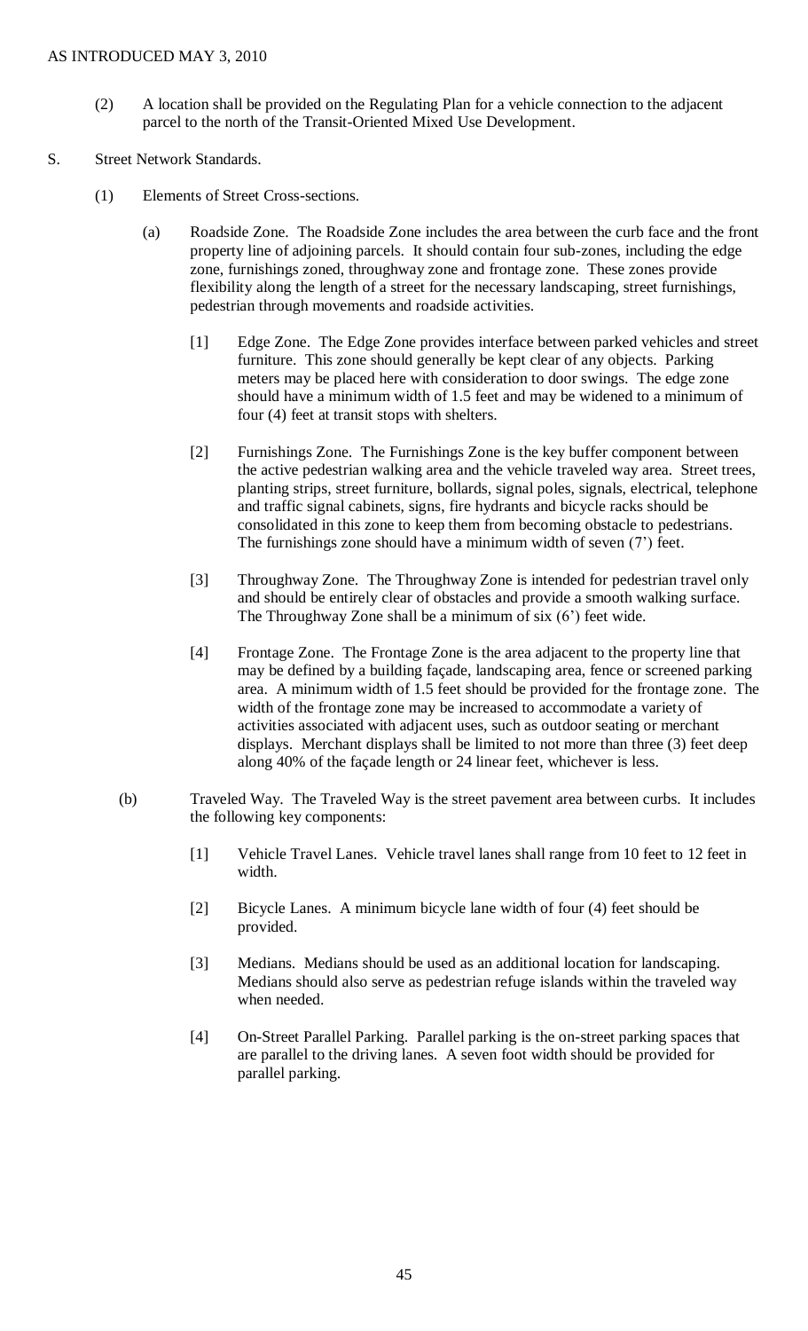(2) A location shall be provided on the Regulating Plan for a vehicle connection to the adjacent parcel to the north of the Transit-Oriented Mixed Use Development.

S. Street Network Standards.

(1) Elements of Street Cross-sections.

(a) Roadside Zone. The Roadside Zone includes the area between the curb face and the front property line of adjoining parcels. It should contain four sub-zones, including the edge zone, furnishings zoned, throughway zone and frontage zone. These zones provide flexibility along the length of a street for the necessary landscaping, street furnishings, pedestrian through movements and roadside activities.

[1] Edge Zone. The Edge Zone provides interface between parked vehicles and street furniture. This zone should generally be kept clear of any objects. Parking meters may be placed here with consideration to door swings. The edge zone should have a minimum width of 1.5 feet and may be widened to a minimum of four (4) feet at transit stops with shelters.

[2] Furnishings Zone. The Furnishings Zone is the key buffer component between the active pedestrian walking area and the vehicle traveled way area. Street trees, planting strips, street furniture, bollards, signal poles, signals, electrical, telephone and traffic signal cabinets, signs, fire hydrants and bicycle racks should be consolidated in this zone to keep them from becoming obstacle to pedestrians. The furnishings zone should have a minimum width of seven (7') feet.

[3] Throughway Zone. The Throughway Zone is intended for pedestrian travel only and should be entirely clear of obstacles and provide a smooth walking surface. The Throughway Zone shall be a minimum of six (6') feet wide.

[4] Frontage Zone. The Frontage Zone is the area adjacent to the property line that may be defined by a building façade, landscaping area, fence or screened parking area. A minimum width of 1.5 feet should be provided for the frontage zone. The width of the frontage zone may be increased to accommodate a variety of activities associated with adjacent uses, such as outdoor seating or merchant displays. Merchant displays shall be limited to not more than three (3) feet deep along 40% of the façade length or 24 linear feet, whichever is less.

(b) Traveled Way. The Traveled Way is the street pavement area between curbs. It includes the following key components:

[1] Vehicle Travel Lanes. Vehicle travel lanes shall range from 10 feet to 12 feet in width.

[2] Bicycle Lanes. A minimum bicycle lane width of four (4) feet should be provided.

[3] Medians. Medians should be used as an additional location for landscaping. Medians should also serve as pedestrian refuge islands within the traveled way when needed.

[4] On-Street Parallel Parking. Parallel parking is the on-street parking spaces that are parallel to the driving lanes. A seven foot width should be provided for parallel parking.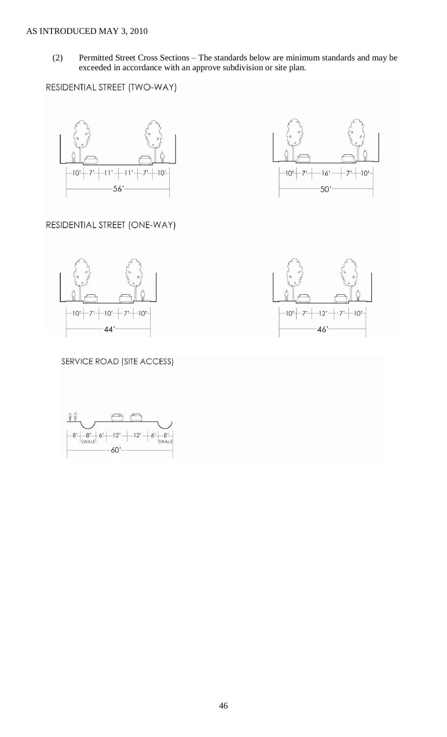(2) Permitted Street Cross Sections – The standards below are minimum standards and may be exceeded in accordance with an approve subdivision or site plan.

RESIDENTIAL STREET (TWO-WAY)

10' | 7' | 11' | 11' | 7' | 10'

56'

10' | 7' | 16' | 7' | 10'

50'

RESIDENTIAL STREET (ONE-WAY)

10' | 7' | 10' | 7' | 10'

44'

10' | 7' | 12' | 7' | 10'

46'

SERVICE ROAD (SITE ACCESS)

8' | 8' SWALE | 6' | 12' | 12' | 6' | 8' SWALE

60'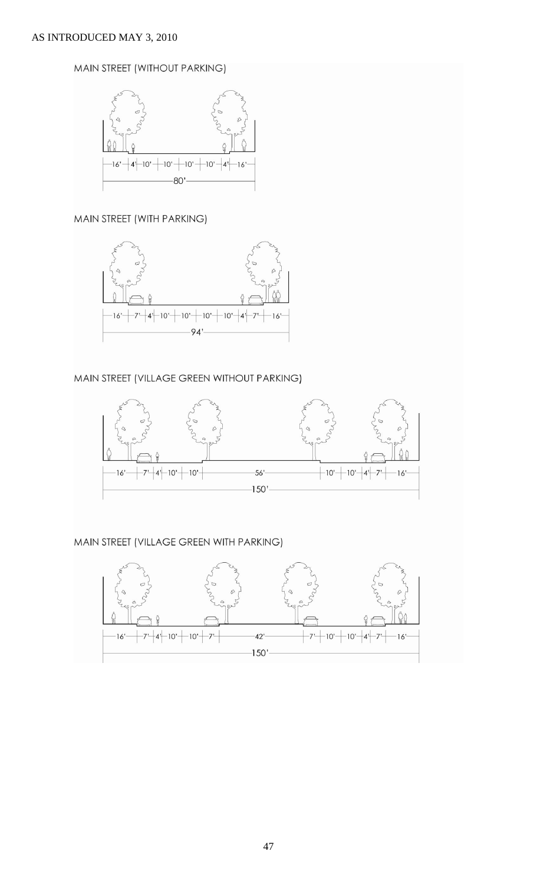AS INTRODUCED MAY 3, 2010

MAIN STREET (WITHOUT PARKING)

16' | 4' | 10' | 10' | 10' | 10' | 4' | 16'

80'

MAIN STREET (WITH PARKING)

16' | 7' | 4' | 10' | 10' | 10' | 10' | 4' | 7' | 16'

94'

MAIN STREET (VILLAGE GREEN WITHOUT PARKING)

16' | 7' | 4' | 10' | 10' | 56' | 10' | 10' | 4' | 7' | 16'

150'

MAIN STREET (VILLAGE GREEN WITH PARKING)

16' | 7' | 4' | 10' | 10' | 7' | 42' | 7' | 10' | 10' | 4' | 7' | 16'

150'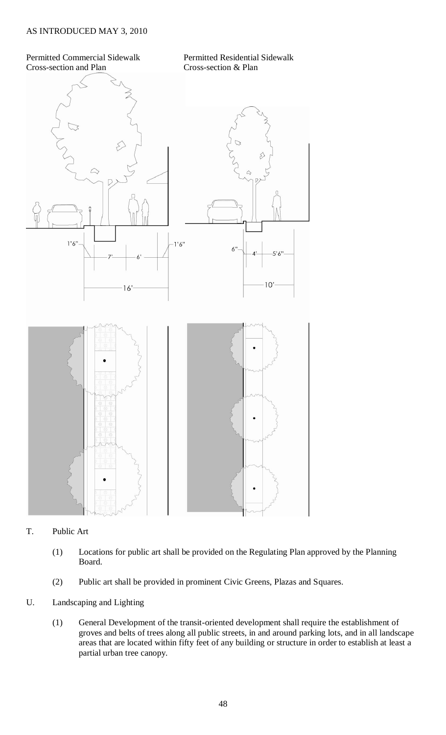Permitted Commercial Sidewalk Cross-section and Plan

Permitted Residential Sidewalk Cross-section & Plan

1'6" 7' 6' 1'6"

16'

6" 4' 5'6"

10'

T. Public Art

(1) Locations for public art shall be provided on the Regulating Plan approved by the Planning Board.

(2) Public art shall be provided in prominent Civic Greens, Plazas and Squares.

U. Landscaping and Lighting

(1) General Development of the transit-oriented development shall require the establishment of groves and belts of trees along all public streets, in and around parking lots, and in all landscape areas that are located within fifty feet of any building or structure in order to establish at least a partial urban tree canopy.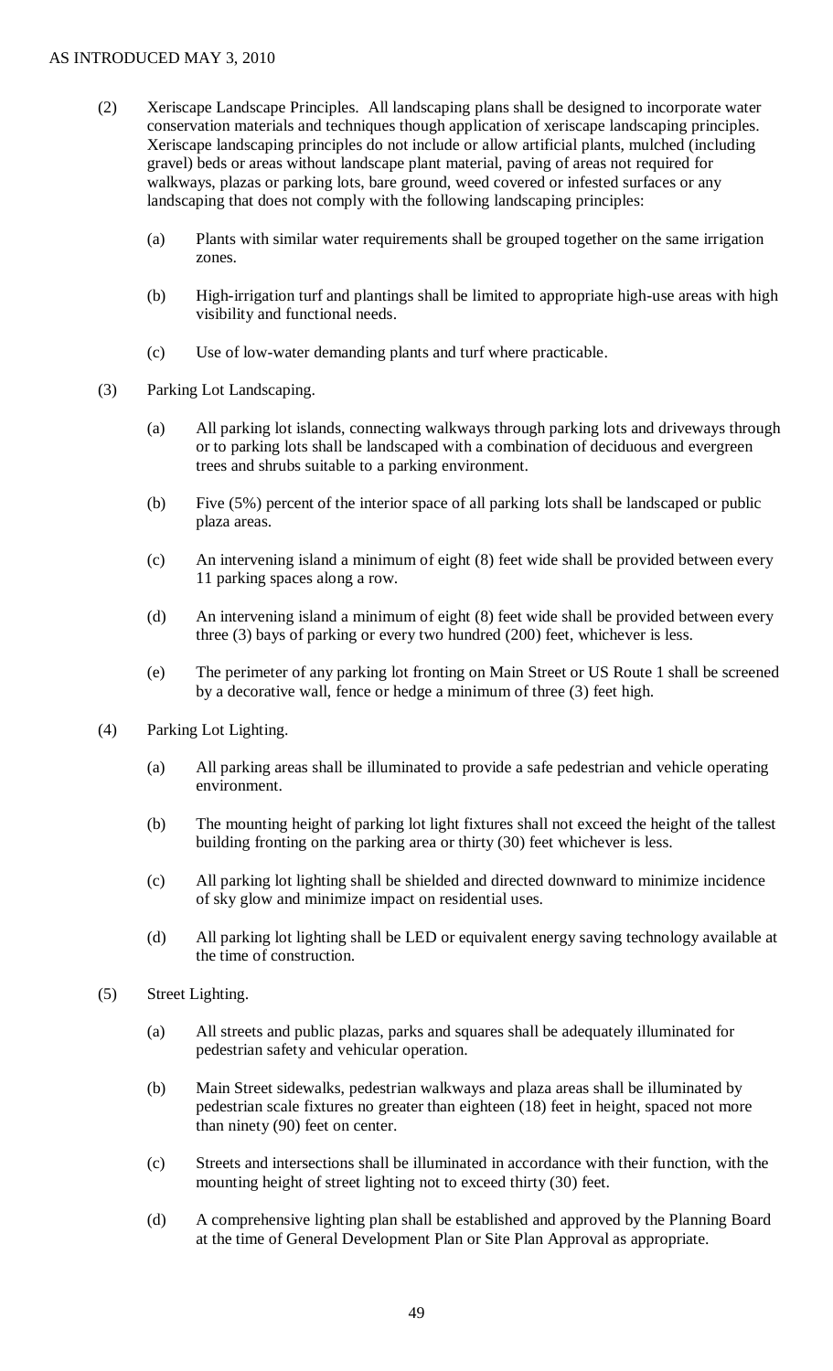(2) Xeriscape Landscape Principles. All landscaping plans shall be designed to incorporate water conservation materials and techniques though application of xeriscape landscaping principles. Xeriscape landscaping principles do not include or allow artificial plants, mulched (including gravel) beds or areas without landscape plant material, paving of areas not required for walkways, plazas or parking lots, bare ground, weed covered or infested surfaces or any landscaping that does not comply with the following landscaping principles:

   (a) Plants with similar water requirements shall be grouped together on the same irrigation zones.

   (b) High-irrigation turf and plantings shall be limited to appropriate high-use areas with high visibility and functional needs.

   (c) Use of low-water demanding plants and turf where practicable.

(3) Parking Lot Landscaping.

   (a) All parking lot islands, connecting walkways through parking lots and driveways through or to parking lots shall be landscaped with a combination of deciduous and evergreen trees and shrubs suitable to a parking environment.

   (b) Five (5%) percent of the interior space of all parking lots shall be landscaped or public plaza areas.

   (c) An intervening island a minimum of eight (8) feet wide shall be provided between every 11 parking spaces along a row.

   (d) An intervening island a minimum of eight (8) feet wide shall be provided between every three (3) bays of parking or every two hundred (200) feet, whichever is less.

   (e) The perimeter of any parking lot fronting on Main Street or US Route 1 shall be screened by a decorative wall, fence or hedge a minimum of three (3) feet high.

(4) Parking Lot Lighting.

   (a) All parking areas shall be illuminated to provide a safe pedestrian and vehicle operating environment.

   (b) The mounting height of parking lot light fixtures shall not exceed the height of the tallest building fronting on the parking area or thirty (30) feet whichever is less.

   (c) All parking lot lighting shall be shielded and directed downward to minimize incidence of sky glow and minimize impact on residential uses.

   (d) All parking lot lighting shall be LED or equivalent energy saving technology available at the time of construction.

(5) Street Lighting.

   (a) All streets and public plazas, parks and squares shall be adequately illuminated for pedestrian safety and vehicular operation.

   (b) Main Street sidewalks, pedestrian walkways and plaza areas shall be illuminated by pedestrian scale fixtures no greater than eighteen (18) feet in height, spaced not more than ninety (90) feet on center.

   (c) Streets and intersections shall be illuminated in accordance with their function, with the mounting height of street lighting not to exceed thirty (30) feet.

   (d) A comprehensive lighting plan shall be established and approved by the Planning Board at the time of General Development Plan or Site Plan Approval as appropriate.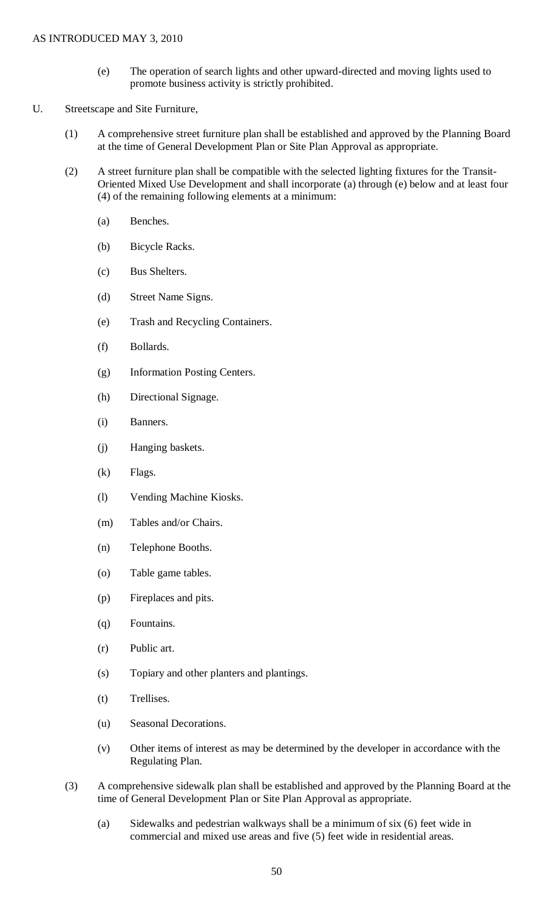(e) The operation of search lights and other upward-directed and moving lights used to promote business activity is strictly prohibited.

U. Streetscape and Site Furniture,

(1) A comprehensive street furniture plan shall be established and approved by the Planning Board at the time of General Development Plan or Site Plan Approval as appropriate.

(2) A street furniture plan shall be compatible with the selected lighting fixtures for the Transit-Oriented Mixed Use Development and shall incorporate (a) through (e) below and at least four (4) of the remaining following elements at a minimum:

(a) Benches.

(b) Bicycle Racks.

(c) Bus Shelters.

(d) Street Name Signs.

(e) Trash and Recycling Containers.

(f) Bollards.

(g) Information Posting Centers.

(h) Directional Signage.

(i) Banners.

(j) Hanging baskets.

(k) Flags.

(l) Vending Machine Kiosks.

(m) Tables and/or Chairs.

(n) Telephone Booths.

(o) Table game tables.

(p) Fireplaces and pits.

(q) Fountains.

(r) Public art.

(s) Topiary and other planters and plantings.

(t) Trellises.

(u) Seasonal Decorations.

(v) Other items of interest as may be determined by the developer in accordance with the Regulating Plan.

(3) A comprehensive sidewalk plan shall be established and approved by the Planning Board at the time of General Development Plan or Site Plan Approval as appropriate.

(a) Sidewalks and pedestrian walkways shall be a minimum of six (6) feet wide in commercial and mixed use areas and five (5) feet wide in residential areas.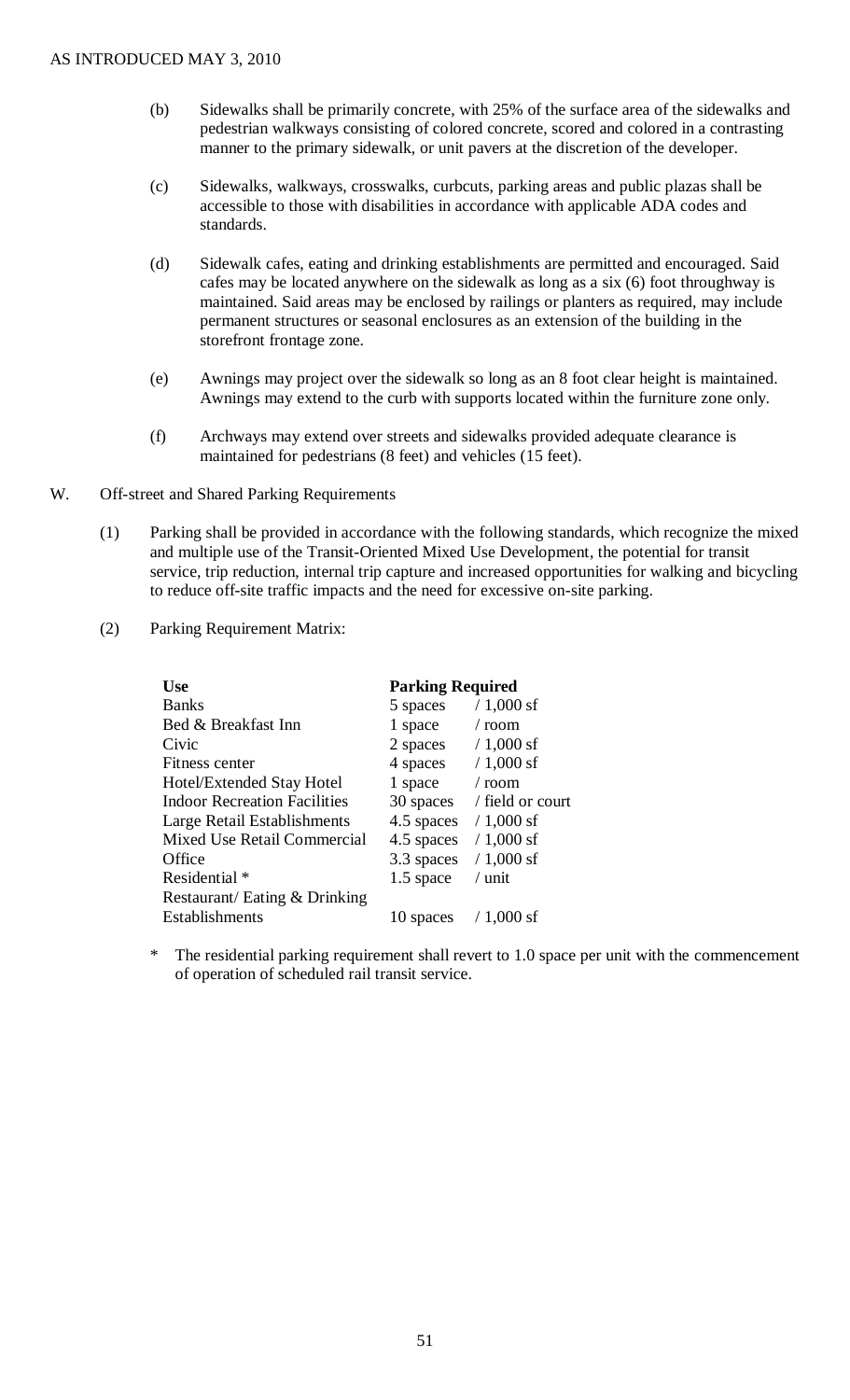(b) Sidewalks shall be primarily concrete, with 25% of the surface area of the sidewalks and pedestrian walkways consisting of colored concrete, scored and colored in a contrasting manner to the primary sidewalk, or unit pavers at the discretion of the developer.

(c) Sidewalks, walkways, crosswalks, curbcuts, parking areas and public plazas shall be accessible to those with disabilities in accordance with applicable ADA codes and standards.

(d) Sidewalk cafes, eating and drinking establishments are permitted and encouraged. Said cafes may be located anywhere on the sidewalk as long as a six (6) foot throughway is maintained. Said areas may be enclosed by railings or planters as required, may include permanent structures or seasonal enclosures as an extension of the building in the storefront frontage zone.

(e) Awnings may project over the sidewalk so long as an 8 foot clear height is maintained. Awnings may extend to the curb with supports located within the furniture zone only.

(f) Archways may extend over streets and sidewalks provided adequate clearance is maintained for pedestrians (8 feet) and vehicles (15 feet).

W. Off-street and Shared Parking Requirements

(1) Parking shall be provided in accordance with the following standards, which recognize the mixed and multiple use of the Transit-Oriented Mixed Use Development, the potential for transit service, trip reduction, internal trip capture and increased opportunities for walking and bicycling to reduce off-site traffic impacts and the need for excessive on-site parking.

(2) Parking Requirement Matrix:

| **Use** | **Parking Required** | |
|---|---|---|
| Banks | 5 spaces | / 1,000 sf |
| Bed & Breakfast Inn | 1 space | / room |
| Civic | 2 spaces | / 1,000 sf |
| Fitness center | 4 spaces | / 1,000 sf |
| Hotel/Extended Stay Hotel | 1 space | / room |
| Indoor Recreation Facilities | 30 spaces | / field or court |
| Large Retail Establishments | 4.5 spaces | / 1,000 sf |
| Mixed Use Retail Commercial | 4.5 spaces | / 1,000 sf |
| Office | 3.3 spaces | / 1,000 sf |
| Residential * | 1.5 space | / unit |
| Restaurant/ Eating & Drinking Establishments | 10 spaces | / 1,000 sf |

\* The residential parking requirement shall revert to 1.0 space per unit with the commencement of operation of scheduled rail transit service.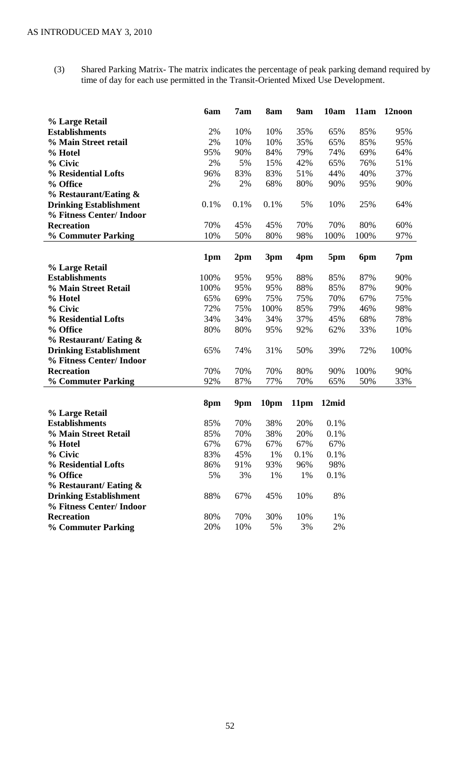(3) Shared Parking Matrix- The matrix indicates the percentage of peak parking demand required by time of day for each use permitted in the Transit-Oriented Mixed Use Development.

| | 6am | 7am | 8am | 9am | 10am | 11am | 12noon |
|---|---|---|---|---|---|---|---|
| **% Large Retail Establishments** | 2% | 10% | 10% | 35% | 65% | 85% | 95% |
| **% Main Street retail** | 2% | 10% | 10% | 35% | 65% | 85% | 95% |
| **% Hotel** | 95% | 90% | 84% | 79% | 74% | 69% | 64% |
| **% Civic** | 2% | 5% | 15% | 42% | 65% | 76% | 51% |
| **% Residential Lofts** | 96% | 83% | 83% | 51% | 44% | 40% | 37% |
| **% Office** | 2% | 2% | 68% | 80% | 90% | 95% | 90% |
| **% Restaurant/Eating & Drinking Establishment** | 0.1% | 0.1% | 0.1% | 5% | 10% | 25% | 64% |
| **% Fitness Center/ Indoor Recreation** | 70% | 45% | 45% | 70% | 70% | 80% | 60% |
| **% Commuter Parking** | 10% | 50% | 80% | 98% | 100% | 100% | 97% |

| | 1pm | 2pm | 3pm | 4pm | 5pm | 6pm | 7pm |
|---|---|---|---|---|---|---|---|
| **% Large Retail Establishments** | 100% | 95% | 95% | 88% | 85% | 87% | 90% |
| **% Main Street Retail** | 100% | 95% | 95% | 88% | 85% | 87% | 90% |
| **% Hotel** | 65% | 69% | 75% | 75% | 70% | 67% | 75% |
| **% Civic** | 72% | 75% | 100% | 85% | 79% | 46% | 98% |
| **% Residential Lofts** | 34% | 34% | 34% | 37% | 45% | 68% | 78% |
| **% Office** | 80% | 80% | 95% | 92% | 62% | 33% | 10% |
| **% Restaurant/ Eating & Drinking Establishment** | 65% | 74% | 31% | 50% | 39% | 72% | 100% |
| **% Fitness Center/ Indoor Recreation** | 70% | 70% | 70% | 80% | 90% | 100% | 90% |
| **% Commuter Parking** | 92% | 87% | 77% | 70% | 65% | 50% | 33% |

| | 8pm | 9pm | 10pm | 11pm | 12mid |
|---|---|---|---|---|---|
| **% Large Retail Establishments** | 85% | 70% | 38% | 20% | 0.1% |
| **% Main Street Retail** | 85% | 70% | 38% | 20% | 0.1% |
| **% Hotel** | 67% | 67% | 67% | 67% | 67% |
| **% Civic** | 83% | 45% | 1% | 0.1% | 0.1% |
| **% Residential Lofts** | 86% | 91% | 93% | 96% | 98% |
| **% Office** | 5% | 3% | 1% | 1% | 0.1% |
| **% Restaurant/ Eating & Drinking Establishment** | 88% | 67% | 45% | 10% | 8% |
| **% Fitness Center/ Indoor Recreation** | 80% | 70% | 30% | 10% | 1% |
| **% Commuter Parking** | 20% | 10% | 5% | 3% | 2% |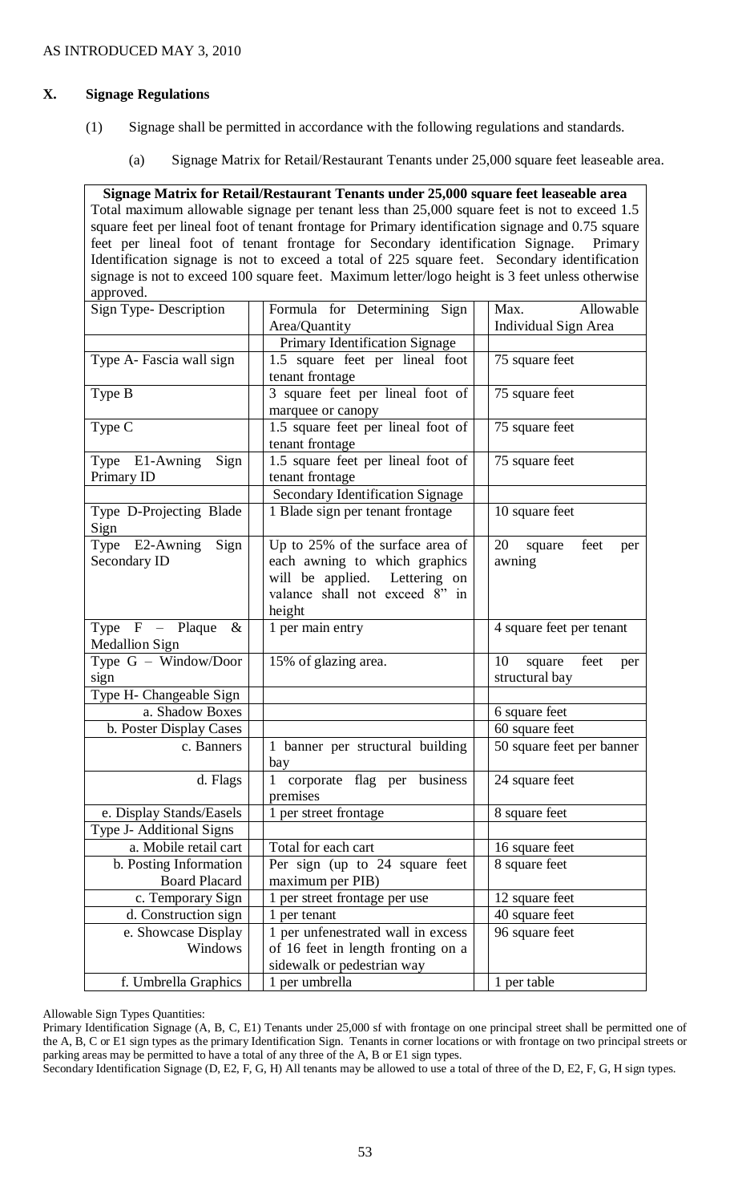AS INTRODUCED MAY 3, 2010

## X. Signage Regulations

(1) Signage shall be permitted in accordance with the following regulations and standards.

(a) Signage Matrix for Retail/Restaurant Tenants under 25,000 square feet leaseable area.

**Signage Matrix for Retail/Restaurant Tenants under 25,000 square feet leaseable area**

Total maximum allowable signage per tenant less than 25,000 square feet is not to exceed 1.5 square feet per lineal foot of tenant frontage for Primary identification signage and 0.75 square feet per lineal foot of tenant frontage for Secondary identification Signage. Primary Identification signage is not to exceed a total of 225 square feet. Secondary identification signage is not to exceed 100 square feet. Maximum letter/logo height is 3 feet unless otherwise approved.

| Sign Type- Description | Formula for Determining Sign Area/Quantity | Max. Allowable Individual Sign Area |
|---|---|---|
| | Primary Identification Signage | |
| Type A- Fascia wall sign | 1.5 square feet per lineal foot tenant frontage | 75 square feet |
| Type B | 3 square feet per lineal foot of marquee or canopy | 75 square feet |
| Type C | 1.5 square feet per lineal foot of tenant frontage | 75 square feet |
| Type E1-Awning Sign Primary ID | 1.5 square feet per lineal foot of tenant frontage | 75 square feet |
| | Secondary Identification Signage | |
| Type D-Projecting Blade Sign | 1 Blade sign per tenant frontage | 10 square feet |
| Type E2-Awning Sign Secondary ID | Up to 25% of the surface area of each awning to which graphics will be applied. Lettering on valance shall not exceed 8" in height | 20 square feet per awning |
| Type F – Plaque & Medallion Sign | 1 per main entry | 4 square feet per tenant |
| Type G – Window/Door sign | 15% of glazing area. | 10 square feet per structural bay |
| Type H- Changeable Sign | | |
| a. Shadow Boxes | | 6 square feet |
| b. Poster Display Cases | | 60 square feet |
| c. Banners | 1 banner per structural building bay | 50 square feet per banner |
| d. Flags | 1 corporate flag per business premises | 24 square feet |
| e. Display Stands/Easels | 1 per street frontage | 8 square feet |
| Type J- Additional Signs | | |
| a. Mobile retail cart | Total for each cart | 16 square feet |
| b. Posting Information Board Placard | Per sign (up to 24 square feet maximum per PIB) | 8 square feet |
| c. Temporary Sign | 1 per street frontage per use | 12 square feet |
| d. Construction sign | 1 per tenant | 40 square feet |
| e. Showcase Display Windows | 1 per unfenestrated wall in excess of 16 feet in length fronting on a sidewalk or pedestrian way | 96 square feet |
| f. Umbrella Graphics | 1 per umbrella | 1 per table |

Allowable Sign Types Quantities:

Primary Identification Signage (A, B, C, E1) Tenants under 25,000 sf with frontage on one principal street shall be permitted one of the A, B, C or E1 sign types as the primary Identification Sign. Tenants in corner locations or with frontage on two principal streets or parking areas may be permitted to have a total of any three of the A, B or E1 sign types.

Secondary Identification Signage (D, E2, F, G, H) All tenants may be allowed to use a total of three of the D, E2, F, G, H sign types.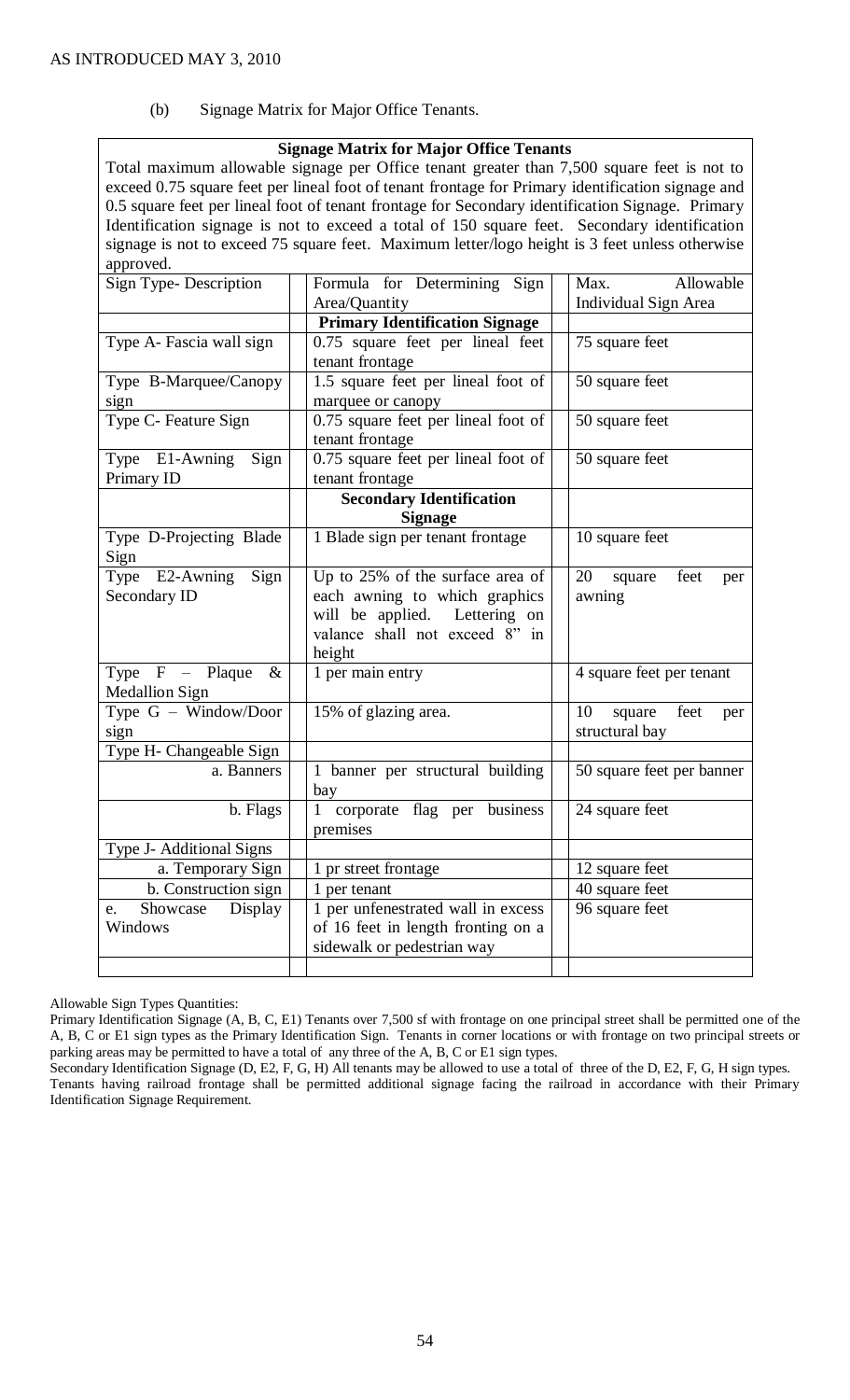(b) Signage Matrix for Major Office Tenants.

**Signage Matrix for Major Office Tenants**

Total maximum allowable signage per Office tenant greater than 7,500 square feet is not to exceed 0.75 square feet per lineal foot of tenant frontage for Primary identification signage and 0.5 square feet per lineal foot of tenant frontage for Secondary identification Signage. Primary Identification signage is not to exceed a total of 150 square feet. Secondary identification signage is not to exceed 75 square feet. Maximum letter/logo height is 3 feet unless otherwise approved.

| Sign Type- Description | Formula for Determining Sign Area/Quantity | Max. Allowable Individual Sign Area |
|---|---|---|
| | **Primary Identification Signage** | |
| Type A- Fascia wall sign | 0.75 square feet per lineal feet tenant frontage | 75 square feet |
| Type B-Marquee/Canopy sign | 1.5 square feet per lineal foot of marquee or canopy | 50 square feet |
| Type C- Feature Sign | 0.75 square feet per lineal foot of tenant frontage | 50 square feet |
| Type E1-Awning Sign Primary ID | 0.75 square feet per lineal foot of tenant frontage | 50 square feet |
| | **Secondary Identification Signage** | |
| Type D-Projecting Blade Sign | 1 Blade sign per tenant frontage | 10 square feet |
| Type E2-Awning Sign Secondary ID | Up to 25% of the surface area of each awning to which graphics will be applied. Lettering on valance shall not exceed 8" in height | 20 square feet per awning |
| Type F – Plaque & Medallion Sign | 1 per main entry | 4 square feet per tenant |
| Type G – Window/Door sign | 15% of glazing area. | 10 square feet per structural bay |
| Type H- Changeable Sign | | |
| a. Banners | 1 banner per structural building bay | 50 square feet per banner |
| b. Flags | 1 corporate flag per business premises | 24 square feet |
| Type J- Additional Signs | | |
| a. Temporary Sign | 1 pr street frontage | 12 square feet |
| b. Construction sign | 1 per tenant | 40 square feet |
| e. Showcase Display Windows | 1 per unfenestrated wall in excess of 16 feet in length fronting on a sidewalk or pedestrian way | 96 square feet |
| | | |

Allowable Sign Types Quantities:

Primary Identification Signage (A, B, C, E1) Tenants over 7,500 sf with frontage on one principal street shall be permitted one of the A, B, C or E1 sign types as the Primary Identification Sign. Tenants in corner locations or with frontage on two principal streets or parking areas may be permitted to have a total of any three of the A, B, C or E1 sign types.

Secondary Identification Signage (D, E2, F, G, H) All tenants may be allowed to use a total of three of the D, E2, F, G, H sign types.

Tenants having railroad frontage shall be permitted additional signage facing the railroad in accordance with their Primary Identification Signage Requirement.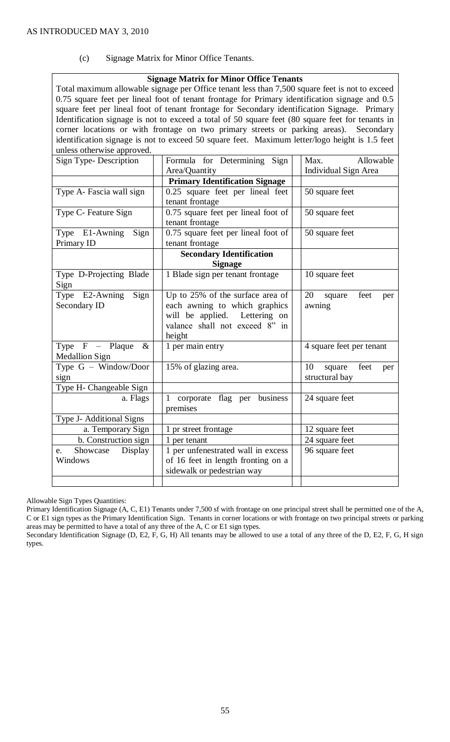(c) Signage Matrix for Minor Office Tenants.

| Signage Matrix for Minor Office Tenants | | |
|---|---|---|
| Total maximum allowable signage per Office tenant less than 7,500 square feet is not to exceed 0.75 square feet per lineal foot of tenant frontage for Primary identification signage and 0.5 square feet per lineal foot of tenant frontage for Secondary identification Signage. Primary Identification signage is not to exceed a total of 50 square feet (80 square feet for tenants in corner locations or with frontage on two primary streets or parking areas). Secondary identification signage is not to exceed 50 square feet. Maximum letter/logo height is 1.5 feet unless otherwise approved. | | |
| Sign Type- Description | Formula for Determining Sign Area/Quantity | Max. Allowable Individual Sign Area |
| | **Primary Identification Signage** | |
| Type A- Fascia wall sign | 0.25 square feet per lineal feet tenant frontage | 50 square feet |
| Type C- Feature Sign | 0.75 square feet per lineal foot of tenant frontage | 50 square feet |
| Type E1-Awning Sign Primary ID | 0.75 square feet per lineal foot of tenant frontage | 50 square feet |
| | **Secondary Identification Signage** | |
| Type D-Projecting Blade Sign | 1 Blade sign per tenant frontage | 10 square feet |
| Type E2-Awning Sign Secondary ID | Up to 25% of the surface area of each awning to which graphics will be applied. Lettering on valance shall not exceed 8" in height | 20 square feet per awning |
| Type F – Plaque & Medallion Sign | 1 per main entry | 4 square feet per tenant |
| Type G – Window/Door sign | 15% of glazing area. | 10 square feet per structural bay |
| Type H- Changeable Sign | | |
| a. Flags | 1 corporate flag per business premises | 24 square feet |
| Type J- Additional Signs | | |
| a. Temporary Sign | 1 pr street frontage | 12 square feet |
| b. Construction sign | 1 per tenant | 24 square feet |
| e. Showcase Display Windows | 1 per unfenestrated wall in excess of 16 feet in length fronting on a sidewalk or pedestrian way | 96 square feet |
| | | |

Allowable Sign Types Quantities:

Primary Identification Signage (A, C, E1) Tenants under 7,500 sf with frontage on one principal street shall be permitted one of the A, C or E1 sign types as the Primary Identification Sign. Tenants in corner locations or with frontage on two principal streets or parking areas may be permitted to have a total of any three of the A, C or E1 sign types.

Secondary Identification Signage (D, E2, F, G, H) All tenants may be allowed to use a total of any three of the D, E2, F, G, H sign types.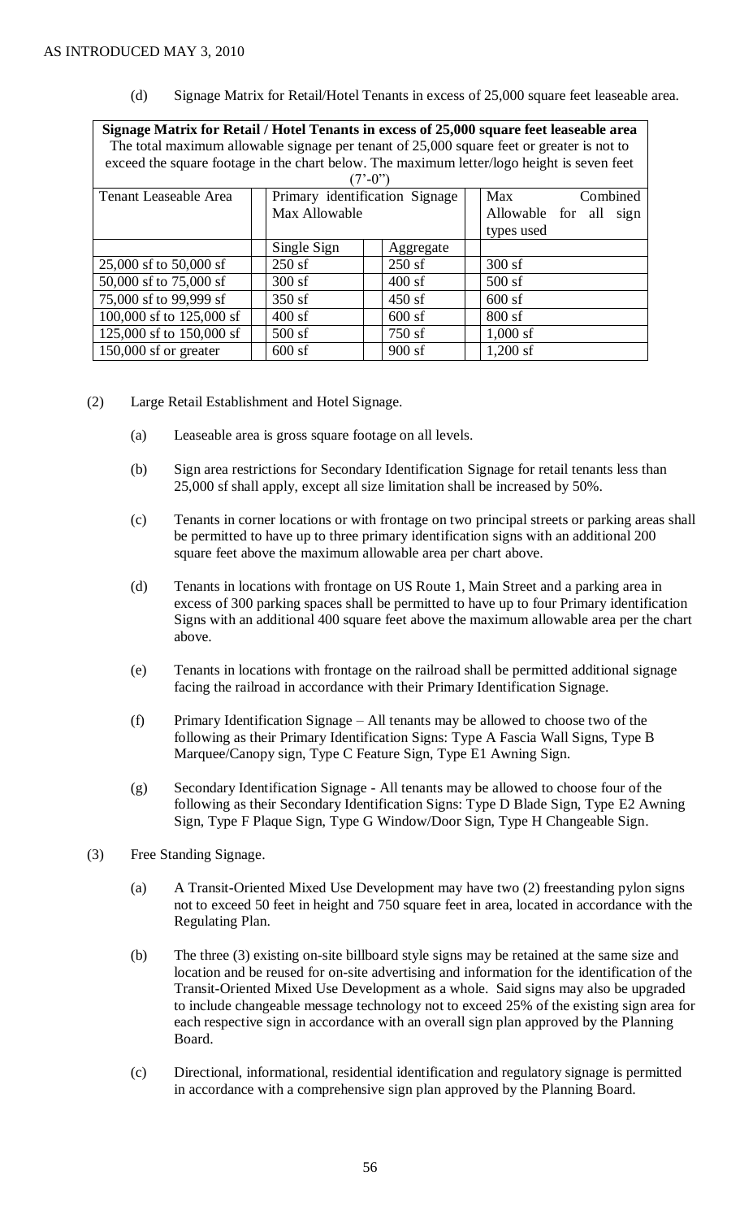(d) Signage Matrix for Retail/Hotel Tenants in excess of 25,000 square feet leaseable area.

| **Signage Matrix for Retail / Hotel Tenants in excess of 25,000 square feet leaseable area** The total maximum allowable signage per tenant of 25,000 square feet or greater is not to exceed the square footage in the chart below. The maximum letter/logo height is seven feet (7'-0") | | | |
|---|---|---|---|
| Tenant Leaseable Area | Primary identification Signage Max Allowable | | Max Combined Allowable for all sign types used |
| | Single Sign | Aggregate | |
| 25,000 sf to 50,000 sf | 250 sf | 250 sf | 300 sf |
| 50,000 sf to 75,000 sf | 300 sf | 400 sf | 500 sf |
| 75,000 sf to 99,999 sf | 350 sf | 450 sf | 600 sf |
| 100,000 sf to 125,000 sf | 400 sf | 600 sf | 800 sf |
| 125,000 sf to 150,000 sf | 500 sf | 750 sf | 1,000 sf |
| 150,000 sf or greater | 600 sf | 900 sf | 1,200 sf |

(2) Large Retail Establishment and Hotel Signage.

(a) Leaseable area is gross square footage on all levels.

(b) Sign area restrictions for Secondary Identification Signage for retail tenants less than 25,000 sf shall apply, except all size limitation shall be increased by 50%.

(c) Tenants in corner locations or with frontage on two principal streets or parking areas shall be permitted to have up to three primary identification signs with an additional 200 square feet above the maximum allowable area per chart above.

(d) Tenants in locations with frontage on US Route 1, Main Street and a parking area in excess of 300 parking spaces shall be permitted to have up to four Primary identification Signs with an additional 400 square feet above the maximum allowable area per the chart above.

(e) Tenants in locations with frontage on the railroad shall be permitted additional signage facing the railroad in accordance with their Primary Identification Signage.

(f) Primary Identification Signage – All tenants may be allowed to choose two of the following as their Primary Identification Signs: Type A Fascia Wall Signs, Type B Marquee/Canopy sign, Type C Feature Sign, Type E1 Awning Sign.

(g) Secondary Identification Signage - All tenants may be allowed to choose four of the following as their Secondary Identification Signs: Type D Blade Sign, Type E2 Awning Sign, Type F Plaque Sign, Type G Window/Door Sign, Type H Changeable Sign.

(3) Free Standing Signage.

(a) A Transit-Oriented Mixed Use Development may have two (2) freestanding pylon signs not to exceed 50 feet in height and 750 square feet in area, located in accordance with the Regulating Plan.

(b) The three (3) existing on-site billboard style signs may be retained at the same size and location and be reused for on-site advertising and information for the identification of the Transit-Oriented Mixed Use Development as a whole. Said signs may also be upgraded to include changeable message technology not to exceed 25% of the existing sign area for each respective sign in accordance with an overall sign plan approved by the Planning Board.

(c) Directional, informational, residential identification and regulatory signage is permitted in accordance with a comprehensive sign plan approved by the Planning Board.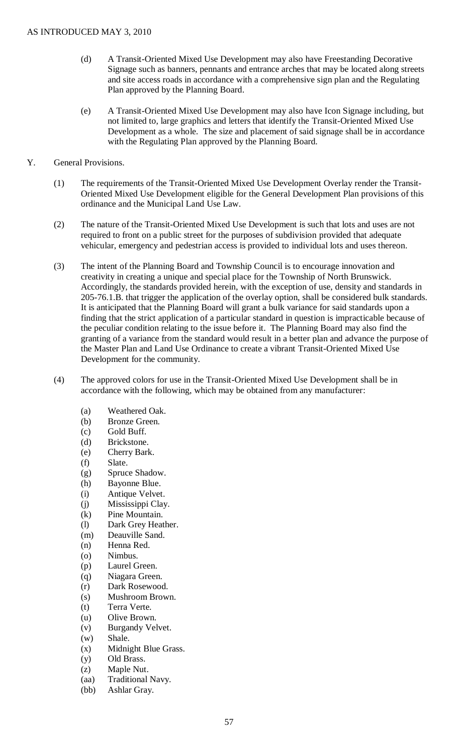(d) A Transit-Oriented Mixed Use Development may also have Freestanding Decorative Signage such as banners, pennants and entrance arches that may be located along streets and site access roads in accordance with a comprehensive sign plan and the Regulating Plan approved by the Planning Board.

(e) A Transit-Oriented Mixed Use Development may also have Icon Signage including, but not limited to, large graphics and letters that identify the Transit-Oriented Mixed Use Development as a whole. The size and placement of said signage shall be in accordance with the Regulating Plan approved by the Planning Board.

Y. General Provisions.

(1) The requirements of the Transit-Oriented Mixed Use Development Overlay render the Transit-Oriented Mixed Use Development eligible for the General Development Plan provisions of this ordinance and the Municipal Land Use Law.

(2) The nature of the Transit-Oriented Mixed Use Development is such that lots and uses are not required to front on a public street for the purposes of subdivision provided that adequate vehicular, emergency and pedestrian access is provided to individual lots and uses thereon.

(3) The intent of the Planning Board and Township Council is to encourage innovation and creativity in creating a unique and special place for the Township of North Brunswick. Accordingly, the standards provided herein, with the exception of use, density and standards in 205-76.1.B. that trigger the application of the overlay option, shall be considered bulk standards. It is anticipated that the Planning Board will grant a bulk variance for said standards upon a finding that the strict application of a particular standard in question is impracticable because of the peculiar condition relating to the issue before it. The Planning Board may also find the granting of a variance from the standard would result in a better plan and advance the purpose of the Master Plan and Land Use Ordinance to create a vibrant Transit-Oriented Mixed Use Development for the community.

(4) The approved colors for use in the Transit-Oriented Mixed Use Development shall be in accordance with the following, which may be obtained from any manufacturer:

(a) Weathered Oak.
(b) Bronze Green.
(c) Gold Buff.
(d) Brickstone.
(e) Cherry Bark.
(f) Slate.
(g) Spruce Shadow.
(h) Bayonne Blue.
(i) Antique Velvet.
(j) Mississippi Clay.
(k) Pine Mountain.
(l) Dark Grey Heather.
(m) Deauville Sand.
(n) Henna Red.
(o) Nimbus.
(p) Laurel Green.
(q) Niagara Green.
(r) Dark Rosewood.
(s) Mushroom Brown.
(t) Terra Verte.
(u) Olive Brown.
(v) Burgandy Velvet.
(w) Shale.
(x) Midnight Blue Grass.
(y) Old Brass.
(z) Maple Nut.
(aa) Traditional Navy.
(bb) Ashlar Gray.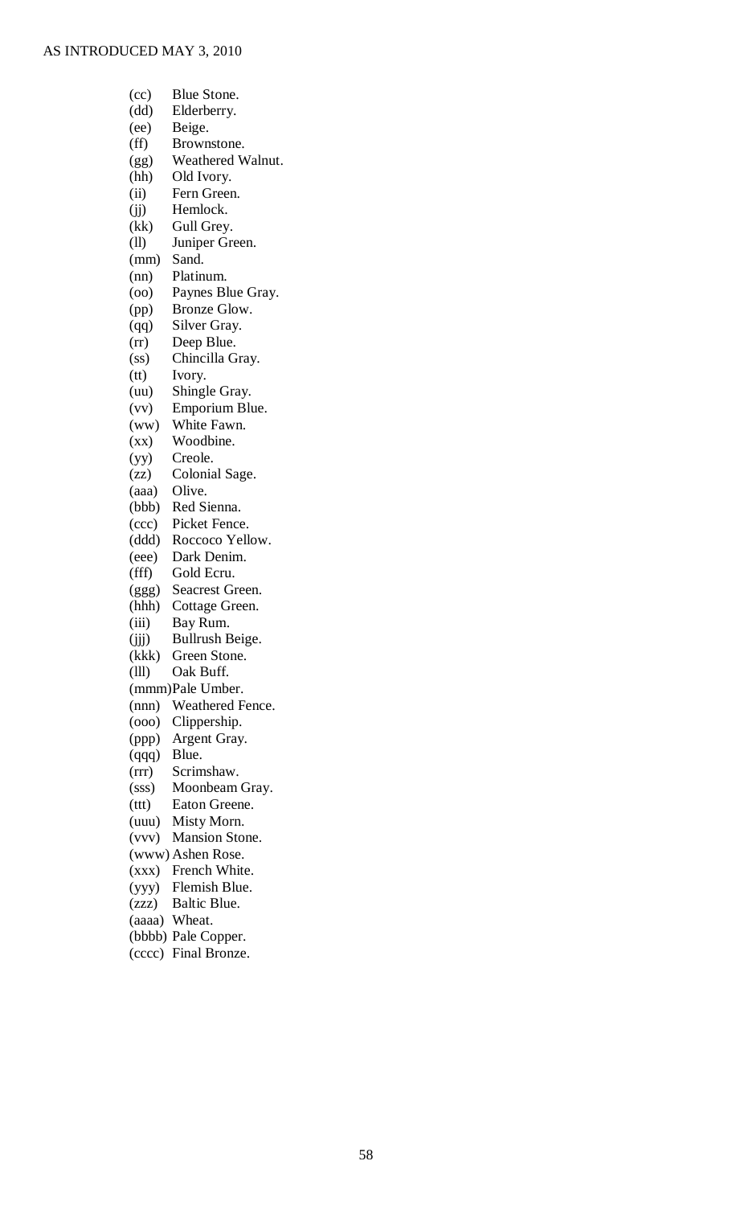(cc) Blue Stone.
(dd) Elderberry.
(ee) Beige.
(ff) Brownstone.
(gg) Weathered Walnut.
(hh) Old Ivory.
(ii) Fern Green.
(jj) Hemlock.
(kk) Gull Grey.
(ll) Juniper Green.
(mm) Sand.
(nn) Platinum.
(oo) Paynes Blue Gray.
(pp) Bronze Glow.
(qq) Silver Gray.
(rr) Deep Blue.
(ss) Chincilla Gray.
(tt) Ivory.
(uu) Shingle Gray.
(vv) Emporium Blue.
(ww) White Fawn.
(xx) Woodbine.
(yy) Creole.
(zz) Colonial Sage.
(aaa) Olive.
(bbb) Red Sienna.
(ccc) Picket Fence.
(ddd) Roccoco Yellow.
(eee) Dark Denim.
(fff) Gold Ecru.
(ggg) Seacrest Green.
(hhh) Cottage Green.
(iii) Bay Rum.
(jjj) Bullrush Beige.
(kkk) Green Stone.
(lll) Oak Buff.
(mmm) Pale Umber.
(nnn) Weathered Fence.
(ooo) Clippership.
(ppp) Argent Gray.
(qqq) Blue.
(rrr) Scrimshaw.
(sss) Moonbeam Gray.
(ttt) Eaton Greene.
(uuu) Misty Morn.
(vvv) Mansion Stone.
(www) Ashen Rose.
(xxx) French White.
(yyy) Flemish Blue.
(zzz) Baltic Blue.
(aaaa) Wheat.
(bbbb) Pale Copper.
(cccc) Final Bronze.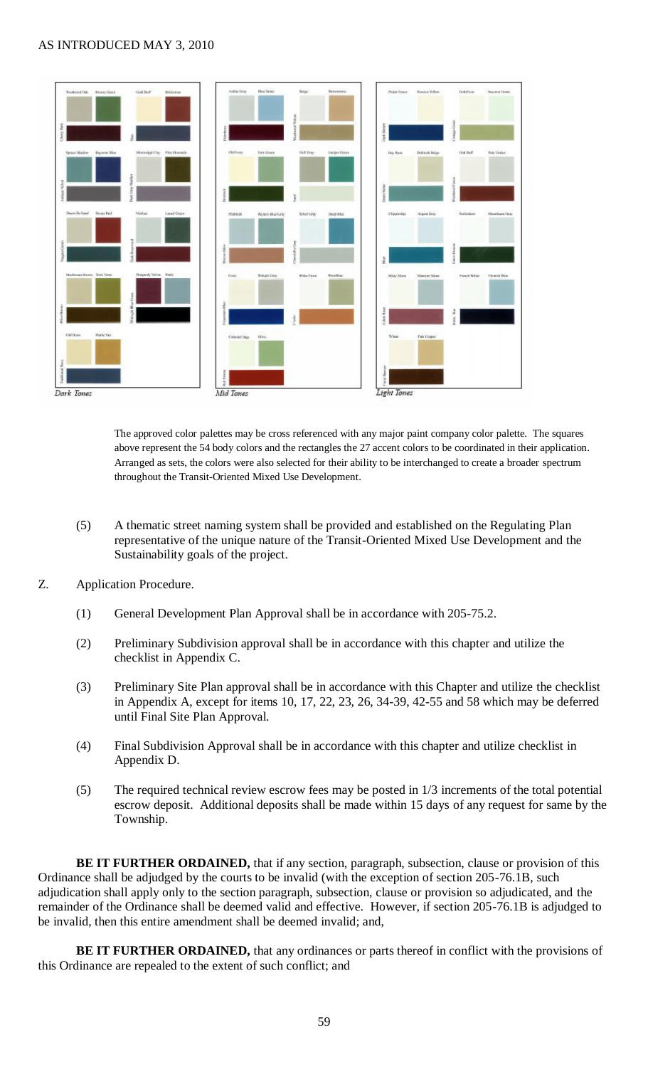AS INTRODUCED MAY 3, 2010

Dark Tones | Mid Tones | Light Tones

The approved color palettes may be cross referenced with any major paint company color palette. The squares above represent the 54 body colors and the rectangles the 27 accent colors to be coordinated in their application. Arranged as sets, the colors were also selected for their ability to be interchanged to create a broader spectrum throughout the Transit-Oriented Mixed Use Development.

(5) A thematic street naming system shall be provided and established on the Regulating Plan representative of the unique nature of the Transit-Oriented Mixed Use Development and the Sustainability goals of the project.

Z. Application Procedure.

(1) General Development Plan Approval shall be in accordance with 205-75.2.

(2) Preliminary Subdivision approval shall be in accordance with this chapter and utilize the checklist in Appendix C.

(3) Preliminary Site Plan approval shall be in accordance with this Chapter and utilize the checklist in Appendix A, except for items 10, 17, 22, 23, 26, 34-39, 42-55 and 58 which may be deferred until Final Site Plan Approval.

(4) Final Subdivision Approval shall be in accordance with this chapter and utilize checklist in Appendix D.

(5) The required technical review escrow fees may be posted in 1/3 increments of the total potential escrow deposit. Additional deposits shall be made within 15 days of any request for same by the Township.

**BE IT FURTHER ORDAINED,** that if any section, paragraph, subsection, clause or provision of this Ordinance shall be adjudged by the courts to be invalid (with the exception of section 205-76.1B, such adjudication shall apply only to the section paragraph, subsection, clause or provision so adjudicated, and the remainder of the Ordinance shall be deemed valid and effective. However, if section 205-76.1B is adjudged to be invalid, then this entire amendment shall be deemed invalid; and,

**BE IT FURTHER ORDAINED,** that any ordinances or parts thereof in conflict with the provisions of this Ordinance are repealed to the extent of such conflict; and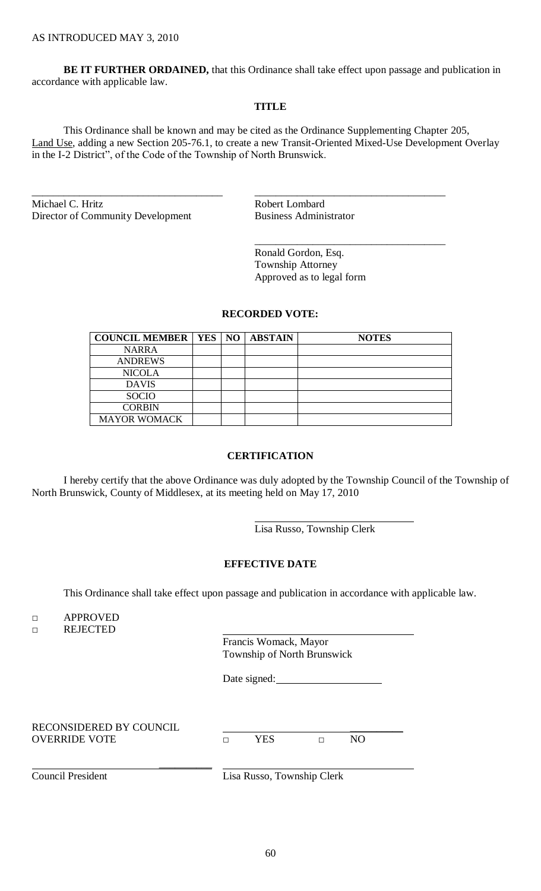AS INTRODUCED MAY 3, 2010

**BE IT FURTHER ORDAINED,** that this Ordinance shall take effect upon passage and publication in accordance with applicable law.

**TITLE**

This Ordinance shall be known and may be cited as the Ordinance Supplementing Chapter 205, Land Use, adding a new Section 205-76.1, to create a new Transit-Oriented Mixed-Use Development Overlay in the I-2 District", of the Code of the Township of North Brunswick.

\_\_\_\_\_\_\_\_\_\_\_\_\_\_\_\_\_\_\_\_\_\_\_\_\_\_\_\_\_\_\_\_\_\_\_\_
Michael C. Hritz
Director of Community Development

\_\_\_\_\_\_\_\_\_\_\_\_\_\_\_\_\_\_\_\_\_\_\_\_\_\_\_\_\_\_\_\_\_\_\_\_
Robert Lombard
Business Administrator

\_\_\_\_\_\_\_\_\_\_\_\_\_\_\_\_\_\_\_\_\_\_\_\_\_\_\_\_\_\_\_\_\_\_\_\_
Ronald Gordon, Esq.
Township Attorney
Approved as to legal form

**RECORDED VOTE:**

| COUNCIL MEMBER | YES | NO | ABSTAIN | NOTES |
|---|---|---|---|---|
| NARRA | | | | |
| ANDREWS | | | | |
| NICOLA | | | | |
| DAVIS | | | | |
| SOCIO | | | | |
| CORBIN | | | | |
| MAYOR WOMACK | | | | |

**CERTIFICATION**

I hereby certify that the above Ordinance was duly adopted by the Township Council of the Township of North Brunswick, County of Middlesex, at its meeting held on May 17, 2010

\_\_\_\_\_\_\_\_\_\_\_\_\_\_\_\_\_\_\_\_\_\_\_\_\_\_\_\_\_\_
Lisa Russo, Township Clerk

**EFFECTIVE DATE**

This Ordinance shall take effect upon passage and publication in accordance with applicable law.

□ APPROVED
□ REJECTED

\_\_\_\_\_\_\_\_\_\_\_\_\_\_\_\_\_\_\_\_\_\_\_\_\_\_\_\_\_\_\_\_\_\_\_\_
Francis Womack, Mayor
Township of North Brunswick

Date signed: \_\_\_\_\_\_\_\_\_\_\_\_\_\_\_\_\_\_\_\_

RECONSIDERED BY COUNCIL
OVERRIDE VOTE □ YES □ NO

\_\_\_\_\_\_\_\_\_\_\_\_\_\_\_\_\_\_\_\_\_\_\_\_\_\_\_\_\_\_
Council President

\_\_\_\_\_\_\_\_\_\_\_\_\_\_\_\_\_\_\_\_\_\_\_\_\_\_\_\_\_\_\_\_\_\_\_\_
Lisa Russo, Township Clerk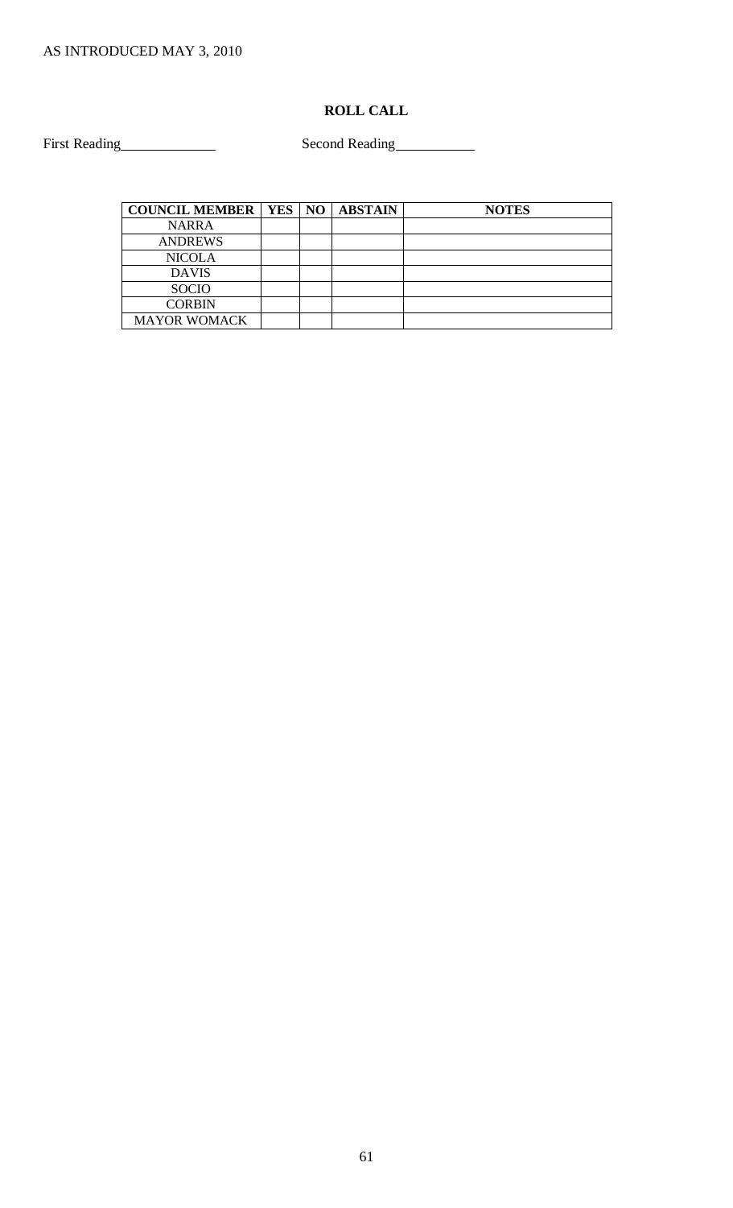AS INTRODUCED MAY 3, 2010

**ROLL CALL**

First Reading\_\_\_\_\_\_\_\_\_\_\_\_\_ Second Reading\_\_\_\_\_\_\_\_\_\_\_

| COUNCIL MEMBER | YES | NO | ABSTAIN | NOTES |
|---|---|---|---|---|
| NARRA | | | | |
| ANDREWS | | | | |
| NICOLA | | | | |
| DAVIS | | | | |
| SOCIO | | | | |
| CORBIN | | | | |
| MAYOR WOMACK | | | | |